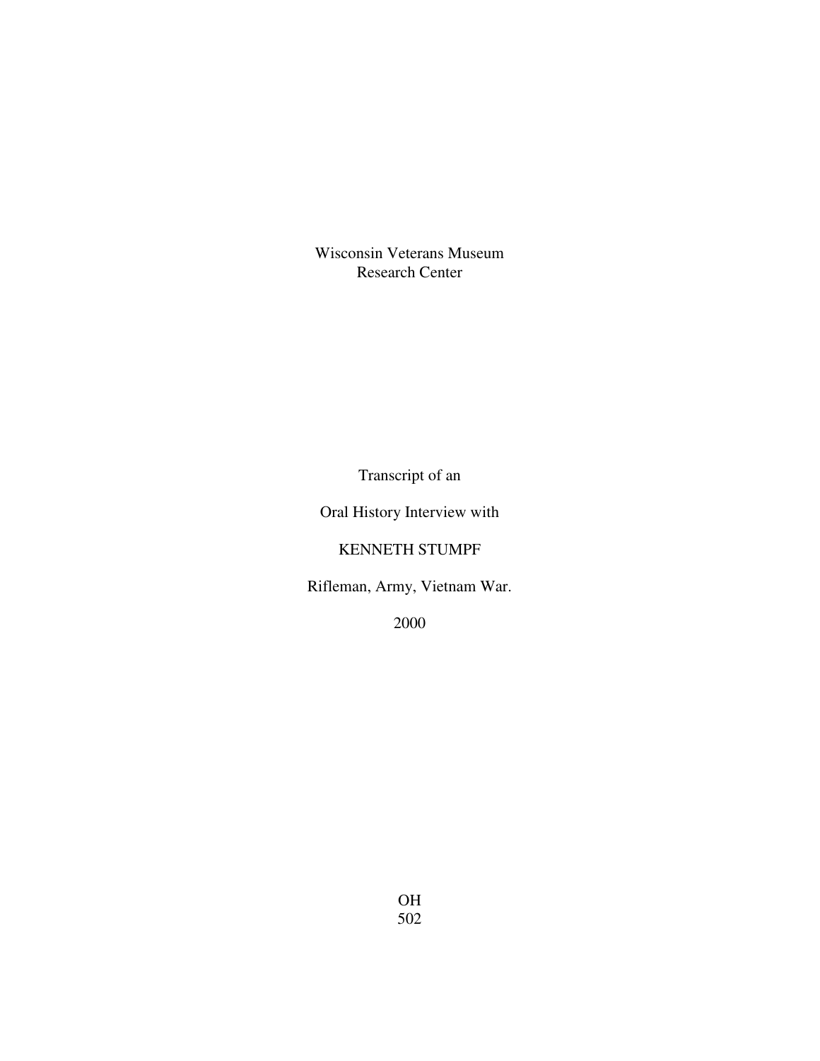Wisconsin Veterans Museum
Research Center

Transcript of an

Oral History Interview with

KENNETH STUMPF

Rifleman, Army, Vietnam War.

2000

OH
502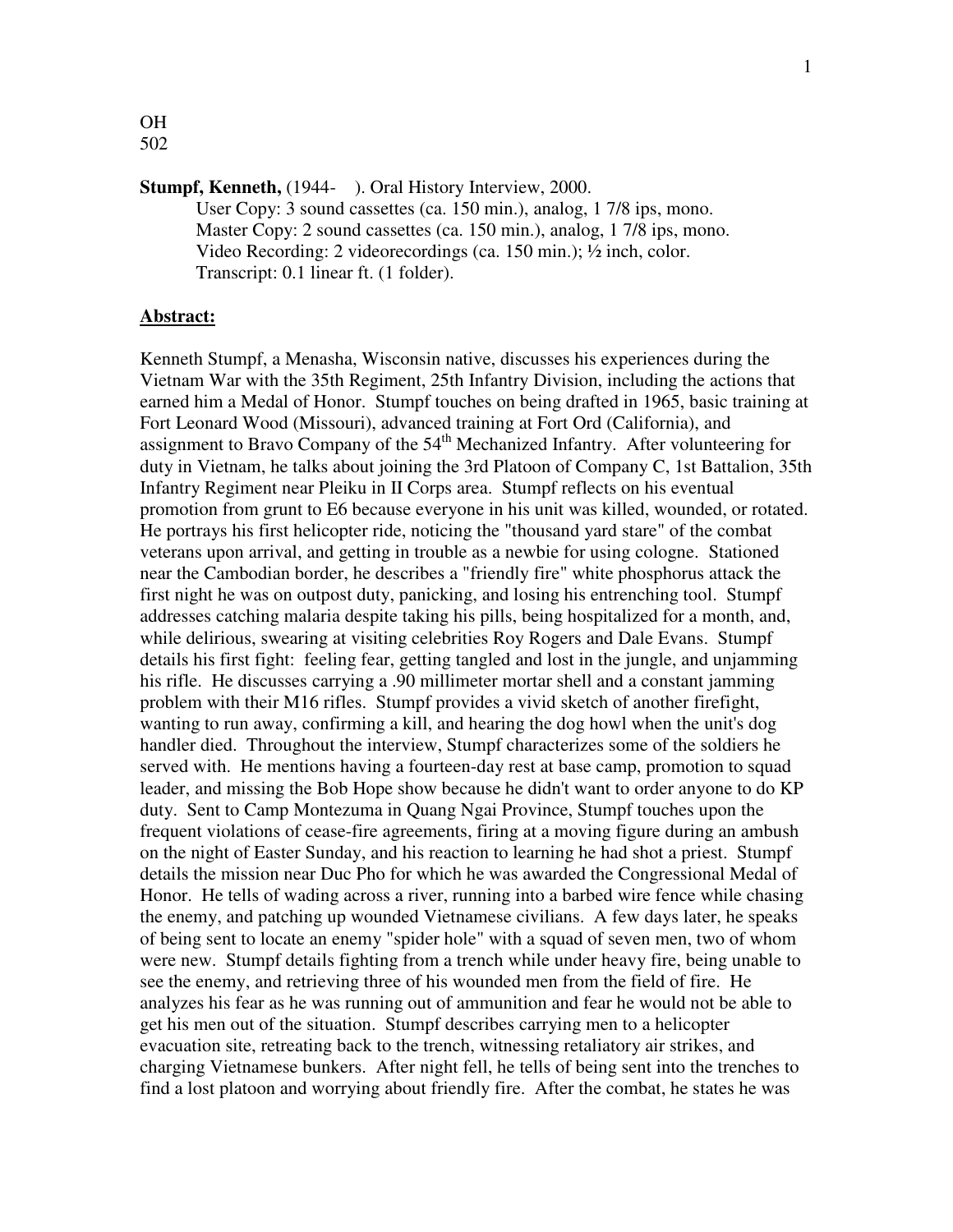OH
502

**Stumpf, Kenneth,** (1944- ). Oral History Interview, 2000.

User Copy: 3 sound cassettes (ca. 150 min.), analog, 1 7/8 ips, mono.
Master Copy: 2 sound cassettes (ca. 150 min.), analog, 1 7/8 ips, mono.
Video Recording: 2 videorecordings (ca. 150 min.); ½ inch, color.
Transcript: 0.1 linear ft. (1 folder).

**Abstract:**

Kenneth Stumpf, a Menasha, Wisconsin native, discusses his experiences during the Vietnam War with the 35th Regiment, 25th Infantry Division, including the actions that earned him a Medal of Honor. Stumpf touches on being drafted in 1965, basic training at Fort Leonard Wood (Missouri), advanced training at Fort Ord (California), and assignment to Bravo Company of the 54th Mechanized Infantry. After volunteering for duty in Vietnam, he talks about joining the 3rd Platoon of Company C, 1st Battalion, 35th Infantry Regiment near Pleiku in II Corps area. Stumpf reflects on his eventual promotion from grunt to E6 because everyone in his unit was killed, wounded, or rotated. He portrays his first helicopter ride, noticing the "thousand yard stare" of the combat veterans upon arrival, and getting in trouble as a newbie for using cologne. Stationed near the Cambodian border, he describes a "friendly fire" white phosphorus attack the first night he was on outpost duty, panicking, and losing his entrenching tool. Stumpf addresses catching malaria despite taking his pills, being hospitalized for a month, and, while delirious, swearing at visiting celebrities Roy Rogers and Dale Evans. Stumpf details his first fight: feeling fear, getting tangled and lost in the jungle, and unjamming his rifle. He discusses carrying a .90 millimeter mortar shell and a constant jamming problem with their M16 rifles. Stumpf provides a vivid sketch of another firefight, wanting to run away, confirming a kill, and hearing the dog howl when the unit's dog handler died. Throughout the interview, Stumpf characterizes some of the soldiers he served with. He mentions having a fourteen-day rest at base camp, promotion to squad leader, and missing the Bob Hope show because he didn't want to order anyone to do KP duty. Sent to Camp Montezuma in Quang Ngai Province, Stumpf touches upon the frequent violations of cease-fire agreements, firing at a moving figure during an ambush on the night of Easter Sunday, and his reaction to learning he had shot a priest. Stumpf details the mission near Duc Pho for which he was awarded the Congressional Medal of Honor. He tells of wading across a river, running into a barbed wire fence while chasing the enemy, and patching up wounded Vietnamese civilians. A few days later, he speaks of being sent to locate an enemy "spider hole" with a squad of seven men, two of whom were new. Stumpf details fighting from a trench while under heavy fire, being unable to see the enemy, and retrieving three of his wounded men from the field of fire. He analyzes his fear as he was running out of ammunition and fear he would not be able to get his men out of the situation. Stumpf describes carrying men to a helicopter evacuation site, retreating back to the trench, witnessing retaliatory air strikes, and charging Vietnamese bunkers. After night fell, he tells of being sent into the trenches to find a lost platoon and worrying about friendly fire. After the combat, he states he was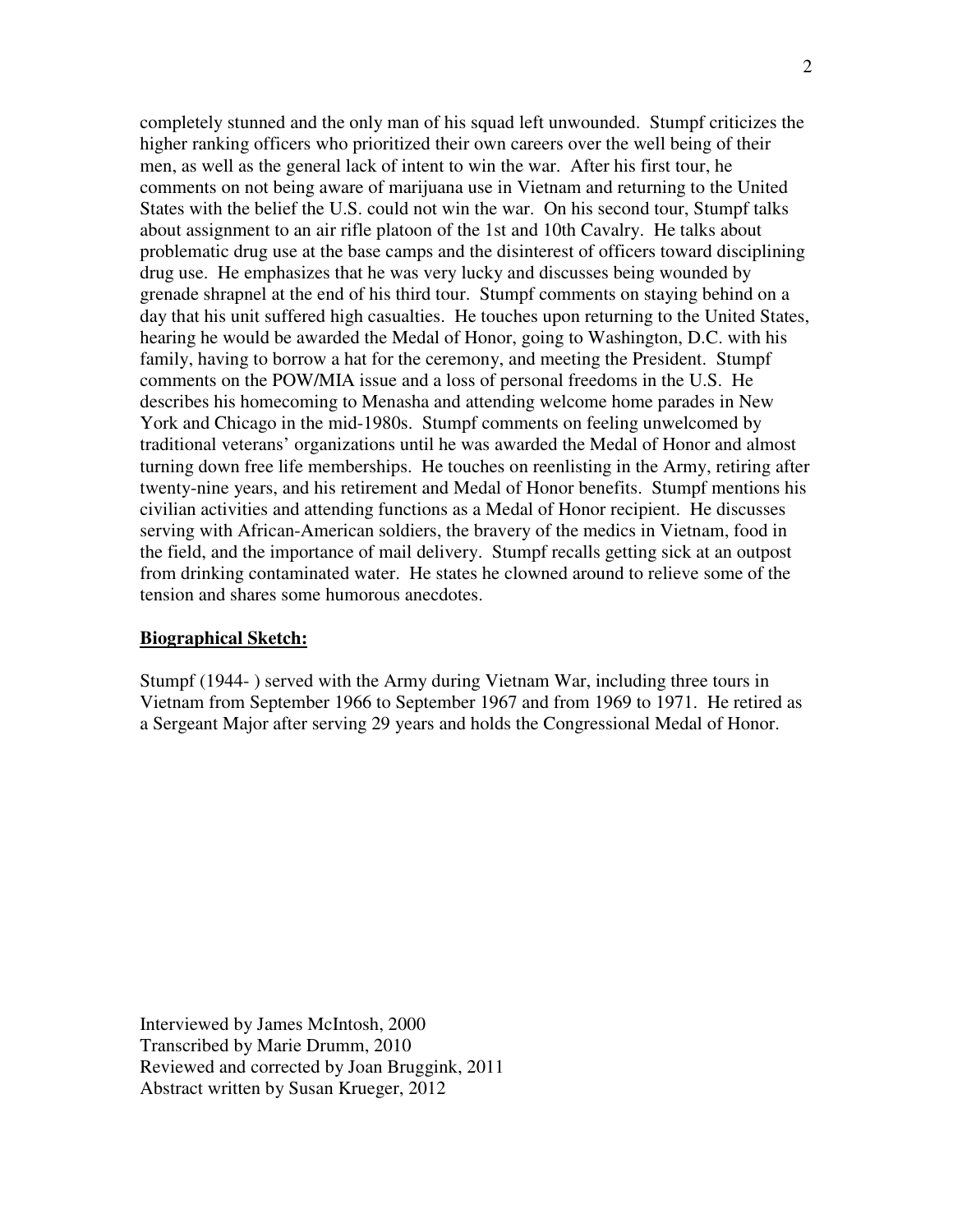completely stunned and the only man of his squad left unwounded. Stumpf criticizes the higher ranking officers who prioritized their own careers over the well being of their men, as well as the general lack of intent to win the war. After his first tour, he comments on not being aware of marijuana use in Vietnam and returning to the United States with the belief the U.S. could not win the war. On his second tour, Stumpf talks about assignment to an air rifle platoon of the 1st and 10th Cavalry. He talks about problematic drug use at the base camps and the disinterest of officers toward disciplining drug use. He emphasizes that he was very lucky and discusses being wounded by grenade shrapnel at the end of his third tour. Stumpf comments on staying behind on a day that his unit suffered high casualties. He touches upon returning to the United States, hearing he would be awarded the Medal of Honor, going to Washington, D.C. with his family, having to borrow a hat for the ceremony, and meeting the President. Stumpf comments on the POW/MIA issue and a loss of personal freedoms in the U.S. He describes his homecoming to Menasha and attending welcome home parades in New York and Chicago in the mid-1980s. Stumpf comments on feeling unwelcomed by traditional veterans' organizations until he was awarded the Medal of Honor and almost turning down free life memberships. He touches on reenlisting in the Army, retiring after twenty-nine years, and his retirement and Medal of Honor benefits. Stumpf mentions his civilian activities and attending functions as a Medal of Honor recipient. He discusses serving with African-American soldiers, the bravery of the medics in Vietnam, food in the field, and the importance of mail delivery. Stumpf recalls getting sick at an outpost from drinking contaminated water. He states he clowned around to relieve some of the tension and shares some humorous anecdotes.

**Biographical Sketch:**

Stumpf (1944- ) served with the Army during Vietnam War, including three tours in Vietnam from September 1966 to September 1967 and from 1969 to 1971. He retired as a Sergeant Major after serving 29 years and holds the Congressional Medal of Honor.

Interviewed by James McIntosh, 2000
Transcribed by Marie Drumm, 2010
Reviewed and corrected by Joan Bruggink, 2011
Abstract written by Susan Krueger, 2012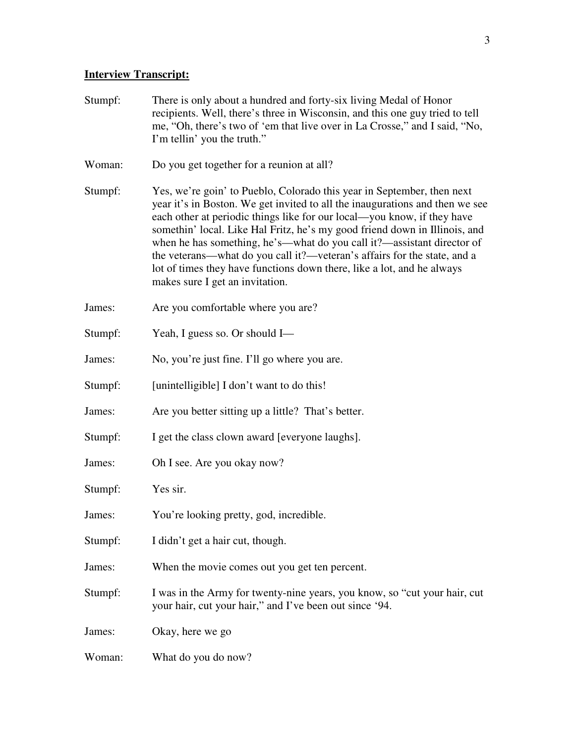**Interview Transcript:**

Stumpf: There is only about a hundred and forty-six living Medal of Honor recipients. Well, there's three in Wisconsin, and this one guy tried to tell me, "Oh, there's two of 'em that live over in La Crosse," and I said, "No, I'm tellin' you the truth."

Woman: Do you get together for a reunion at all?

Stumpf: Yes, we're goin' to Pueblo, Colorado this year in September, then next year it's in Boston. We get invited to all the inaugurations and then we see each other at periodic things like for our local—you know, if they have somethin' local. Like Hal Fritz, he's my good friend down in Illinois, and when he has something, he's—what do you call it?—assistant director of the veterans—what do you call it?—veteran's affairs for the state, and a lot of times they have functions down there, like a lot, and he always makes sure I get an invitation.

James: Are you comfortable where you are?

Stumpf: Yeah, I guess so. Or should I—

James: No, you're just fine. I'll go where you are.

Stumpf: [unintelligible] I don't want to do this!

James: Are you better sitting up a little? That's better.

Stumpf: I get the class clown award [everyone laughs].

James: Oh I see. Are you okay now?

Stumpf: Yes sir.

James: You're looking pretty, god, incredible.

Stumpf: I didn't get a hair cut, though.

James: When the movie comes out you get ten percent.

Stumpf: I was in the Army for twenty-nine years, you know, so "cut your hair, cut your hair, cut your hair," and I've been out since '94.

James: Okay, here we go

Woman: What do you do now?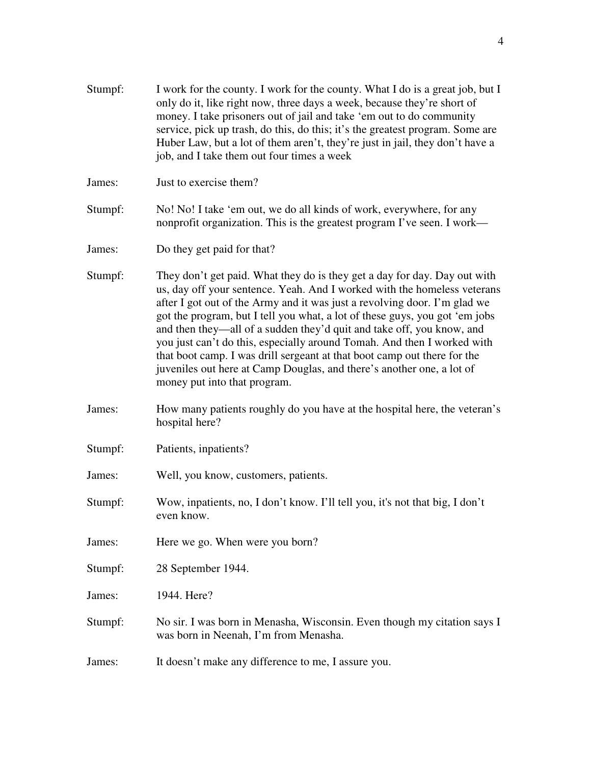Stumpf: I work for the county. I work for the county. What I do is a great job, but I only do it, like right now, three days a week, because they're short of money. I take prisoners out of jail and take 'em out to do community service, pick up trash, do this, do this; it's the greatest program. Some are Huber Law, but a lot of them aren't, they're just in jail, they don't have a job, and I take them out four times a week

James: Just to exercise them?

Stumpf: No! No! I take 'em out, we do all kinds of work, everywhere, for any nonprofit organization. This is the greatest program I've seen. I work—

James: Do they get paid for that?

Stumpf: They don't get paid. What they do is they get a day for day. Day out with us, day off your sentence. Yeah. And I worked with the homeless veterans after I got out of the Army and it was just a revolving door. I'm glad we got the program, but I tell you what, a lot of these guys, you got 'em jobs and then they—all of a sudden they'd quit and take off, you know, and you just can't do this, especially around Tomah. And then I worked with that boot camp. I was drill sergeant at that boot camp out there for the juveniles out here at Camp Douglas, and there's another one, a lot of money put into that program.

James: How many patients roughly do you have at the hospital here, the veteran's hospital here?

Stumpf: Patients, inpatients?

James: Well, you know, customers, patients.

Stumpf: Wow, inpatients, no, I don't know. I'll tell you, it's not that big, I don't even know.

James: Here we go. When were you born?

Stumpf: 28 September 1944.

James: 1944. Here?

Stumpf: No sir. I was born in Menasha, Wisconsin. Even though my citation says I was born in Neenah, I'm from Menasha.

James: It doesn't make any difference to me, I assure you.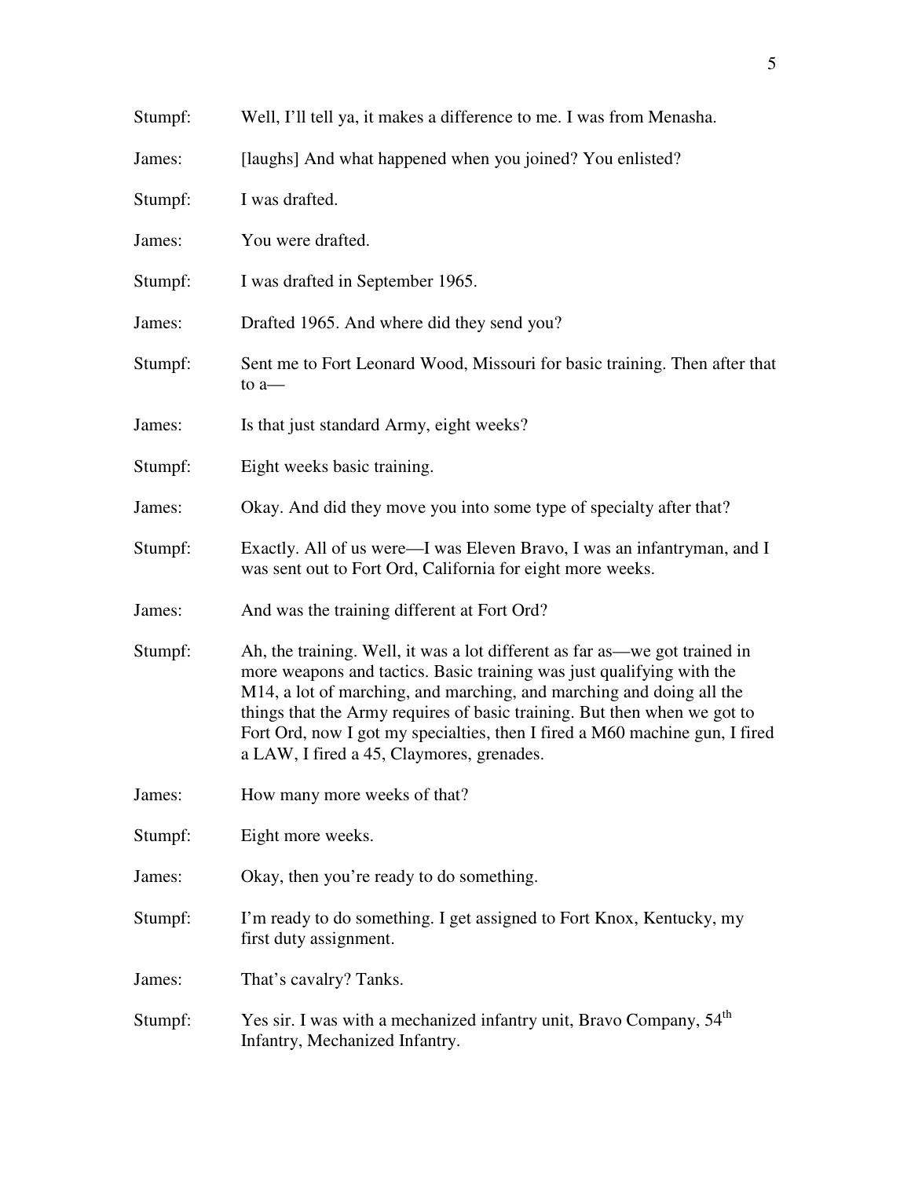Stumpf: Well, I'll tell ya, it makes a difference to me. I was from Menasha.

James: [laughs] And what happened when you joined? You enlisted?

Stumpf: I was drafted.

James: You were drafted.

Stumpf: I was drafted in September 1965.

James: Drafted 1965. And where did they send you?

Stumpf: Sent me to Fort Leonard Wood, Missouri for basic training. Then after that to a—

James: Is that just standard Army, eight weeks?

Stumpf: Eight weeks basic training.

James: Okay. And did they move you into some type of specialty after that?

Stumpf: Exactly. All of us were—I was Eleven Bravo, I was an infantryman, and I was sent out to Fort Ord, California for eight more weeks.

James: And was the training different at Fort Ord?

Stumpf: Ah, the training. Well, it was a lot different as far as—we got trained in more weapons and tactics. Basic training was just qualifying with the M14, a lot of marching, and marching, and marching and doing all the things that the Army requires of basic training. But then when we got to Fort Ord, now I got my specialties, then I fired a M60 machine gun, I fired a LAW, I fired a 45, Claymores, grenades.

James: How many more weeks of that?

Stumpf: Eight more weeks.

James: Okay, then you're ready to do something.

Stumpf: I'm ready to do something. I get assigned to Fort Knox, Kentucky, my first duty assignment.

James: That's cavalry? Tanks.

Stumpf: Yes sir. I was with a mechanized infantry unit, Bravo Company, 54th Infantry, Mechanized Infantry.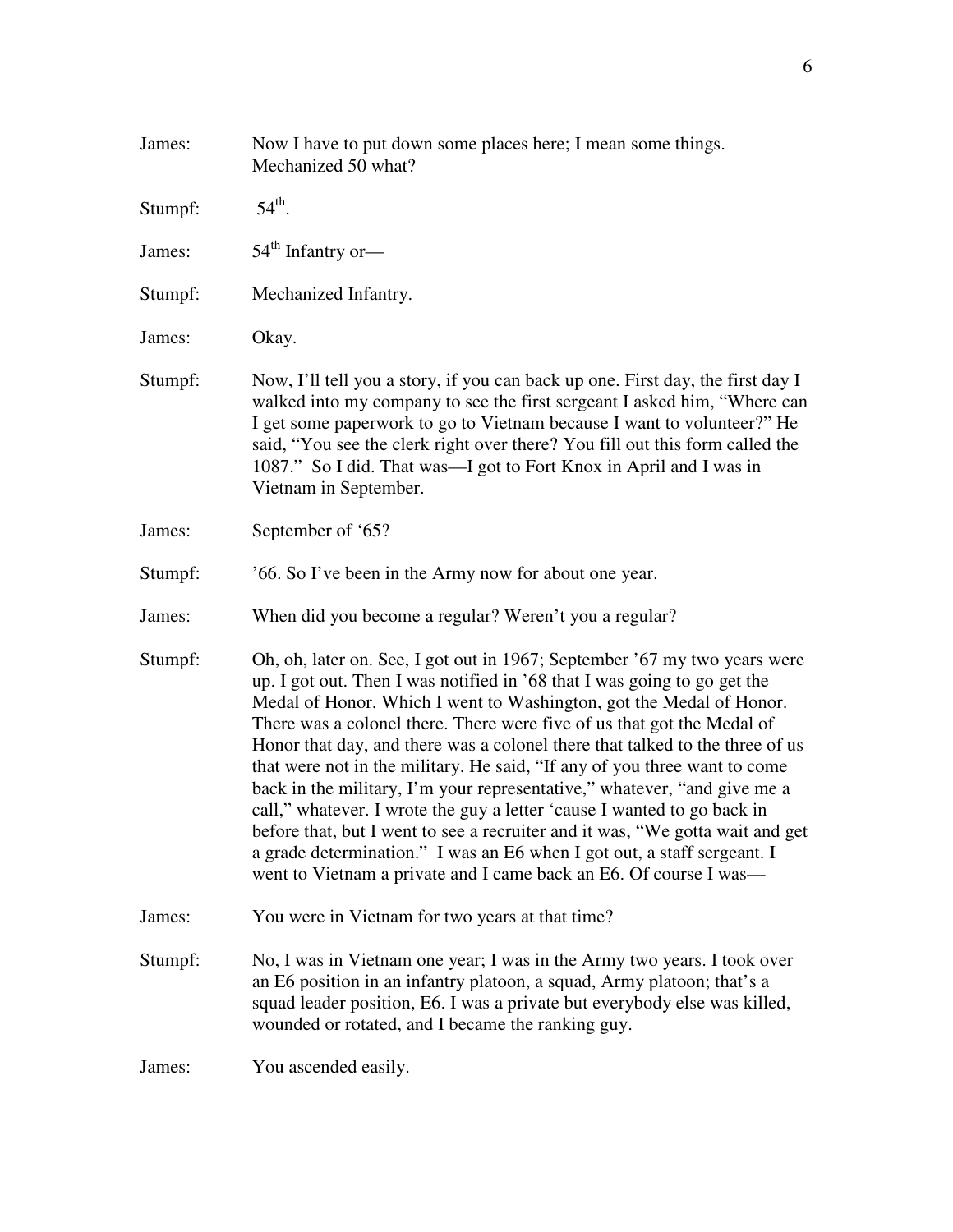James: Now I have to put down some places here; I mean some things. Mechanized 50 what?

Stumpf: 54th.

James: 54th Infantry or—

Stumpf: Mechanized Infantry.

James: Okay.

Stumpf: Now, I'll tell you a story, if you can back up one. First day, the first day I walked into my company to see the first sergeant I asked him, "Where can I get some paperwork to go to Vietnam because I want to volunteer?" He said, "You see the clerk right over there? You fill out this form called the 1087." So I did. That was—I got to Fort Knox in April and I was in Vietnam in September.

James: September of '65?

Stumpf: '66. So I've been in the Army now for about one year.

James: When did you become a regular? Weren't you a regular?

Stumpf: Oh, oh, later on. See, I got out in 1967; September '67 my two years were up. I got out. Then I was notified in '68 that I was going to go get the Medal of Honor. Which I went to Washington, got the Medal of Honor. There was a colonel there. There were five of us that got the Medal of Honor that day, and there was a colonel there that talked to the three of us that were not in the military. He said, "If any of you three want to come back in the military, I'm your representative," whatever, "and give me a call," whatever. I wrote the guy a letter 'cause I wanted to go back in before that, but I went to see a recruiter and it was, "We gotta wait and get a grade determination." I was an E6 when I got out, a staff sergeant. I went to Vietnam a private and I came back an E6. Of course I was—

James: You were in Vietnam for two years at that time?

Stumpf: No, I was in Vietnam one year; I was in the Army two years. I took over an E6 position in an infantry platoon, a squad, Army platoon; that's a squad leader position, E6. I was a private but everybody else was killed, wounded or rotated, and I became the ranking guy.

James: You ascended easily.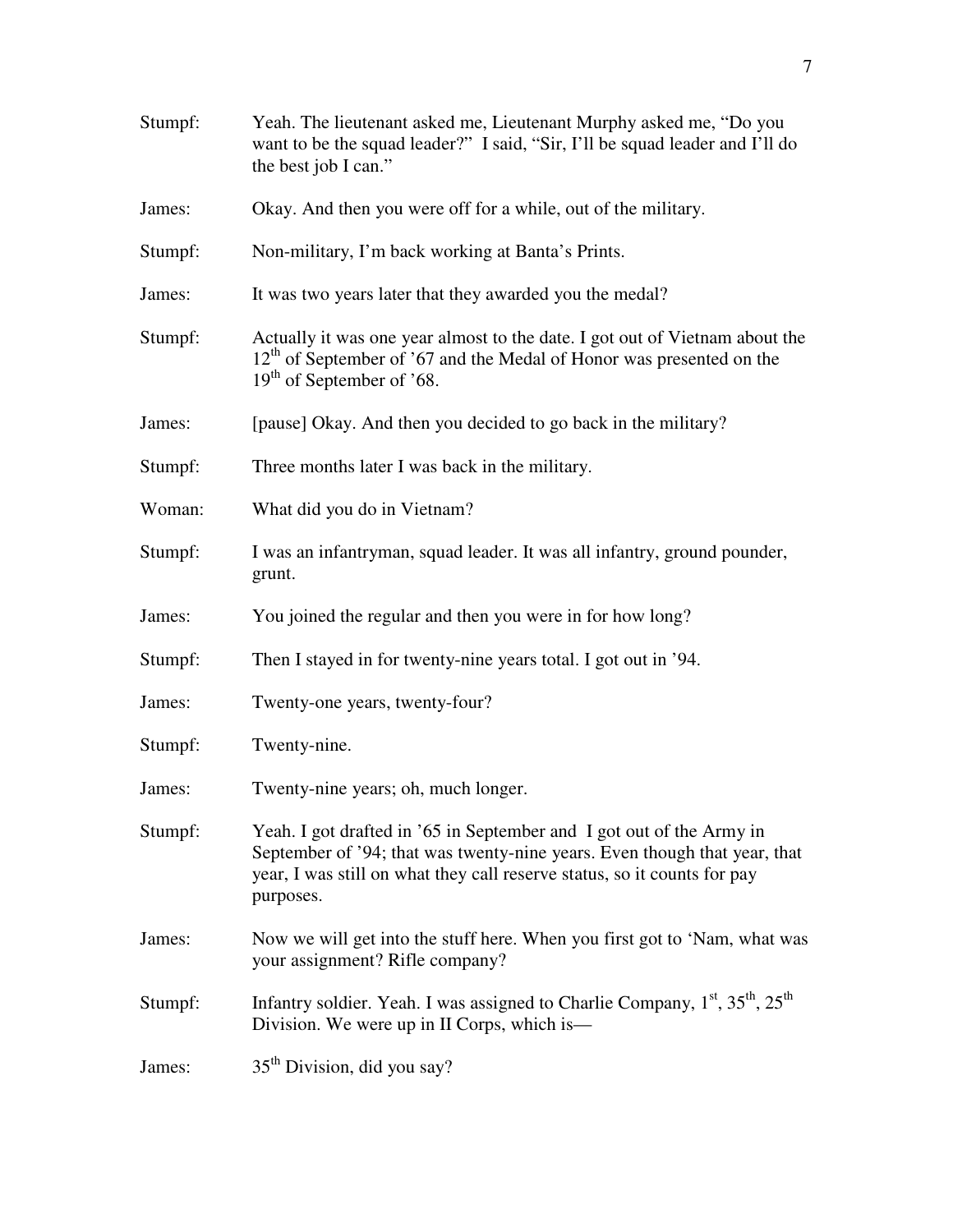Stumpf: Yeah. The lieutenant asked me, Lieutenant Murphy asked me, "Do you want to be the squad leader?" I said, "Sir, I'll be squad leader and I'll do the best job I can."

James: Okay. And then you were off for a while, out of the military.

Stumpf: Non-military, I'm back working at Banta's Prints.

James: It was two years later that they awarded you the medal?

Stumpf: Actually it was one year almost to the date. I got out of Vietnam about the 12th of September of '67 and the Medal of Honor was presented on the 19th of September of '68.

James: [pause] Okay. And then you decided to go back in the military?

Stumpf: Three months later I was back in the military.

Woman: What did you do in Vietnam?

Stumpf: I was an infantryman, squad leader. It was all infantry, ground pounder, grunt.

James: You joined the regular and then you were in for how long?

Stumpf: Then I stayed in for twenty-nine years total. I got out in '94.

James: Twenty-one years, twenty-four?

Stumpf: Twenty-nine.

James: Twenty-nine years; oh, much longer.

Stumpf: Yeah. I got drafted in '65 in September and I got out of the Army in September of '94; that was twenty-nine years. Even though that year, that year, I was still on what they call reserve status, so it counts for pay purposes.

James: Now we will get into the stuff here. When you first got to 'Nam, what was your assignment? Rifle company?

Stumpf: Infantry soldier. Yeah. I was assigned to Charlie Company, 1st, 35th, 25th Division. We were up in II Corps, which is—

James: 35th Division, did you say?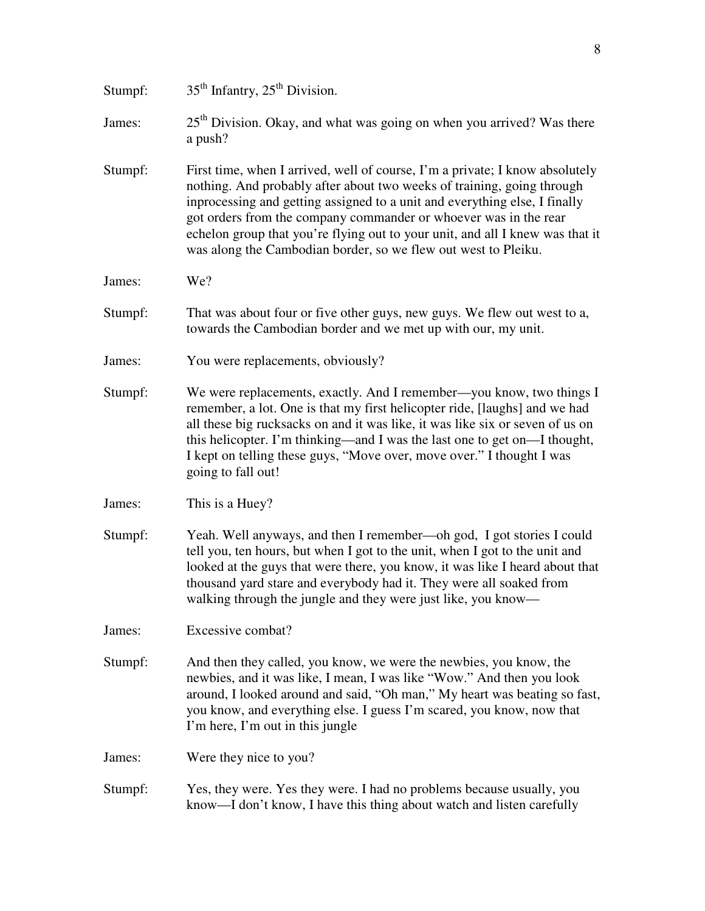Stumpf: 35th Infantry, 25th Division.

James: 25th Division. Okay, and what was going on when you arrived? Was there a push?

Stumpf: First time, when I arrived, well of course, I'm a private; I know absolutely nothing. And probably after about two weeks of training, going through inprocessing and getting assigned to a unit and everything else, I finally got orders from the company commander or whoever was in the rear echelon group that you're flying out to your unit, and all I knew was that it was along the Cambodian border, so we flew out west to Pleiku.

James: We?

Stumpf: That was about four or five other guys, new guys. We flew out west to a, towards the Cambodian border and we met up with our, my unit.

James: You were replacements, obviously?

Stumpf: We were replacements, exactly. And I remember—you know, two things I remember, a lot. One is that my first helicopter ride, [laughs] and we had all these big rucksacks on and it was like, it was like six or seven of us on this helicopter. I'm thinking—and I was the last one to get on—I thought, I kept on telling these guys, "Move over, move over." I thought I was going to fall out!

James: This is a Huey?

Stumpf: Yeah. Well anyways, and then I remember—oh god, I got stories I could tell you, ten hours, but when I got to the unit, when I got to the unit and looked at the guys that were there, you know, it was like I heard about that thousand yard stare and everybody had it. They were all soaked from walking through the jungle and they were just like, you know—

James: Excessive combat?

Stumpf: And then they called, you know, we were the newbies, you know, the newbies, and it was like, I mean, I was like "Wow." And then you look around, I looked around and said, "Oh man," My heart was beating so fast, you know, and everything else. I guess I'm scared, you know, now that I'm here, I'm out in this jungle

James: Were they nice to you?

Stumpf: Yes, they were. Yes they were. I had no problems because usually, you know—I don't know, I have this thing about watch and listen carefully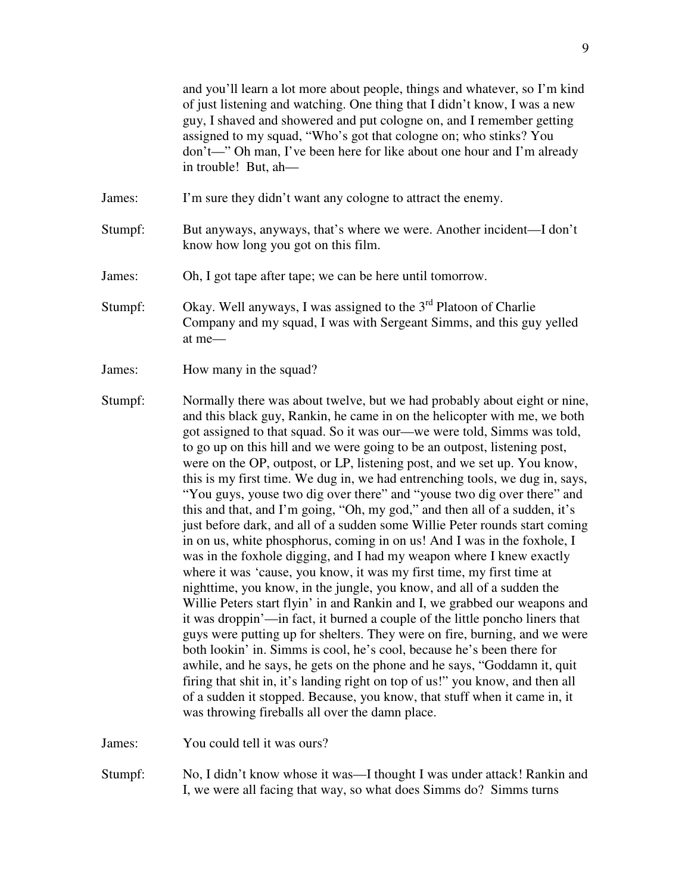and you'll learn a lot more about people, things and whatever, so I'm kind of just listening and watching. One thing that I didn't know, I was a new guy, I shaved and showered and put cologne on, and I remember getting assigned to my squad, "Who's got that cologne on; who stinks? You don't—" Oh man, I've been here for like about one hour and I'm already in trouble! But, ah—

James: I'm sure they didn't want any cologne to attract the enemy.

Stumpf: But anyways, anyways, that's where we were. Another incident—I don't know how long you got on this film.

James: Oh, I got tape after tape; we can be here until tomorrow.

Stumpf: Okay. Well anyways, I was assigned to the 3rd Platoon of Charlie Company and my squad, I was with Sergeant Simms, and this guy yelled at me—

James: How many in the squad?

Stumpf: Normally there was about twelve, but we had probably about eight or nine, and this black guy, Rankin, he came in on the helicopter with me, we both got assigned to that squad. So it was our—we were told, Simms was told, to go up on this hill and we were going to be an outpost, listening post, were on the OP, outpost, or LP, listening post, and we set up. You know, this is my first time. We dug in, we had entrenching tools, we dug in, says, "You guys, youse two dig over there" and "youse two dig over there" and this and that, and I'm going, "Oh, my god," and then all of a sudden, it's just before dark, and all of a sudden some Willie Peter rounds start coming in on us, white phosphorus, coming in on us! And I was in the foxhole, I was in the foxhole digging, and I had my weapon where I knew exactly where it was 'cause, you know, it was my first time, my first time at nighttime, you know, in the jungle, you know, and all of a sudden the Willie Peters start flyin' in and Rankin and I, we grabbed our weapons and it was droppin'—in fact, it burned a couple of the little poncho liners that guys were putting up for shelters. They were on fire, burning, and we were both lookin' in. Simms is cool, he's cool, because he's been there for awhile, and he says, he gets on the phone and he says, "Goddamn it, quit firing that shit in, it's landing right on top of us!" you know, and then all of a sudden it stopped. Because, you know, that stuff when it came in, it was throwing fireballs all over the damn place.

James: You could tell it was ours?

Stumpf: No, I didn't know whose it was—I thought I was under attack! Rankin and I, we were all facing that way, so what does Simms do? Simms turns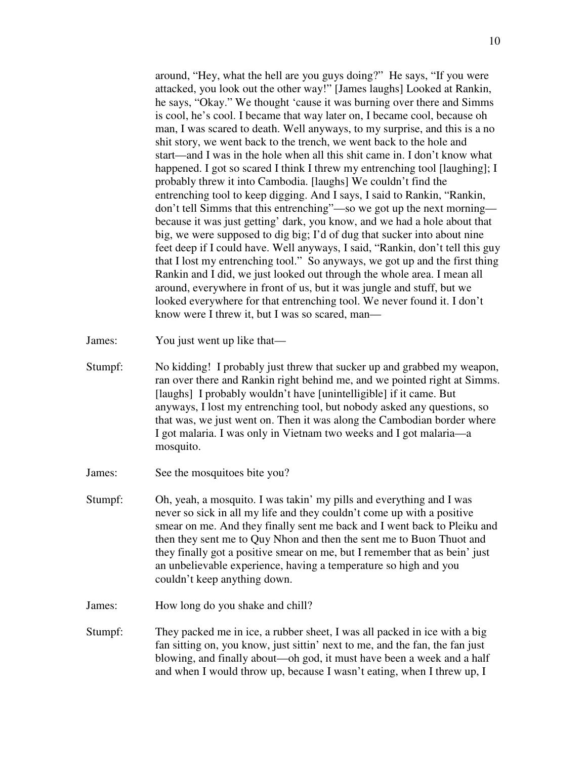around, "Hey, what the hell are you guys doing?" He says, "If you were attacked, you look out the other way!" [James laughs] Looked at Rankin, he says, "Okay." We thought 'cause it was burning over there and Simms is cool, he's cool. I became that way later on, I became cool, because oh man, I was scared to death. Well anyways, to my surprise, and this is a no shit story, we went back to the trench, we went back to the hole and start—and I was in the hole when all this shit came in. I don't know what happened. I got so scared I think I threw my entrenching tool [laughing]; I probably threw it into Cambodia. [laughs] We couldn't find the entrenching tool to keep digging. And I says, I said to Rankin, "Rankin, don't tell Simms that this entrenching"—so we got up the next morning—because it was just getting' dark, you know, and we had a hole about that big, we were supposed to dig big; I'd of dug that sucker into about nine feet deep if I could have. Well anyways, I said, "Rankin, don't tell this guy that I lost my entrenching tool." So anyways, we got up and the first thing Rankin and I did, we just looked out through the whole area. I mean all around, everywhere in front of us, but it was jungle and stuff, but we looked everywhere for that entrenching tool. We never found it. I don't know were I threw it, but I was so scared, man—

James: You just went up like that—

Stumpf: No kidding! I probably just threw that sucker up and grabbed my weapon, ran over there and Rankin right behind me, and we pointed right at Simms. [laughs] I probably wouldn't have [unintelligible] if it came. But anyways, I lost my entrenching tool, but nobody asked any questions, so that was, we just went on. Then it was along the Cambodian border where I got malaria. I was only in Vietnam two weeks and I got malaria—a mosquito.

James: See the mosquitoes bite you?

Stumpf: Oh, yeah, a mosquito. I was takin' my pills and everything and I was never so sick in all my life and they couldn't come up with a positive smear on me. And they finally sent me back and I went back to Pleiku and then they sent me to Quy Nhon and then the sent me to Buon Thuot and they finally got a positive smear on me, but I remember that as bein' just an unbelievable experience, having a temperature so high and you couldn't keep anything down.

James: How long do you shake and chill?

Stumpf: They packed me in ice, a rubber sheet, I was all packed in ice with a big fan sitting on, you know, just sittin' next to me, and the fan, the fan just blowing, and finally about—oh god, it must have been a week and a half and when I would throw up, because I wasn't eating, when I threw up, I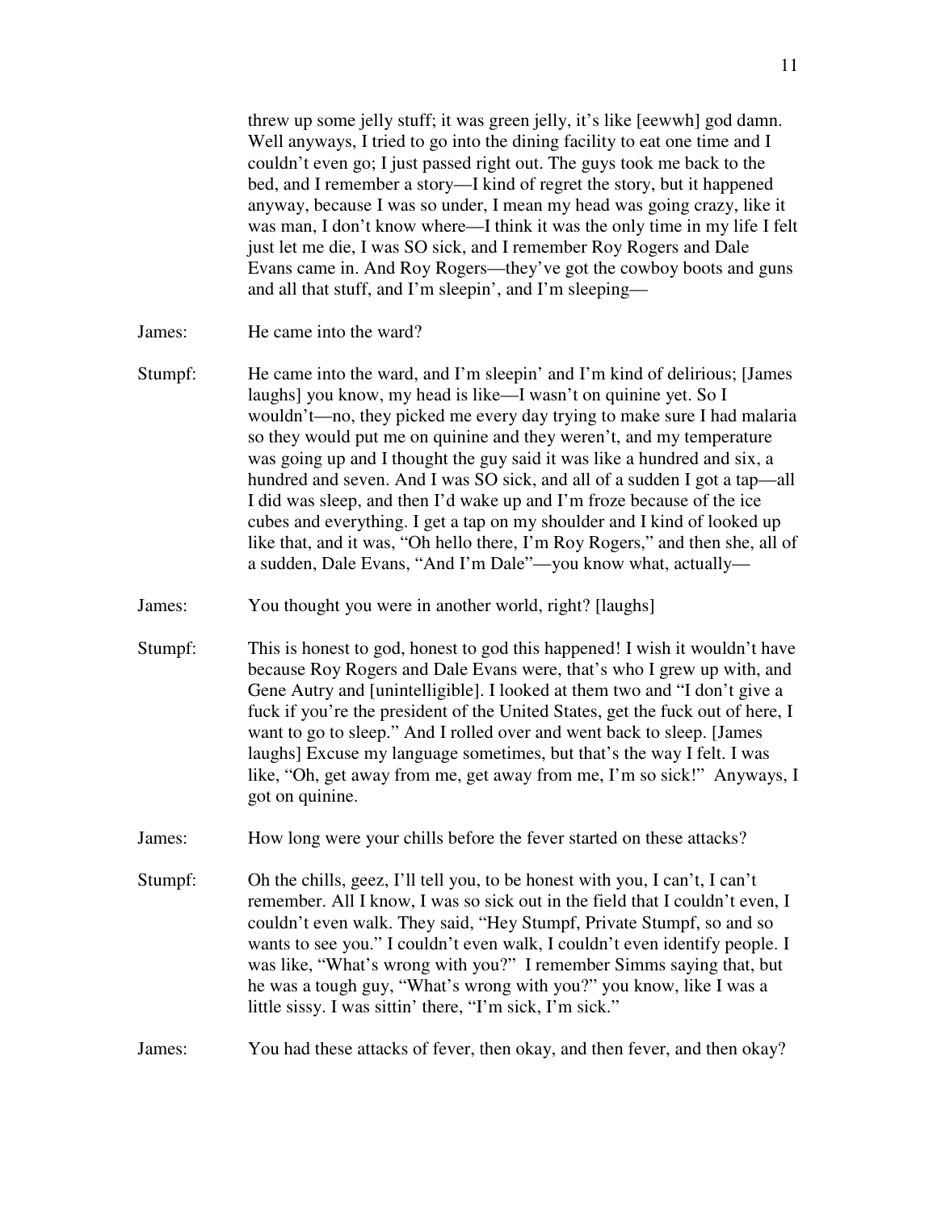threw up some jelly stuff; it was green jelly, it's like [eewwh] god damn. Well anyways, I tried to go into the dining facility to eat one time and I couldn't even go; I just passed right out. The guys took me back to the bed, and I remember a story—I kind of regret the story, but it happened anyway, because I was so under, I mean my head was going crazy, like it was man, I don't know where—I think it was the only time in my life I felt just let me die, I was SO sick, and I remember Roy Rogers and Dale Evans came in. And Roy Rogers—they've got the cowboy boots and guns and all that stuff, and I'm sleepin', and I'm sleeping—

James: He came into the ward?

Stumpf: He came into the ward, and I'm sleepin' and I'm kind of delirious; [James laughs] you know, my head is like—I wasn't on quinine yet. So I wouldn't—no, they picked me every day trying to make sure I had malaria so they would put me on quinine and they weren't, and my temperature was going up and I thought the guy said it was like a hundred and six, a hundred and seven. And I was SO sick, and all of a sudden I got a tap—all I did was sleep, and then I'd wake up and I'm froze because of the ice cubes and everything. I get a tap on my shoulder and I kind of looked up like that, and it was, "Oh hello there, I'm Roy Rogers," and then she, all of a sudden, Dale Evans, "And I'm Dale"—you know what, actually—

James: You thought you were in another world, right? [laughs]

Stumpf: This is honest to god, honest to god this happened! I wish it wouldn't have because Roy Rogers and Dale Evans were, that's who I grew up with, and Gene Autry and [unintelligible]. I looked at them two and "I don't give a fuck if you're the president of the United States, get the fuck out of here, I want to go to sleep." And I rolled over and went back to sleep. [James laughs] Excuse my language sometimes, but that's the way I felt. I was like, "Oh, get away from me, get away from me, I'm so sick!" Anyways, I got on quinine.

James: How long were your chills before the fever started on these attacks?

Stumpf: Oh the chills, geez, I'll tell you, to be honest with you, I can't, I can't remember. All I know, I was so sick out in the field that I couldn't even, I couldn't even walk. They said, "Hey Stumpf, Private Stumpf, so and so wants to see you." I couldn't even walk, I couldn't even identify people. I was like, "What's wrong with you?" I remember Simms saying that, but he was a tough guy, "What's wrong with you?" you know, like I was a little sissy. I was sittin' there, "I'm sick, I'm sick."

James: You had these attacks of fever, then okay, and then fever, and then okay?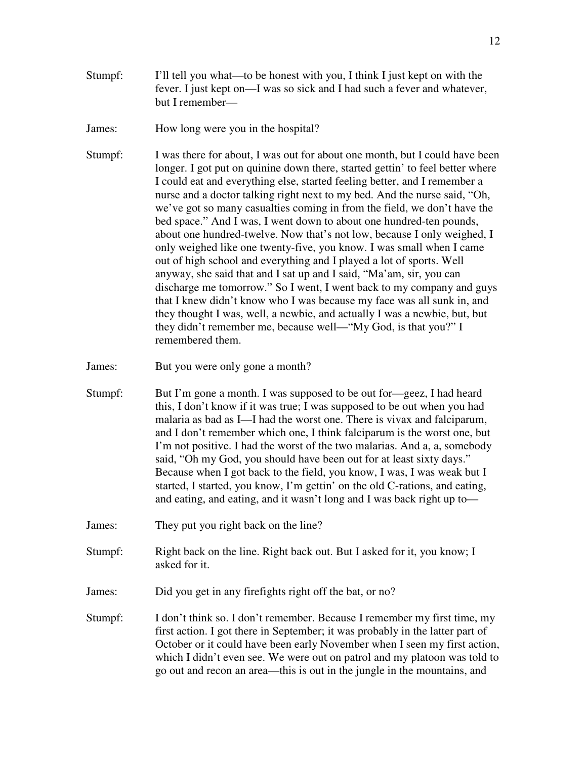Stumpf: I'll tell you what—to be honest with you, I think I just kept on with the fever. I just kept on—I was so sick and I had such a fever and whatever, but I remember—

James: How long were you in the hospital?

Stumpf: I was there for about, I was out for about one month, but I could have been longer. I got put on quinine down there, started gettin' to feel better where I could eat and everything else, started feeling better, and I remember a nurse and a doctor talking right next to my bed. And the nurse said, "Oh, we've got so many casualties coming in from the field, we don't have the bed space." And I was, I went down to about one hundred-ten pounds, about one hundred-twelve. Now that's not low, because I only weighed, I only weighed like one twenty-five, you know. I was small when I came out of high school and everything and I played a lot of sports. Well anyway, she said that and I sat up and I said, "Ma'am, sir, you can discharge me tomorrow." So I went, I went back to my company and guys that I knew didn't know who I was because my face was all sunk in, and they thought I was, well, a newbie, and actually I was a newbie, but, but they didn't remember me, because well—"My God, is that you?" I remembered them.

James: But you were only gone a month?

Stumpf: But I'm gone a month. I was supposed to be out for—geez, I had heard this, I don't know if it was true; I was supposed to be out when you had malaria as bad as I—I had the worst one. There is vivax and falciparum, and I don't remember which one, I think falciparum is the worst one, but I'm not positive. I had the worst of the two malarias. And a, a, somebody said, "Oh my God, you should have been out for at least sixty days." Because when I got back to the field, you know, I was, I was weak but I started, I started, you know, I'm gettin' on the old C-rations, and eating, and eating, and eating, and it wasn't long and I was back right up to—

James: They put you right back on the line?

Stumpf: Right back on the line. Right back out. But I asked for it, you know; I asked for it.

James: Did you get in any firefights right off the bat, or no?

Stumpf: I don't think so. I don't remember. Because I remember my first time, my first action. I got there in September; it was probably in the latter part of October or it could have been early November when I seen my first action, which I didn't even see. We were out on patrol and my platoon was told to go out and recon an area—this is out in the jungle in the mountains, and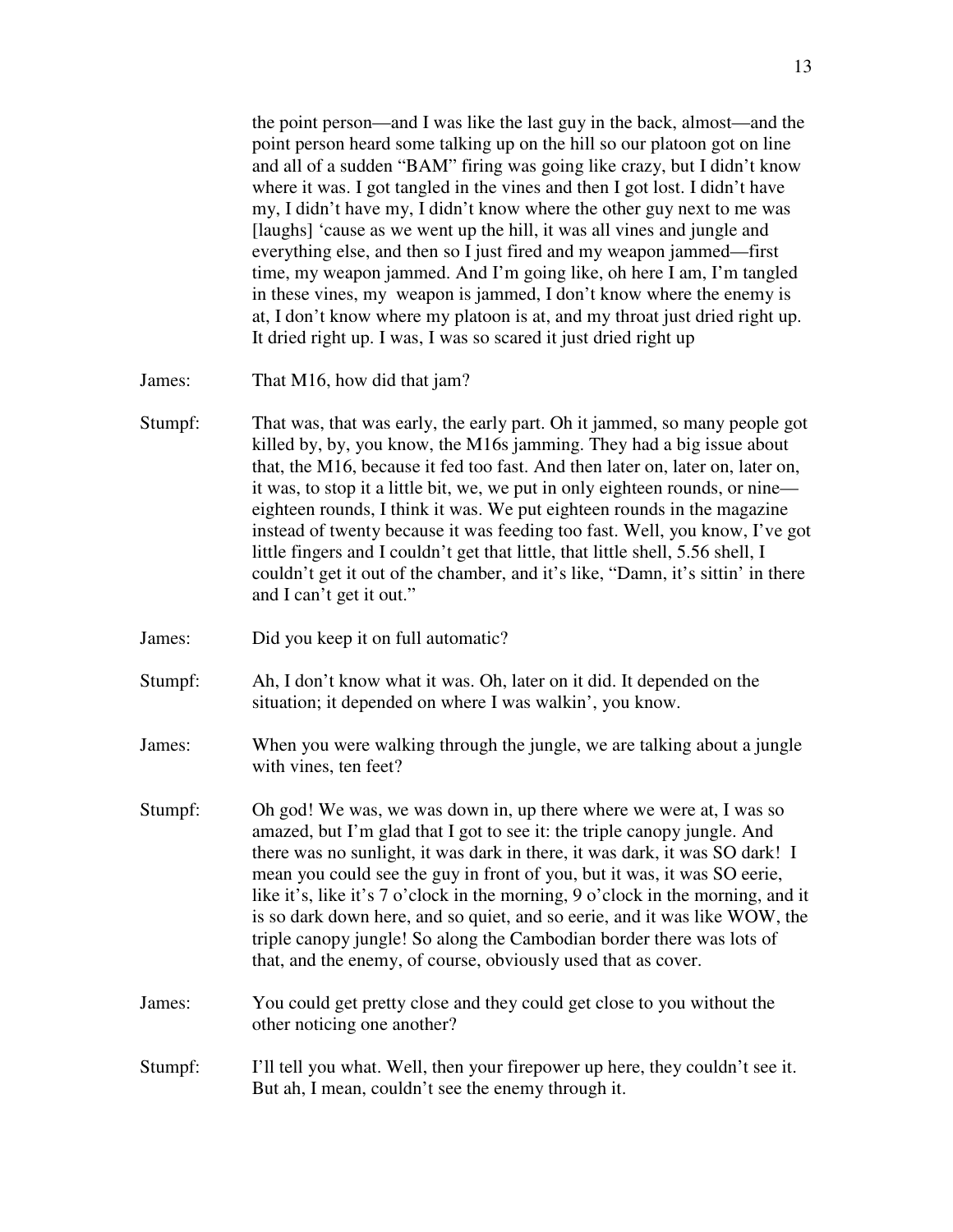the point person—and I was like the last guy in the back, almost—and the point person heard some talking up on the hill so our platoon got on line and all of a sudden "BAM" firing was going like crazy, but I didn't know where it was. I got tangled in the vines and then I got lost. I didn't have my, I didn't have my, I didn't know where the other guy next to me was [laughs] 'cause as we went up the hill, it was all vines and jungle and everything else, and then so I just fired and my weapon jammed—first time, my weapon jammed. And I'm going like, oh here I am, I'm tangled in these vines, my weapon is jammed, I don't know where the enemy is at, I don't know where my platoon is at, and my throat just dried right up. It dried right up. I was, I was so scared it just dried right up

James: That M16, how did that jam?

Stumpf: That was, that was early, the early part. Oh it jammed, so many people got killed by, by, you know, the M16s jamming. They had a big issue about that, the M16, because it fed too fast. And then later on, later on, later on, it was, to stop it a little bit, we, we put in only eighteen rounds, or nine—eighteen rounds, I think it was. We put eighteen rounds in the magazine instead of twenty because it was feeding too fast. Well, you know, I've got little fingers and I couldn't get that little, that little shell, 5.56 shell, I couldn't get it out of the chamber, and it's like, "Damn, it's sittin' in there and I can't get it out."

James: Did you keep it on full automatic?

Stumpf: Ah, I don't know what it was. Oh, later on it did. It depended on the situation; it depended on where I was walkin', you know.

James: When you were walking through the jungle, we are talking about a jungle with vines, ten feet?

Stumpf: Oh god! We was, we was down in, up there where we were at, I was so amazed, but I'm glad that I got to see it: the triple canopy jungle. And there was no sunlight, it was dark in there, it was dark, it was SO dark! I mean you could see the guy in front of you, but it was, it was SO eerie, like it's, like it's 7 o'clock in the morning, 9 o'clock in the morning, and it is so dark down here, and so quiet, and so eerie, and it was like WOW, the triple canopy jungle! So along the Cambodian border there was lots of that, and the enemy, of course, obviously used that as cover.

James: You could get pretty close and they could get close to you without the other noticing one another?

Stumpf: I'll tell you what. Well, then your firepower up here, they couldn't see it. But ah, I mean, couldn't see the enemy through it.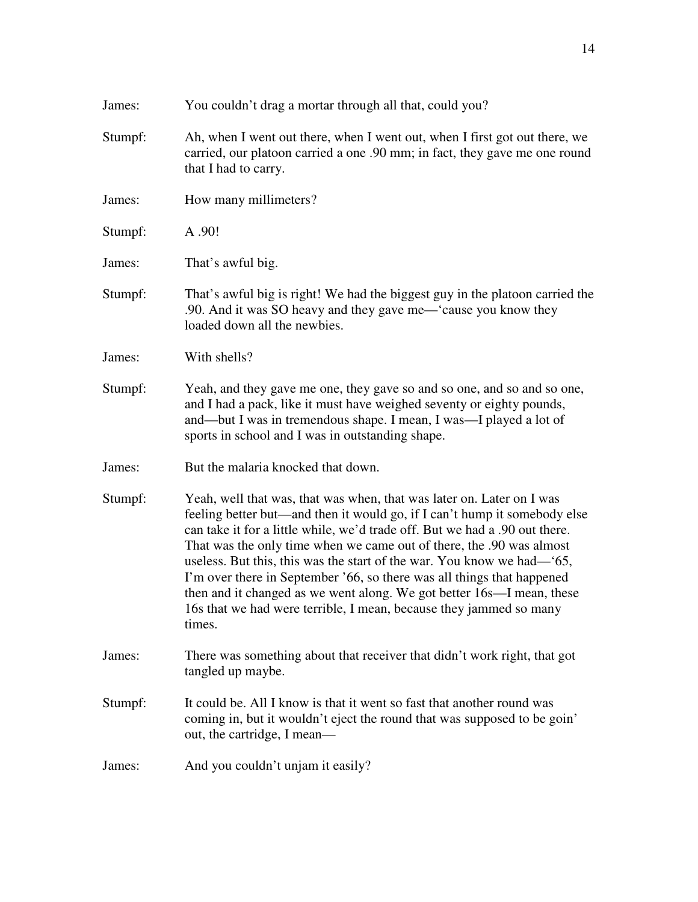James: You couldn’t drag a mortar through all that, could you?

Stumpf: Ah, when I went out there, when I went out, when I first got out there, we carried, our platoon carried a one .90 mm; in fact, they gave me one round that I had to carry.

James: How many millimeters?

Stumpf: A .90!

James: That’s awful big.

Stumpf: That’s awful big is right! We had the biggest guy in the platoon carried the .90. And it was SO heavy and they gave me—‘cause you know they loaded down all the newbies.

James: With shells?

Stumpf: Yeah, and they gave me one, they gave so and so one, and so and so one, and I had a pack, like it must have weighed seventy or eighty pounds, and—but I was in tremendous shape. I mean, I was—I played a lot of sports in school and I was in outstanding shape.

James: But the malaria knocked that down.

Stumpf: Yeah, well that was, that was when, that was later on. Later on I was feeling better but—and then it would go, if I can’t hump it somebody else can take it for a little while, we’d trade off. But we had a .90 out there. That was the only time when we came out of there, the .90 was almost useless. But this, this was the start of the war. You know we had—‘65, I’m over there in September ’66, so there was all things that happened then and it changed as we went along. We got better 16s—I mean, these 16s that we had were terrible, I mean, because they jammed so many times.

James: There was something about that receiver that didn’t work right, that got tangled up maybe.

Stumpf: It could be. All I know is that it went so fast that another round was coming in, but it wouldn’t eject the round that was supposed to be goin’ out, the cartridge, I mean—

James: And you couldn’t unjam it easily?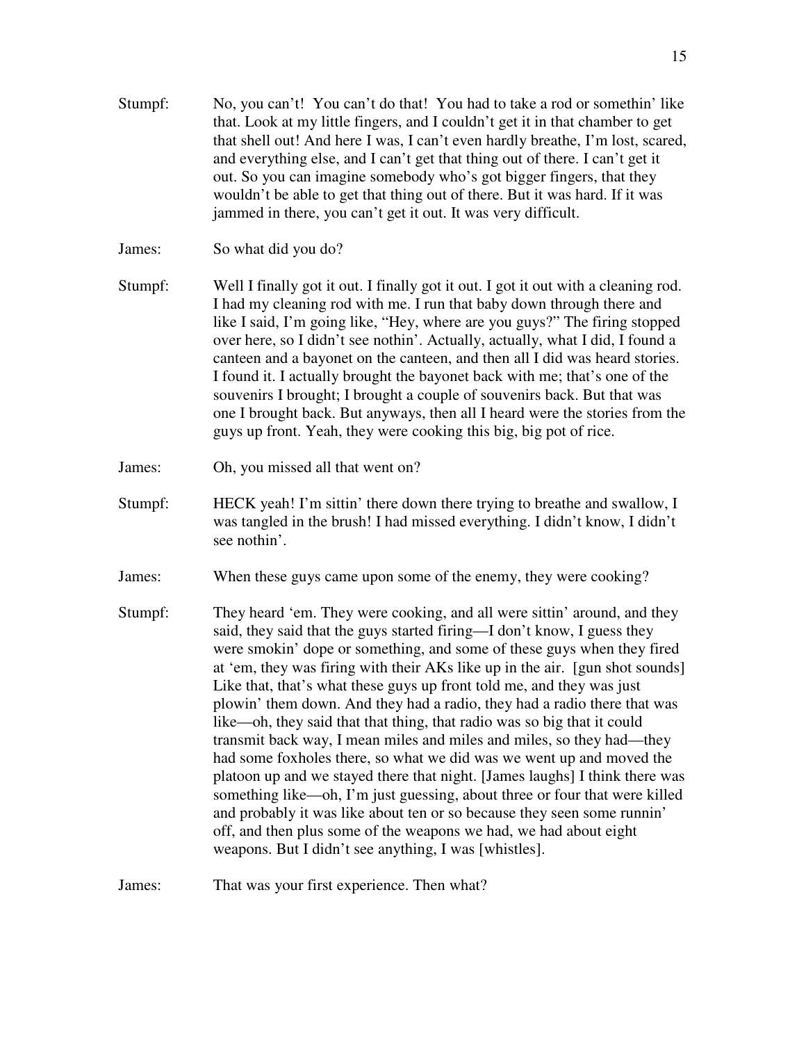Stumpf: No, you can't! You can't do that! You had to take a rod or somethin' like that. Look at my little fingers, and I couldn't get it in that chamber to get that shell out! And here I was, I can't even hardly breathe, I'm lost, scared, and everything else, and I can't get that thing out of there. I can't get it out. So you can imagine somebody who's got bigger fingers, that they wouldn't be able to get that thing out of there. But it was hard. If it was jammed in there, you can't get it out. It was very difficult.

James: So what did you do?

Stumpf: Well I finally got it out. I finally got it out. I got it out with a cleaning rod. I had my cleaning rod with me. I run that baby down through there and like I said, I'm going like, "Hey, where are you guys?" The firing stopped over here, so I didn't see nothin'. Actually, actually, what I did, I found a canteen and a bayonet on the canteen, and then all I did was heard stories. I found it. I actually brought the bayonet back with me; that's one of the souvenirs I brought; I brought a couple of souvenirs back. But that was one I brought back. But anyways, then all I heard were the stories from the guys up front. Yeah, they were cooking this big, big pot of rice.

James: Oh, you missed all that went on?

Stumpf: HECK yeah! I'm sittin' there down there trying to breathe and swallow, I was tangled in the brush! I had missed everything. I didn't know, I didn't see nothin'.

James: When these guys came upon some of the enemy, they were cooking?

Stumpf: They heard 'em. They were cooking, and all were sittin' around, and they said, they said that the guys started firing—I don't know, I guess they were smokin' dope or something, and some of these guys when they fired at 'em, they was firing with their AKs like up in the air. [gun shot sounds] Like that, that's what these guys up front told me, and they was just plowin' them down. And they had a radio, they had a radio there that was like—oh, they said that that thing, that radio was so big that it could transmit back way, I mean miles and miles and miles, so they had—they had some foxholes there, so what we did was we went up and moved the platoon up and we stayed there that night. [James laughs] I think there was something like—oh, I'm just guessing, about three or four that were killed and probably it was like about ten or so because they seen some runnin' off, and then plus some of the weapons we had, we had about eight weapons. But I didn't see anything, I was [whistles].

James: That was your first experience. Then what?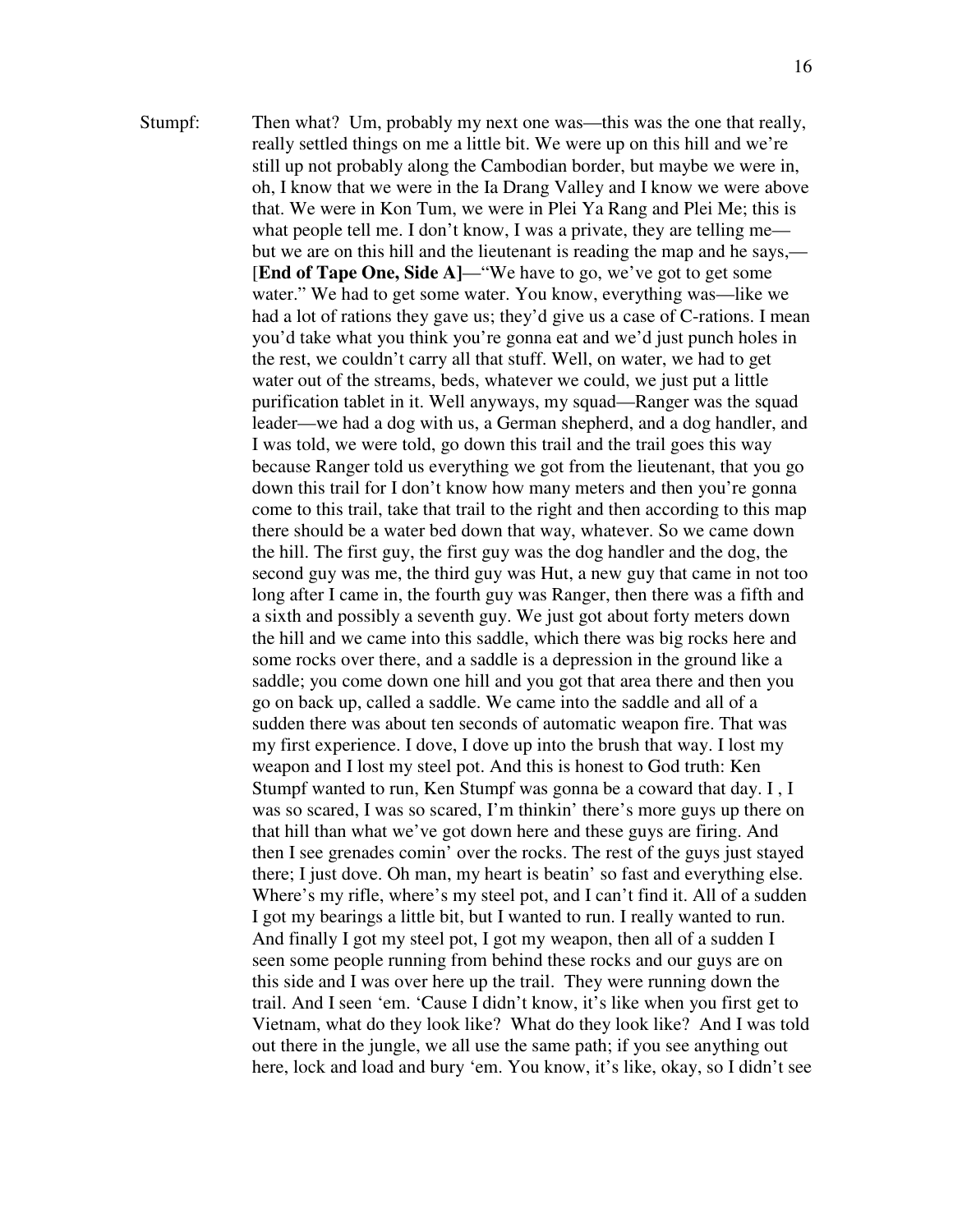Stumpf: Then what? Um, probably my next one was—this was the one that really, really settled things on me a little bit. We were up on this hill and we're still up not probably along the Cambodian border, but maybe we were in, oh, I know that we were in the Ia Drang Valley and I know we were above that. We were in Kon Tum, we were in Plei Ya Rang and Plei Me; this is what people tell me. I don't know, I was a private, they are telling me—but we are on this hill and the lieutenant is reading the map and he says,—[**End of Tape One, Side A]**—"We have to go, we've got to get some water." We had to get some water. You know, everything was—like we had a lot of rations they gave us; they'd give us a case of C-rations. I mean you'd take what you think you're gonna eat and we'd just punch holes in the rest, we couldn't carry all that stuff. Well, on water, we had to get water out of the streams, beds, whatever we could, we just put a little purification tablet in it. Well anyways, my squad—Ranger was the squad leader—we had a dog with us, a German shepherd, and a dog handler, and I was told, we were told, go down this trail and the trail goes this way because Ranger told us everything we got from the lieutenant, that you go down this trail for I don't know how many meters and then you're gonna come to this trail, take that trail to the right and then according to this map there should be a water bed down that way, whatever. So we came down the hill. The first guy, the first guy was the dog handler and the dog, the second guy was me, the third guy was Hut, a new guy that came in not too long after I came in, the fourth guy was Ranger, then there was a fifth and a sixth and possibly a seventh guy. We just got about forty meters down the hill and we came into this saddle, which there was big rocks here and some rocks over there, and a saddle is a depression in the ground like a saddle; you come down one hill and you got that area there and then you go on back up, called a saddle. We came into the saddle and all of a sudden there was about ten seconds of automatic weapon fire. That was my first experience. I dove, I dove up into the brush that way. I lost my weapon and I lost my steel pot. And this is honest to God truth: Ken Stumpf wanted to run, Ken Stumpf was gonna be a coward that day. I , I was so scared, I was so scared, I'm thinkin' there's more guys up there on that hill than what we've got down here and these guys are firing. And then I see grenades comin' over the rocks. The rest of the guys just stayed there; I just dove. Oh man, my heart is beatin' so fast and everything else. Where's my rifle, where's my steel pot, and I can't find it. All of a sudden I got my bearings a little bit, but I wanted to run. I really wanted to run. And finally I got my steel pot, I got my weapon, then all of a sudden I seen some people running from behind these rocks and our guys are on this side and I was over here up the trail. They were running down the trail. And I seen 'em. 'Cause I didn't know, it's like when you first get to Vietnam, what do they look like? What do they look like? And I was told out there in the jungle, we all use the same path; if you see anything out here, lock and load and bury 'em. You know, it's like, okay, so I didn't see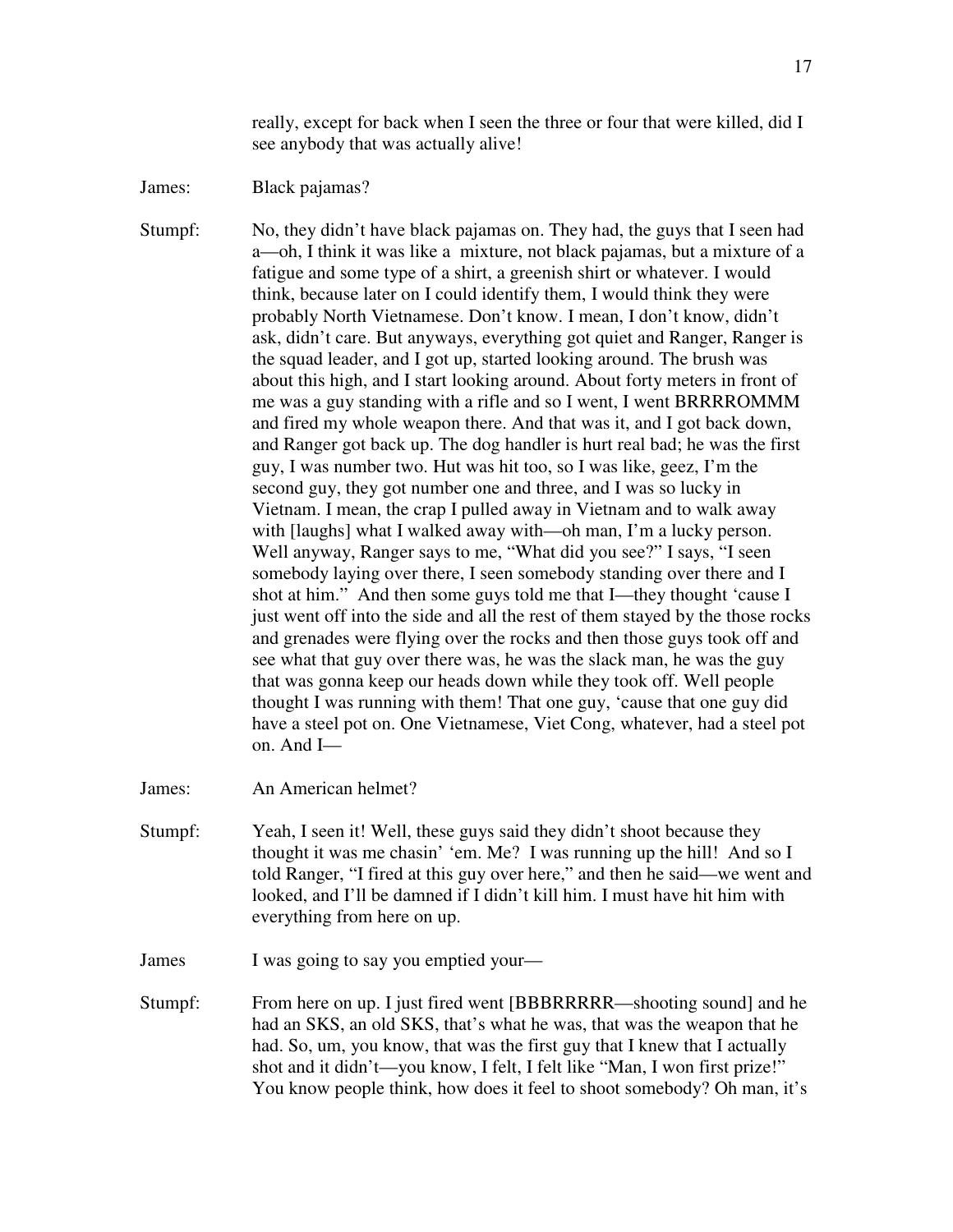really, except for back when I seen the three or four that were killed, did I see anybody that was actually alive!

James: Black pajamas?

Stumpf: No, they didn't have black pajamas on. They had, the guys that I seen had a—oh, I think it was like a mixture, not black pajamas, but a mixture of a fatigue and some type of a shirt, a greenish shirt or whatever. I would think, because later on I could identify them, I would think they were probably North Vietnamese. Don't know. I mean, I don't know, didn't ask, didn't care. But anyways, everything got quiet and Ranger, Ranger is the squad leader, and I got up, started looking around. The brush was about this high, and I start looking around. About forty meters in front of me was a guy standing with a rifle and so I went, I went BRRRROMMM and fired my whole weapon there. And that was it, and I got back down, and Ranger got back up. The dog handler is hurt real bad; he was the first guy, I was number two. Hut was hit too, so I was like, geez, I'm the second guy, they got number one and three, and I was so lucky in Vietnam. I mean, the crap I pulled away in Vietnam and to walk away with [laughs] what I walked away with—oh man, I'm a lucky person. Well anyway, Ranger says to me, "What did you see?" I says, "I seen somebody laying over there, I seen somebody standing over there and I shot at him." And then some guys told me that I—they thought 'cause I just went off into the side and all the rest of them stayed by the those rocks and grenades were flying over the rocks and then those guys took off and see what that guy over there was, he was the slack man, he was the guy that was gonna keep our heads down while they took off. Well people thought I was running with them! That one guy, 'cause that one guy did have a steel pot on. One Vietnamese, Viet Cong, whatever, had a steel pot on. And I—

James: An American helmet?

Stumpf: Yeah, I seen it! Well, these guys said they didn't shoot because they thought it was me chasin' 'em. Me? I was running up the hill! And so I told Ranger, "I fired at this guy over here," and then he said—we went and looked, and I'll be damned if I didn't kill him. I must have hit him with everything from here on up.

James I was going to say you emptied your—

Stumpf: From here on up. I just fired went [BBBRRRRR—shooting sound] and he had an SKS, an old SKS, that's what he was, that was the weapon that he had. So, um, you know, that was the first guy that I knew that I actually shot and it didn't—you know, I felt, I felt like "Man, I won first prize!" You know people think, how does it feel to shoot somebody? Oh man, it's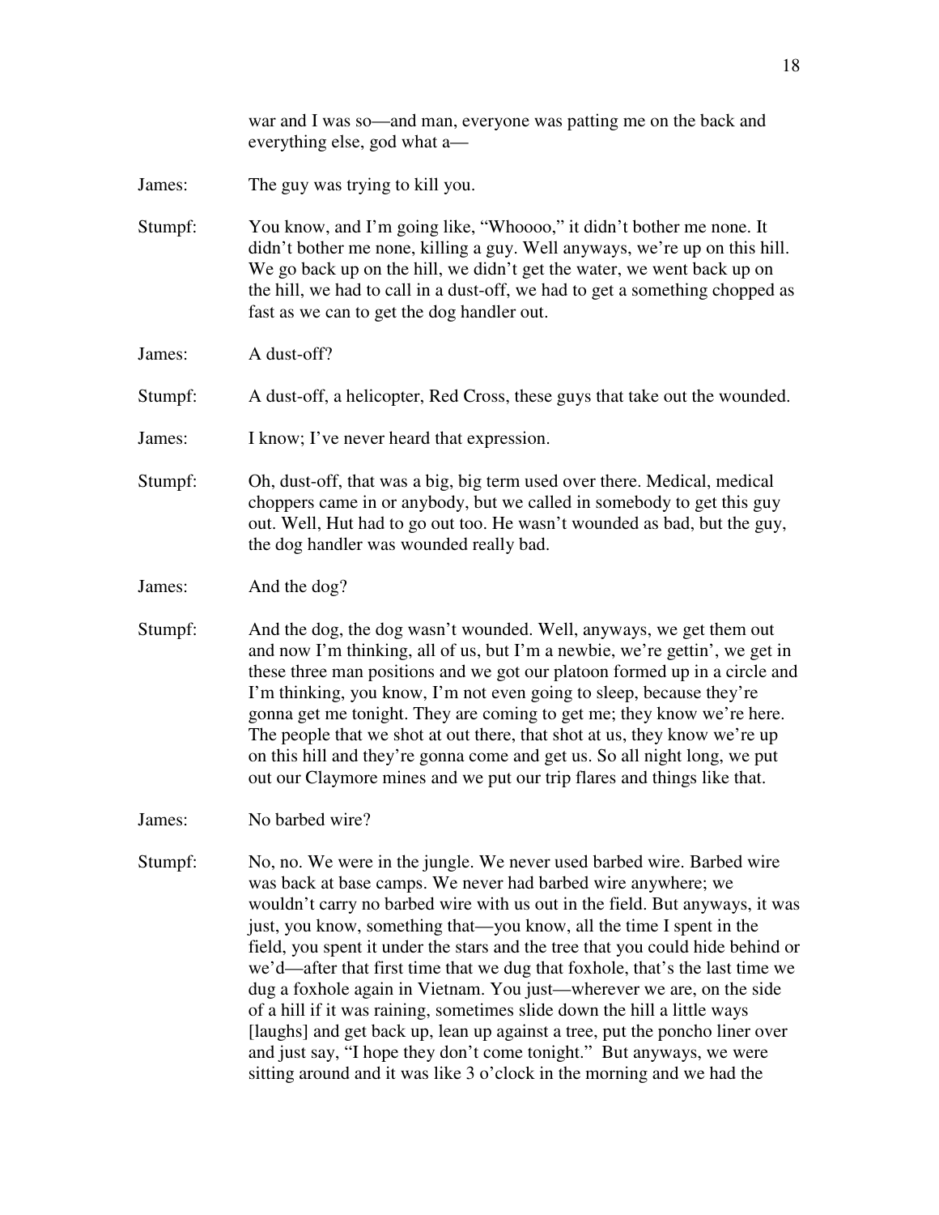war and I was so—and man, everyone was patting me on the back and everything else, god what a—

James: The guy was trying to kill you.

Stumpf: You know, and I'm going like, "Whoooo," it didn't bother me none. It didn't bother me none, killing a guy. Well anyways, we're up on this hill. We go back up on the hill, we didn't get the water, we went back up on the hill, we had to call in a dust-off, we had to get a something chopped as fast as we can to get the dog handler out.

James: A dust-off?

Stumpf: A dust-off, a helicopter, Red Cross, these guys that take out the wounded.

James: I know; I've never heard that expression.

Stumpf: Oh, dust-off, that was a big, big term used over there. Medical, medical choppers came in or anybody, but we called in somebody to get this guy out. Well, Hut had to go out too. He wasn't wounded as bad, but the guy, the dog handler was wounded really bad.

James: And the dog?

Stumpf: And the dog, the dog wasn't wounded. Well, anyways, we get them out and now I'm thinking, all of us, but I'm a newbie, we're gettin', we get in these three man positions and we got our platoon formed up in a circle and I'm thinking, you know, I'm not even going to sleep, because they're gonna get me tonight. They are coming to get me; they know we're here. The people that we shot at out there, that shot at us, they know we're up on this hill and they're gonna come and get us. So all night long, we put out our Claymore mines and we put our trip flares and things like that.

James: No barbed wire?

Stumpf: No, no. We were in the jungle. We never used barbed wire. Barbed wire was back at base camps. We never had barbed wire anywhere; we wouldn't carry no barbed wire with us out in the field. But anyways, it was just, you know, something that—you know, all the time I spent in the field, you spent it under the stars and the tree that you could hide behind or we'd—after that first time that we dug that foxhole, that's the last time we dug a foxhole again in Vietnam. You just—wherever we are, on the side of a hill if it was raining, sometimes slide down the hill a little ways [laughs] and get back up, lean up against a tree, put the poncho liner over and just say, "I hope they don't come tonight." But anyways, we were sitting around and it was like 3 o'clock in the morning and we had the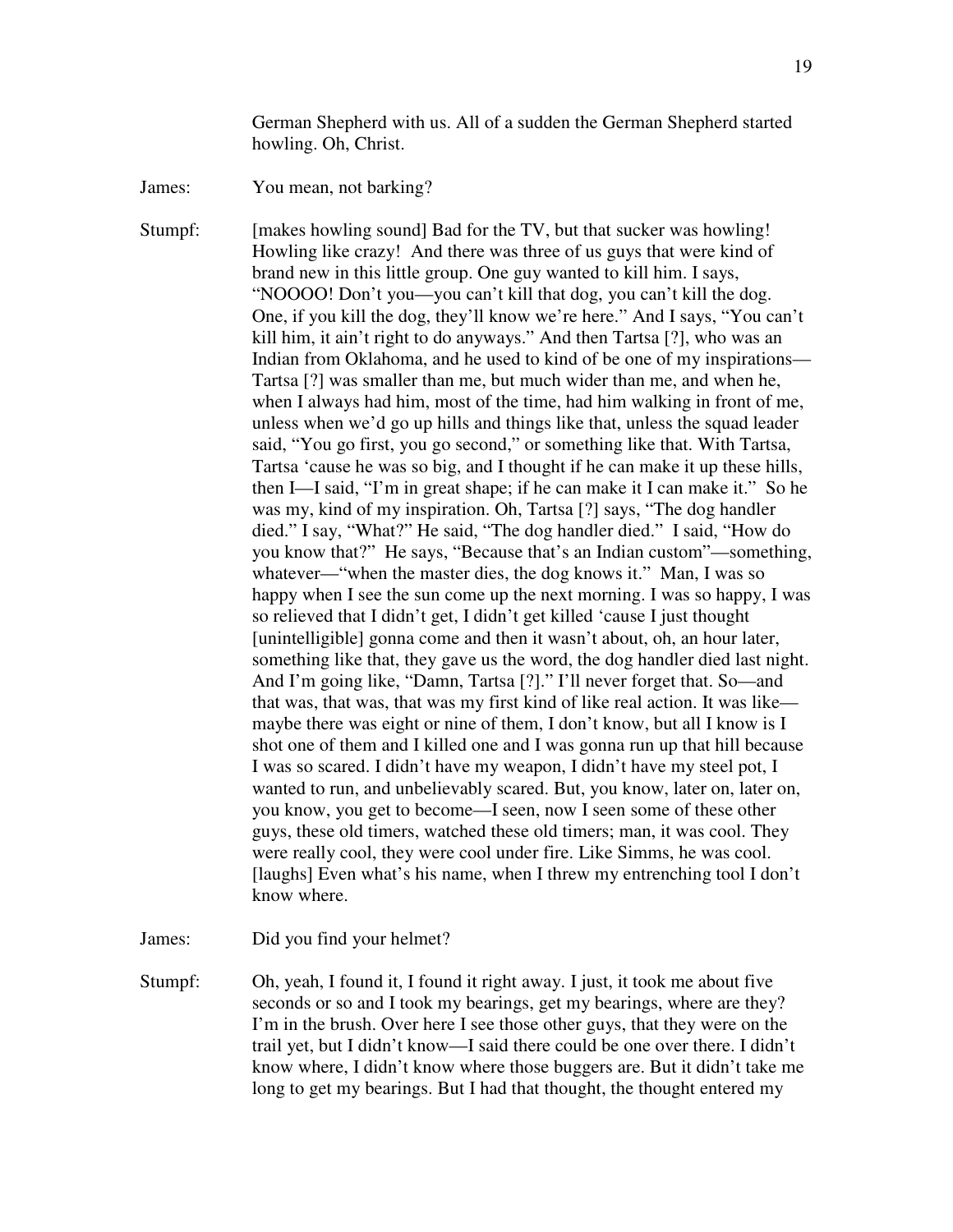German Shepherd with us. All of a sudden the German Shepherd started howling. Oh, Christ.

James: You mean, not barking?

Stumpf: [makes howling sound] Bad for the TV, but that sucker was howling! Howling like crazy! And there was three of us guys that were kind of brand new in this little group. One guy wanted to kill him. I says, "NOOOO! Don't you—you can't kill that dog, you can't kill the dog. One, if you kill the dog, they'll know we're here." And I says, "You can't kill him, it ain't right to do anyways." And then Tartsa [?], who was an Indian from Oklahoma, and he used to kind of be one of my inspirations—Tartsa [?] was smaller than me, but much wider than me, and when he, when I always had him, most of the time, had him walking in front of me, unless when we'd go up hills and things like that, unless the squad leader said, "You go first, you go second," or something like that. With Tartsa, Tartsa 'cause he was so big, and I thought if he can make it up these hills, then I—I said, "I'm in great shape; if he can make it I can make it." So he was my, kind of my inspiration. Oh, Tartsa [?] says, "The dog handler died." I say, "What?" He said, "The dog handler died." I said, "How do you know that?" He says, "Because that's an Indian custom"—something, whatever—"when the master dies, the dog knows it." Man, I was so happy when I see the sun come up the next morning. I was so happy, I was so relieved that I didn't get, I didn't get killed 'cause I just thought [unintelligible] gonna come and then it wasn't about, oh, an hour later, something like that, they gave us the word, the dog handler died last night. And I'm going like, "Damn, Tartsa [?]." I'll never forget that. So—and that was, that was, that was my first kind of like real action. It was like—maybe there was eight or nine of them, I don't know, but all I know is I shot one of them and I killed one and I was gonna run up that hill because I was so scared. I didn't have my weapon, I didn't have my steel pot, I wanted to run, and unbelievably scared. But, you know, later on, later on, you know, you get to become—I seen, now I seen some of these other guys, these old timers, watched these old timers; man, it was cool. They were really cool, they were cool under fire. Like Simms, he was cool. [laughs] Even what's his name, when I threw my entrenching tool I don't know where.

James: Did you find your helmet?

Stumpf: Oh, yeah, I found it, I found it right away. I just, it took me about five seconds or so and I took my bearings, get my bearings, where are they? I'm in the brush. Over here I see those other guys, that they were on the trail yet, but I didn't know—I said there could be one over there. I didn't know where, I didn't know where those buggers are. But it didn't take me long to get my bearings. But I had that thought, the thought entered my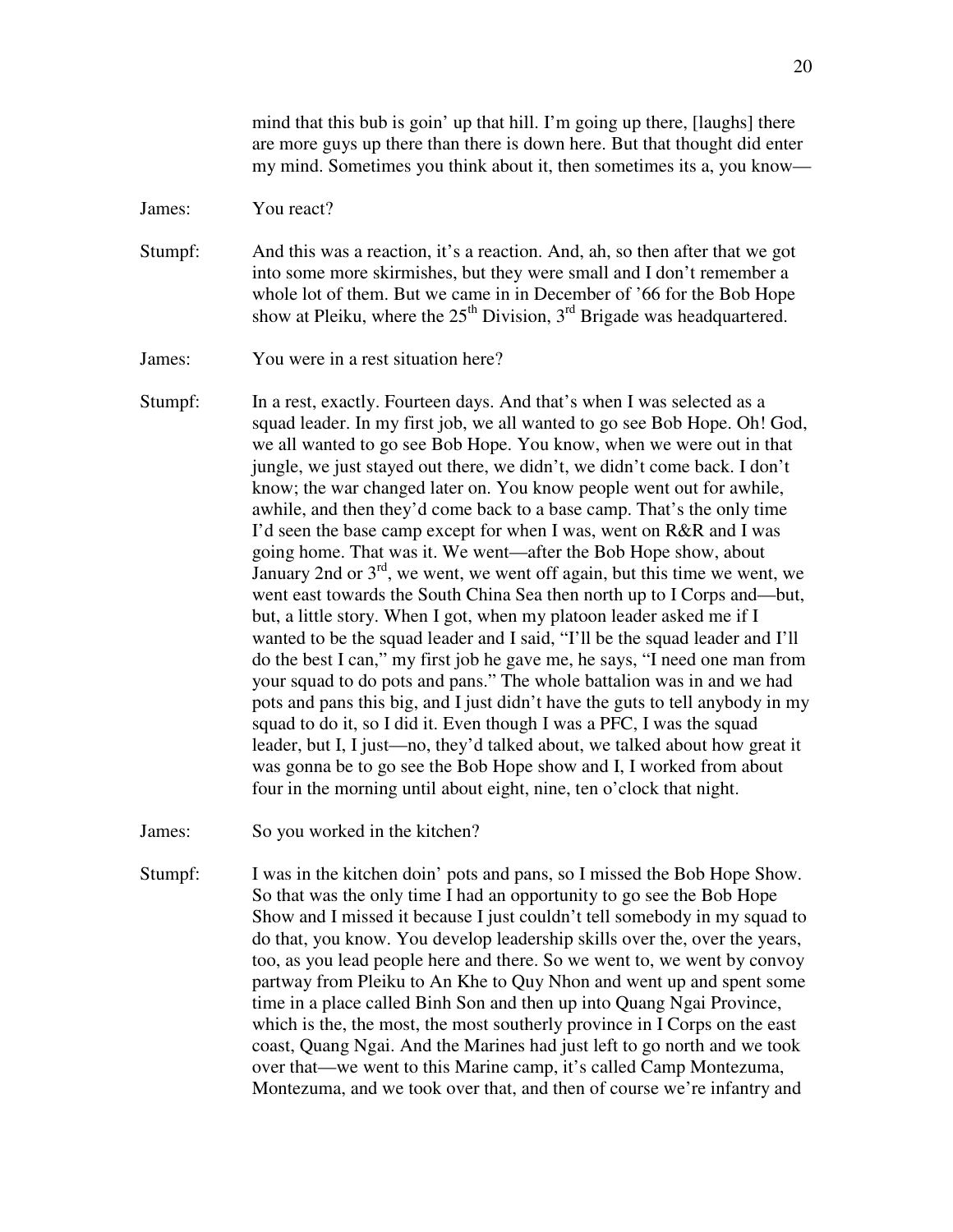mind that this bub is goin' up that hill. I'm going up there, [laughs] there are more guys up there than there is down here. But that thought did enter my mind. Sometimes you think about it, then sometimes its a, you know—

James: You react?

Stumpf: And this was a reaction, it's a reaction. And, ah, so then after that we got into some more skirmishes, but they were small and I don't remember a whole lot of them. But we came in in December of '66 for the Bob Hope show at Pleiku, where the 25th Division, 3rd Brigade was headquartered.

James: You were in a rest situation here?

Stumpf: In a rest, exactly. Fourteen days. And that's when I was selected as a squad leader. In my first job, we all wanted to go see Bob Hope. Oh! God, we all wanted to go see Bob Hope. You know, when we were out in that jungle, we just stayed out there, we didn't, we didn't come back. I don't know; the war changed later on. You know people went out for awhile, awhile, and then they'd come back to a base camp. That's the only time I'd seen the base camp except for when I was, went on R&R and I was going home. That was it. We went—after the Bob Hope show, about January 2nd or 3rd, we went, we went off again, but this time we went, we went east towards the South China Sea then north up to I Corps and—but, but, a little story. When I got, when my platoon leader asked me if I wanted to be the squad leader and I said, "I'll be the squad leader and I'll do the best I can," my first job he gave me, he says, "I need one man from your squad to do pots and pans." The whole battalion was in and we had pots and pans this big, and I just didn't have the guts to tell anybody in my squad to do it, so I did it. Even though I was a PFC, I was the squad leader, but I, I just—no, they'd talked about, we talked about how great it was gonna be to go see the Bob Hope show and I, I worked from about four in the morning until about eight, nine, ten o'clock that night.

James: So you worked in the kitchen?

Stumpf: I was in the kitchen doin' pots and pans, so I missed the Bob Hope Show. So that was the only time I had an opportunity to go see the Bob Hope Show and I missed it because I just couldn't tell somebody in my squad to do that, you know. You develop leadership skills over the, over the years, too, as you lead people here and there. So we went to, we went by convoy partway from Pleiku to An Khe to Quy Nhon and went up and spent some time in a place called Binh Son and then up into Quang Ngai Province, which is the, the most, the most southerly province in I Corps on the east coast, Quang Ngai. And the Marines had just left to go north and we took over that—we went to this Marine camp, it's called Camp Montezuma, Montezuma, and we took over that, and then of course we're infantry and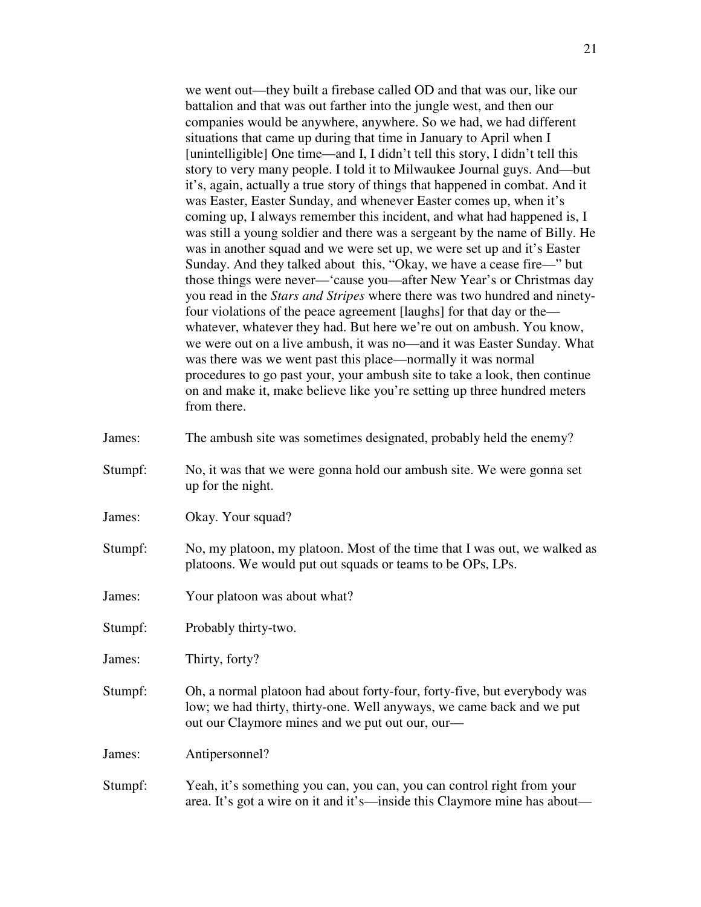we went out—they built a firebase called OD and that was our, like our battalion and that was out farther into the jungle west, and then our companies would be anywhere, anywhere. So we had, we had different situations that came up during that time in January to April when I [unintelligible] One time—and I, I didn't tell this story, I didn't tell this story to very many people. I told it to Milwaukee Journal guys. And—but it's, again, actually a true story of things that happened in combat. And it was Easter, Easter Sunday, and whenever Easter comes up, when it's coming up, I always remember this incident, and what had happened is, I was still a young soldier and there was a sergeant by the name of Billy. He was in another squad and we were set up, we were set up and it's Easter Sunday. And they talked about this, "Okay, we have a cease fire—" but those things were never—'cause you—after New Year's or Christmas day you read in the *Stars and Stripes* where there was two hundred and ninety-four violations of the peace agreement [laughs] for that day or the—whatever, whatever they had. But here we're out on ambush. You know, we were out on a live ambush, it was no—and it was Easter Sunday. What was there was we went past this place—normally it was normal procedures to go past your, your ambush site to take a look, then continue on and make it, make believe like you're setting up three hundred meters from there.

James: The ambush site was sometimes designated, probably held the enemy?

Stumpf: No, it was that we were gonna hold our ambush site. We were gonna set up for the night.

James: Okay. Your squad?

Stumpf: No, my platoon, my platoon. Most of the time that I was out, we walked as platoons. We would put out squads or teams to be OPs, LPs.

James: Your platoon was about what?

Stumpf: Probably thirty-two.

James: Thirty, forty?

Stumpf: Oh, a normal platoon had about forty-four, forty-five, but everybody was low; we had thirty, thirty-one. Well anyways, we came back and we put out our Claymore mines and we put out our, our—

James: Antipersonnel?

Stumpf: Yeah, it's something you can, you can, you can control right from your area. It's got a wire on it and it's—inside this Claymore mine has about—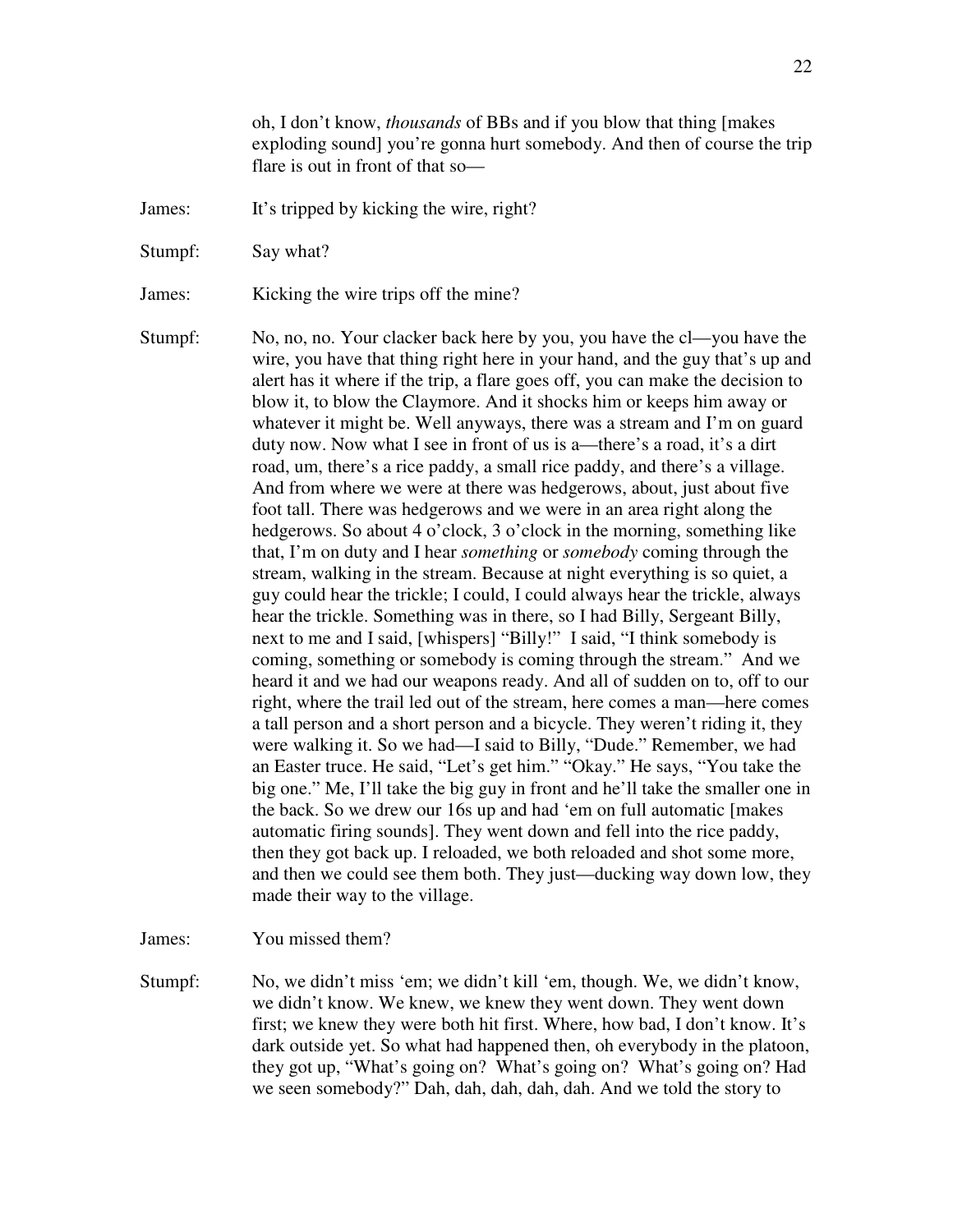oh, I don't know, *thousands* of BBs and if you blow that thing [makes exploding sound] you're gonna hurt somebody. And then of course the trip flare is out in front of that so—

James: It's tripped by kicking the wire, right?

Stumpf: Say what?

James: Kicking the wire trips off the mine?

Stumpf: No, no, no. Your clacker back here by you, you have the cl—you have the wire, you have that thing right here in your hand, and the guy that's up and alert has it where if the trip, a flare goes off, you can make the decision to blow it, to blow the Claymore. And it shocks him or keeps him away or whatever it might be. Well anyways, there was a stream and I'm on guard duty now. Now what I see in front of us is a—there's a road, it's a dirt road, um, there's a rice paddy, a small rice paddy, and there's a village. And from where we were at there was hedgerows, about, just about five foot tall. There was hedgerows and we were in an area right along the hedgerows. So about 4 o'clock, 3 o'clock in the morning, something like that, I'm on duty and I hear *something* or *somebody* coming through the stream, walking in the stream. Because at night everything is so quiet, a guy could hear the trickle; I could, I could always hear the trickle, always hear the trickle. Something was in there, so I had Billy, Sergeant Billy, next to me and I said, [whispers] "Billy!" I said, "I think somebody is coming, something or somebody is coming through the stream." And we heard it and we had our weapons ready. And all of sudden on to, off to our right, where the trail led out of the stream, here comes a man—here comes a tall person and a short person and a bicycle. They weren't riding it, they were walking it. So we had—I said to Billy, "Dude." Remember, we had an Easter truce. He said, "Let's get him." "Okay." He says, "You take the big one." Me, I'll take the big guy in front and he'll take the smaller one in the back. So we drew our 16s up and had 'em on full automatic [makes automatic firing sounds]. They went down and fell into the rice paddy, then they got back up. I reloaded, we both reloaded and shot some more, and then we could see them both. They just—ducking way down low, they made their way to the village.

James: You missed them?

Stumpf: No, we didn't miss 'em; we didn't kill 'em, though. We, we didn't know, we didn't know. We knew, we knew they went down. They went down first; we knew they were both hit first. Where, how bad, I don't know. It's dark outside yet. So what had happened then, oh everybody in the platoon, they got up, "What's going on? What's going on? What's going on? Had we seen somebody?" Dah, dah, dah, dah, dah. And we told the story to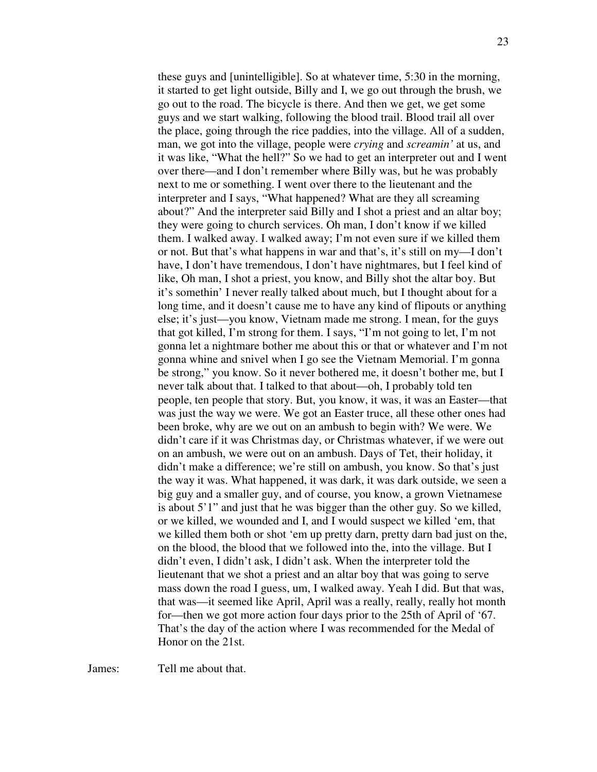these guys and [unintelligible]. So at whatever time, 5:30 in the morning, it started to get light outside, Billy and I, we go out through the brush, we go out to the road. The bicycle is there. And then we get, we get some guys and we start walking, following the blood trail. Blood trail all over the place, going through the rice paddies, into the village. All of a sudden, man, we got into the village, people were *crying* and *screamin'* at us, and it was like, "What the hell?" So we had to get an interpreter out and I went over there—and I don't remember where Billy was, but he was probably next to me or something. I went over there to the lieutenant and the interpreter and I says, "What happened? What are they all screaming about?" And the interpreter said Billy and I shot a priest and an altar boy; they were going to church services. Oh man, I don't know if we killed them. I walked away. I walked away; I'm not even sure if we killed them or not. But that's what happens in war and that's, it's still on my—I don't have, I don't have tremendous, I don't have nightmares, but I feel kind of like, Oh man, I shot a priest, you know, and Billy shot the altar boy. But it's somethin' I never really talked about much, but I thought about for a long time, and it doesn't cause me to have any kind of flipouts or anything else; it's just—you know, Vietnam made me strong. I mean, for the guys that got killed, I'm strong for them. I says, "I'm not going to let, I'm not gonna let a nightmare bother me about this or that or whatever and I'm not gonna whine and snivel when I go see the Vietnam Memorial. I'm gonna be strong," you know. So it never bothered me, it doesn't bother me, but I never talk about that. I talked to that about—oh, I probably told ten people, ten people that story. But, you know, it was, it was an Easter—that was just the way we were. We got an Easter truce, all these other ones had been broke, why are we out on an ambush to begin with? We were. We didn't care if it was Christmas day, or Christmas whatever, if we were out on an ambush, we were out on an ambush. Days of Tet, their holiday, it didn't make a difference; we're still on ambush, you know. So that's just the way it was. What happened, it was dark, it was dark outside, we seen a big guy and a smaller guy, and of course, you know, a grown Vietnamese is about 5'1" and just that he was bigger than the other guy. So we killed, or we killed, we wounded and I, and I would suspect we killed 'em, that we killed them both or shot 'em up pretty darn, pretty darn bad just on the, on the blood, the blood that we followed into the, into the village. But I didn't even, I didn't ask, I didn't ask. When the interpreter told the lieutenant that we shot a priest and an altar boy that was going to serve mass down the road I guess, um, I walked away. Yeah I did. But that was, that was—it seemed like April, April was a really, really, really hot month for—then we got more action four days prior to the 25th of April of '67. That's the day of the action where I was recommended for the Medal of Honor on the 21st.

James: Tell me about that.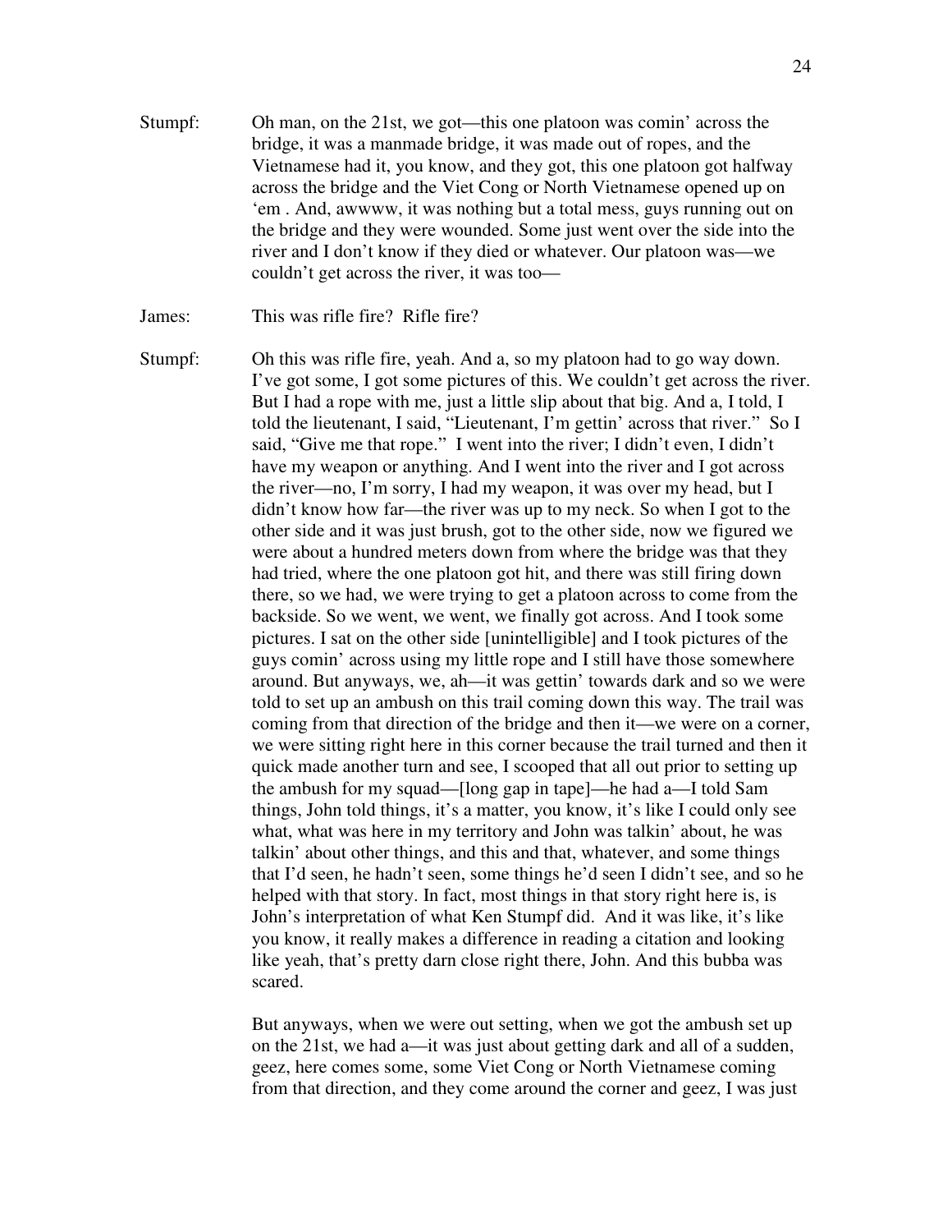Stumpf: Oh man, on the 21st, we got—this one platoon was comin' across the bridge, it was a manmade bridge, it was made out of ropes, and the Vietnamese had it, you know, and they got, this one platoon got halfway across the bridge and the Viet Cong or North Vietnamese opened up on 'em . And, awwww, it was nothing but a total mess, guys running out on the bridge and they were wounded. Some just went over the side into the river and I don't know if they died or whatever. Our platoon was—we couldn't get across the river, it was too—

James: This was rifle fire? Rifle fire?

Stumpf: Oh this was rifle fire, yeah. And a, so my platoon had to go way down. I've got some, I got some pictures of this. We couldn't get across the river. But I had a rope with me, just a little slip about that big. And a, I told, I told the lieutenant, I said, "Lieutenant, I'm gettin' across that river." So I said, "Give me that rope." I went into the river; I didn't even, I didn't have my weapon or anything. And I went into the river and I got across the river—no, I'm sorry, I had my weapon, it was over my head, but I didn't know how far—the river was up to my neck. So when I got to the other side and it was just brush, got to the other side, now we figured we were about a hundred meters down from where the bridge was that they had tried, where the one platoon got hit, and there was still firing down there, so we had, we were trying to get a platoon across to come from the backside. So we went, we went, we finally got across. And I took some pictures. I sat on the other side [unintelligible] and I took pictures of the guys comin' across using my little rope and I still have those somewhere around. But anyways, we, ah—it was gettin' towards dark and so we were told to set up an ambush on this trail coming down this way. The trail was coming from that direction of the bridge and then it—we were on a corner, we were sitting right here in this corner because the trail turned and then it quick made another turn and see, I scooped that all out prior to setting up the ambush for my squad—[long gap in tape]—he had a—I told Sam things, John told things, it's a matter, you know, it's like I could only see what, what was here in my territory and John was talkin' about, he was talkin' about other things, and this and that, whatever, and some things that I'd seen, he hadn't seen, some things he'd seen I didn't see, and so he helped with that story. In fact, most things in that story right here is, is John's interpretation of what Ken Stumpf did. And it was like, it's like you know, it really makes a difference in reading a citation and looking like yeah, that's pretty darn close right there, John. And this bubba was scared.

But anyways, when we were out setting, when we got the ambush set up on the 21st, we had a—it was just about getting dark and all of a sudden, geez, here comes some, some Viet Cong or North Vietnamese coming from that direction, and they come around the corner and geez, I was just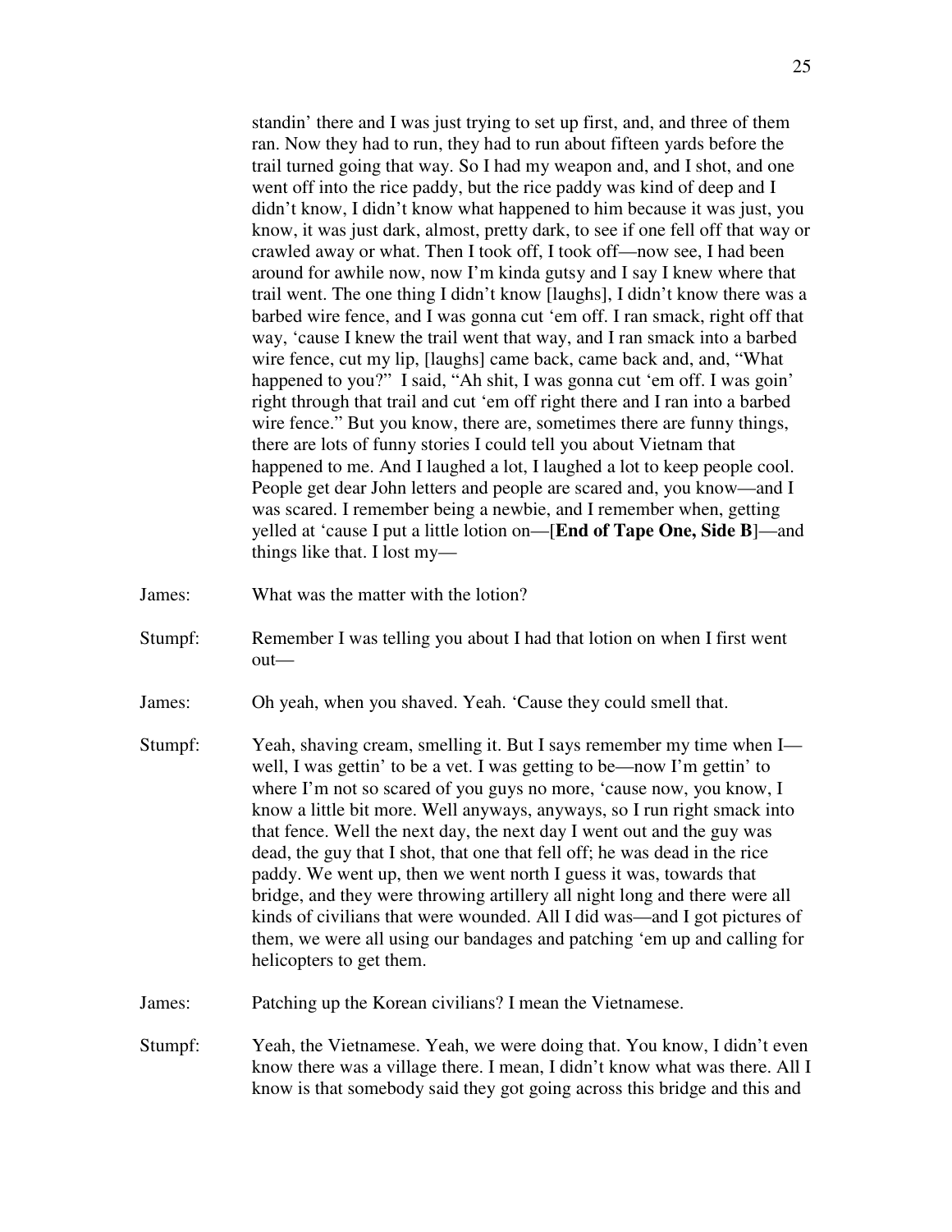standin' there and I was just trying to set up first, and, and three of them ran. Now they had to run, they had to run about fifteen yards before the trail turned going that way. So I had my weapon and, and I shot, and one went off into the rice paddy, but the rice paddy was kind of deep and I didn't know, I didn't know what happened to him because it was just, you know, it was just dark, almost, pretty dark, to see if one fell off that way or crawled away or what. Then I took off, I took off—now see, I had been around for awhile now, now I'm kinda gutsy and I say I knew where that trail went. The one thing I didn't know [laughs], I didn't know there was a barbed wire fence, and I was gonna cut 'em off. I ran smack, right off that way, 'cause I knew the trail went that way, and I ran smack into a barbed wire fence, cut my lip, [laughs] came back, came back and, and, "What happened to you?" I said, "Ah shit, I was gonna cut 'em off. I was goin' right through that trail and cut 'em off right there and I ran into a barbed wire fence." But you know, there are, sometimes there are funny things, there are lots of funny stories I could tell you about Vietnam that happened to me. And I laughed a lot, I laughed a lot to keep people cool. People get dear John letters and people are scared and, you know—and I was scared. I remember being a newbie, and I remember when, getting yelled at 'cause I put a little lotion on—[**End of Tape One, Side B**]—and things like that. I lost my—

James: What was the matter with the lotion?

Stumpf: Remember I was telling you about I had that lotion on when I first went out—

James: Oh yeah, when you shaved. Yeah. 'Cause they could smell that.

Stumpf: Yeah, shaving cream, smelling it. But I says remember my time when I—well, I was gettin' to be a vet. I was getting to be—now I'm gettin' to where I'm not so scared of you guys no more, 'cause now, you know, I know a little bit more. Well anyways, anyways, so I run right smack into that fence. Well the next day, the next day I went out and the guy was dead, the guy that I shot, that one that fell off; he was dead in the rice paddy. We went up, then we went north I guess it was, towards that bridge, and they were throwing artillery all night long and there were all kinds of civilians that were wounded. All I did was—and I got pictures of them, we were all using our bandages and patching 'em up and calling for helicopters to get them.

James: Patching up the Korean civilians? I mean the Vietnamese.

Stumpf: Yeah, the Vietnamese. Yeah, we were doing that. You know, I didn't even know there was a village there. I mean, I didn't know what was there. All I know is that somebody said they got going across this bridge and this and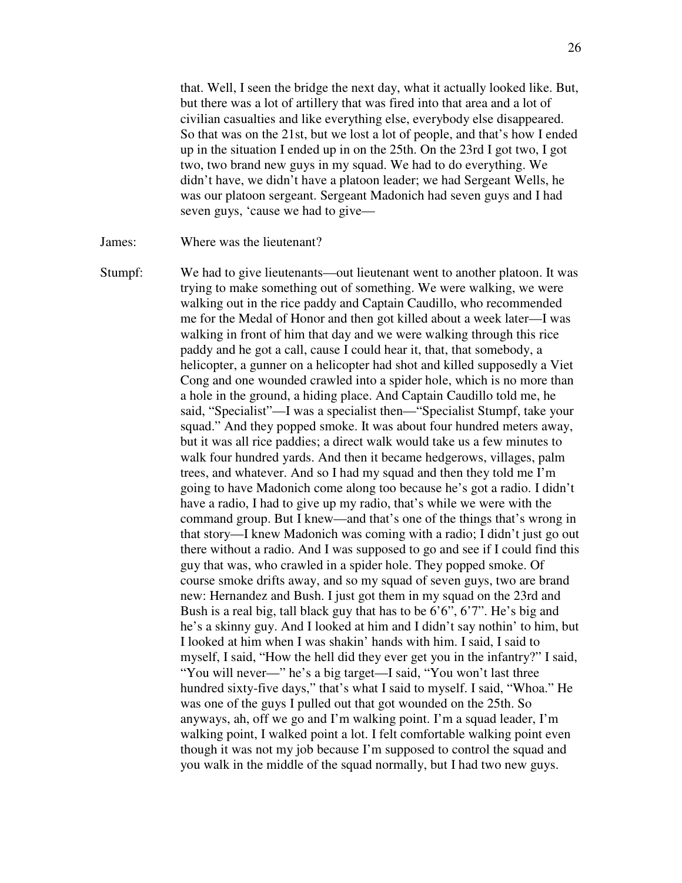that. Well, I seen the bridge the next day, what it actually looked like. But, but there was a lot of artillery that was fired into that area and a lot of civilian casualties and like everything else, everybody else disappeared. So that was on the 21st, but we lost a lot of people, and that's how I ended up in the situation I ended up in on the 25th. On the 23rd I got two, I got two, two brand new guys in my squad. We had to do everything. We didn't have, we didn't have a platoon leader; we had Sergeant Wells, he was our platoon sergeant. Sergeant Madonich had seven guys and I had seven guys, 'cause we had to give—

James: Where was the lieutenant?

Stumpf: We had to give lieutenants—out lieutenant went to another platoon. It was trying to make something out of something. We were walking, we were walking out in the rice paddy and Captain Caudillo, who recommended me for the Medal of Honor and then got killed about a week later—I was walking in front of him that day and we were walking through this rice paddy and he got a call, cause I could hear it, that, that somebody, a helicopter, a gunner on a helicopter had shot and killed supposedly a Viet Cong and one wounded crawled into a spider hole, which is no more than a hole in the ground, a hiding place. And Captain Caudillo told me, he said, "Specialist"—I was a specialist then—"Specialist Stumpf, take your squad." And they popped smoke. It was about four hundred meters away, but it was all rice paddies; a direct walk would take us a few minutes to walk four hundred yards. And then it became hedgerows, villages, palm trees, and whatever. And so I had my squad and then they told me I'm going to have Madonich come along too because he's got a radio. I didn't have a radio, I had to give up my radio, that's while we were with the command group. But I knew—and that's one of the things that's wrong in that story—I knew Madonich was coming with a radio; I didn't just go out there without a radio. And I was supposed to go and see if I could find this guy that was, who crawled in a spider hole. They popped smoke. Of course smoke drifts away, and so my squad of seven guys, two are brand new: Hernandez and Bush. I just got them in my squad on the 23rd and Bush is a real big, tall black guy that has to be 6'6", 6'7". He's big and he's a skinny guy. And I looked at him and I didn't say nothin' to him, but I looked at him when I was shakin' hands with him. I said, I said to myself, I said, "How the hell did they ever get you in the infantry?" I said, "You will never—" he's a big target—I said, "You won't last three hundred sixty-five days," that's what I said to myself. I said, "Whoa." He was one of the guys I pulled out that got wounded on the 25th. So anyways, ah, off we go and I'm walking point. I'm a squad leader, I'm walking point, I walked point a lot. I felt comfortable walking point even though it was not my job because I'm supposed to control the squad and you walk in the middle of the squad normally, but I had two new guys.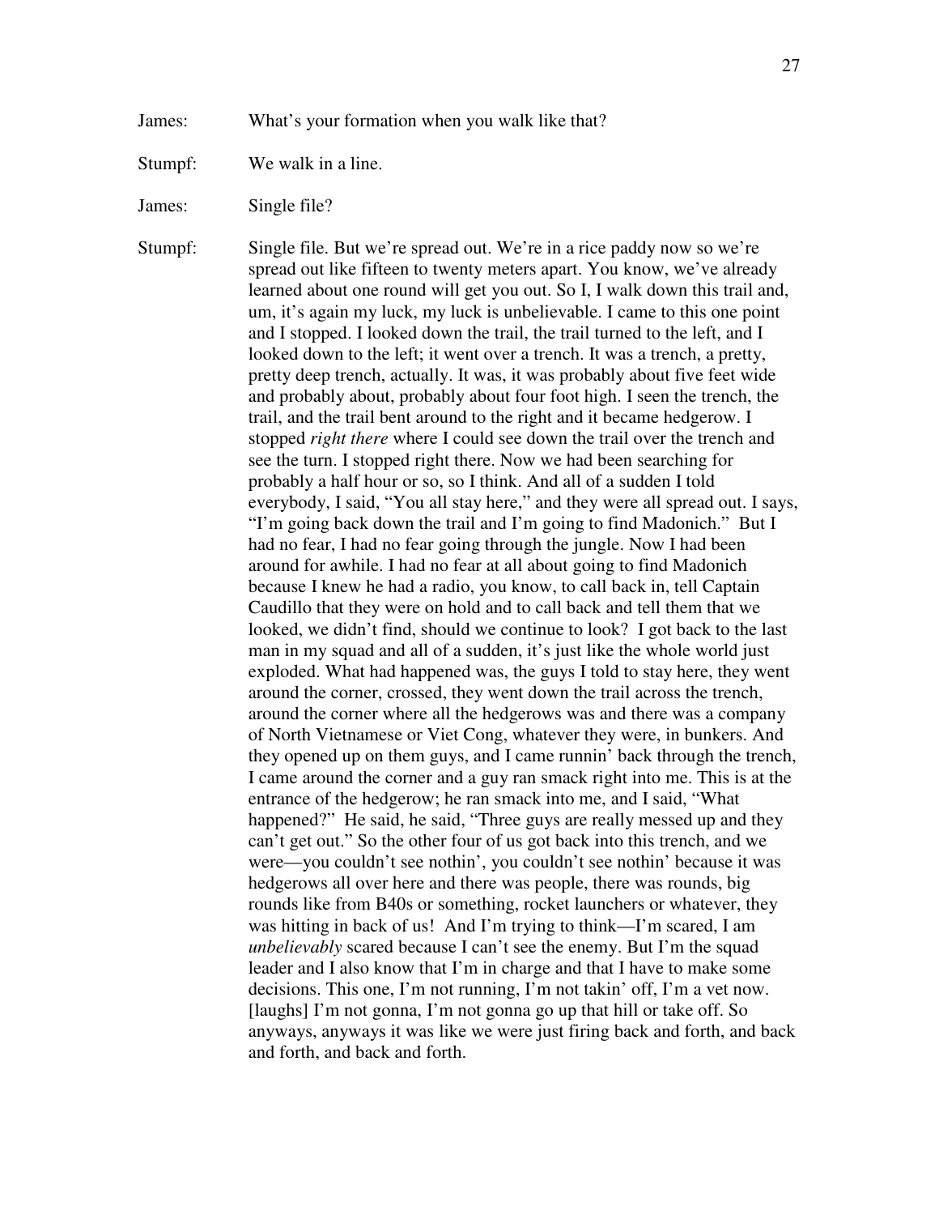James: What's your formation when you walk like that?

Stumpf: We walk in a line.

James: Single file?

Stumpf: Single file. But we're spread out. We're in a rice paddy now so we're spread out like fifteen to twenty meters apart. You know, we've already learned about one round will get you out. So I, I walk down this trail and, um, it's again my luck, my luck is unbelievable. I came to this one point and I stopped. I looked down the trail, the trail turned to the left, and I looked down to the left; it went over a trench. It was a trench, a pretty, pretty deep trench, actually. It was, it was probably about five feet wide and probably about, probably about four foot high. I seen the trench, the trail, and the trail bent around to the right and it became hedgerow. I stopped *right there* where I could see down the trail over the trench and see the turn. I stopped right there. Now we had been searching for probably a half hour or so, so I think. And all of a sudden I told everybody, I said, "You all stay here," and they were all spread out. I says, "I'm going back down the trail and I'm going to find Madonich." But I had no fear, I had no fear going through the jungle. Now I had been around for awhile. I had no fear at all about going to find Madonich because I knew he had a radio, you know, to call back in, tell Captain Caudillo that they were on hold and to call back and tell them that we looked, we didn't find, should we continue to look? I got back to the last man in my squad and all of a sudden, it's just like the whole world just exploded. What had happened was, the guys I told to stay here, they went around the corner, crossed, they went down the trail across the trench, around the corner where all the hedgerows was and there was a company of North Vietnamese or Viet Cong, whatever they were, in bunkers. And they opened up on them guys, and I came runnin' back through the trench, I came around the corner and a guy ran smack right into me. This is at the entrance of the hedgerow; he ran smack into me, and I said, "What happened?" He said, he said, "Three guys are really messed up and they can't get out." So the other four of us got back into this trench, and we were—you couldn't see nothin', you couldn't see nothin' because it was hedgerows all over here and there was people, there was rounds, big rounds like from B40s or something, rocket launchers or whatever, they was hitting in back of us! And I'm trying to think—I'm scared, I am *unbelievably* scared because I can't see the enemy. But I'm the squad leader and I also know that I'm in charge and that I have to make some decisions. This one, I'm not running, I'm not takin' off, I'm a vet now. [laughs] I'm not gonna, I'm not gonna go up that hill or take off. So anyways, anyways it was like we were just firing back and forth, and back and forth, and back and forth.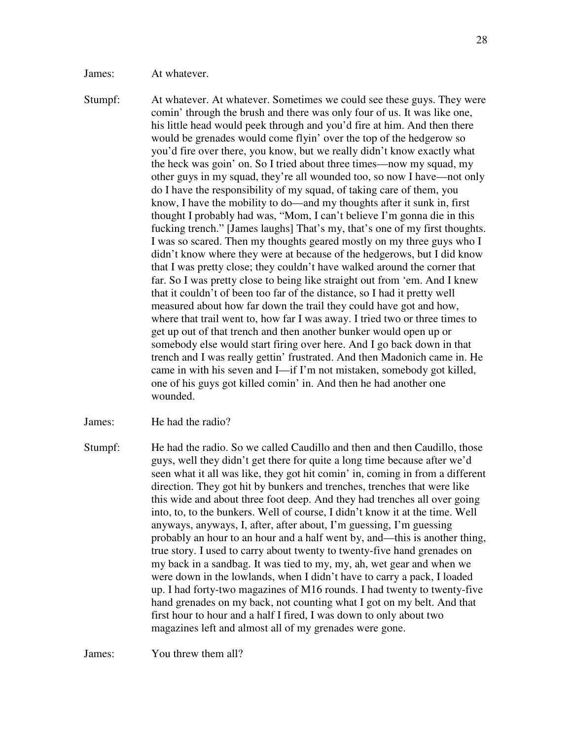James: At whatever.

Stumpf: At whatever. At whatever. Sometimes we could see these guys. They were comin' through the brush and there was only four of us. It was like one, his little head would peek through and you'd fire at him. And then there would be grenades would come flyin' over the top of the hedgerow so you'd fire over there, you know, but we really didn't know exactly what the heck was goin' on. So I tried about three times—now my squad, my other guys in my squad, they're all wounded too, so now I have—not only do I have the responsibility of my squad, of taking care of them, you know, I have the mobility to do—and my thoughts after it sunk in, first thought I probably had was, "Mom, I can't believe I'm gonna die in this fucking trench." [James laughs] That's my, that's one of my first thoughts. I was so scared. Then my thoughts geared mostly on my three guys who I didn't know where they were at because of the hedgerows, but I did know that I was pretty close; they couldn't have walked around the corner that far. So I was pretty close to being like straight out from 'em. And I knew that it couldn't of been too far of the distance, so I had it pretty well measured about how far down the trail they could have got and how, where that trail went to, how far I was away. I tried two or three times to get up out of that trench and then another bunker would open up or somebody else would start firing over here. And I go back down in that trench and I was really gettin' frustrated. And then Madonich came in. He came in with his seven and I—if I'm not mistaken, somebody got killed, one of his guys got killed comin' in. And then he had another one wounded.

James: He had the radio?

Stumpf: He had the radio. So we called Caudillo and then and then Caudillo, those guys, well they didn't get there for quite a long time because after we'd seen what it all was like, they got hit comin' in, coming in from a different direction. They got hit by bunkers and trenches, trenches that were like this wide and about three foot deep. And they had trenches all over going into, to, to the bunkers. Well of course, I didn't know it at the time. Well anyways, anyways, I, after, after about, I'm guessing, I'm guessing probably an hour to an hour and a half went by, and—this is another thing, true story. I used to carry about twenty to twenty-five hand grenades on my back in a sandbag. It was tied to my, my, ah, wet gear and when we were down in the lowlands, when I didn't have to carry a pack, I loaded up. I had forty-two magazines of M16 rounds. I had twenty to twenty-five hand grenades on my back, not counting what I got on my belt. And that first hour to hour and a half I fired, I was down to only about two magazines left and almost all of my grenades were gone.

James: You threw them all?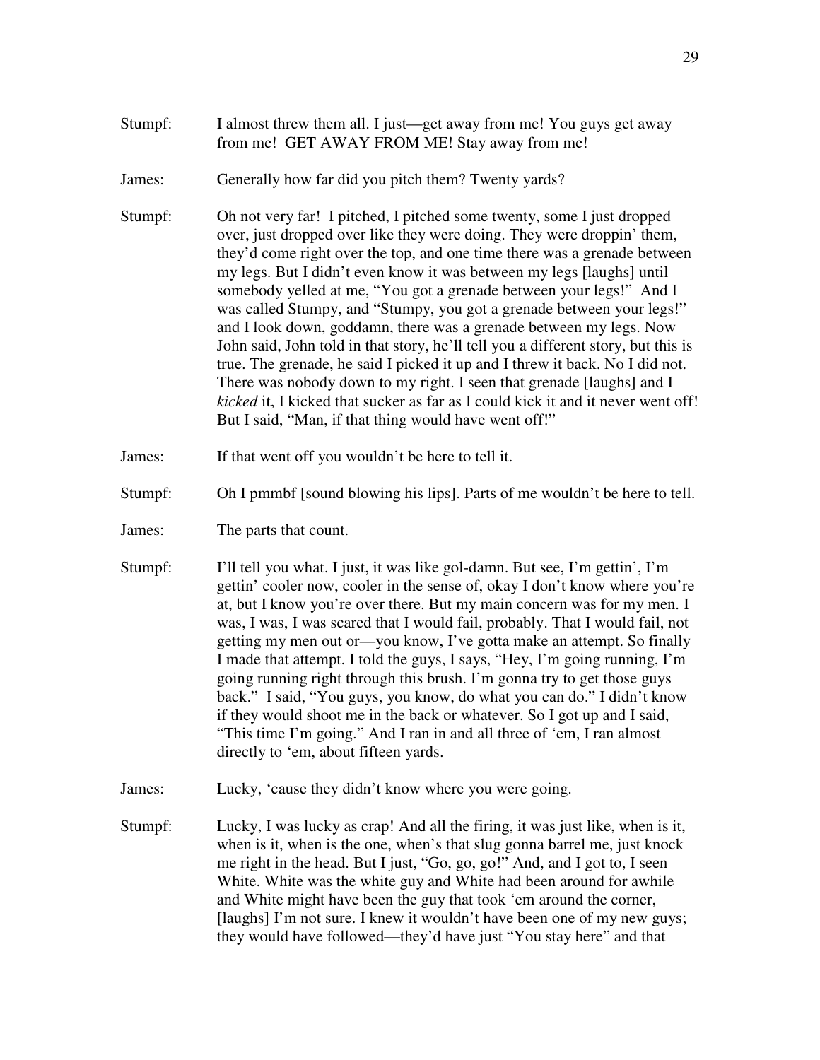Stumpf: I almost threw them all. I just—get away from me! You guys get away from me! GET AWAY FROM ME! Stay away from me!

James: Generally how far did you pitch them? Twenty yards?

Stumpf: Oh not very far! I pitched, I pitched some twenty, some I just dropped over, just dropped over like they were doing. They were droppin' them, they'd come right over the top, and one time there was a grenade between my legs. But I didn't even know it was between my legs [laughs] until somebody yelled at me, "You got a grenade between your legs!" And I was called Stumpy, and "Stumpy, you got a grenade between your legs!" and I look down, goddamn, there was a grenade between my legs. Now John said, John told in that story, he'll tell you a different story, but this is true. The grenade, he said I picked it up and I threw it back. No I did not. There was nobody down to my right. I seen that grenade [laughs] and I *kicked* it, I kicked that sucker as far as I could kick it and it never went off! But I said, "Man, if that thing would have went off!"

James: If that went off you wouldn't be here to tell it.

Stumpf: Oh I pmmbf [sound blowing his lips]. Parts of me wouldn't be here to tell.

James: The parts that count.

Stumpf: I'll tell you what. I just, it was like gol-damn. But see, I'm gettin', I'm gettin' cooler now, cooler in the sense of, okay I don't know where you're at, but I know you're over there. But my main concern was for my men. I was, I was, I was scared that I would fail, probably. That I would fail, not getting my men out or—you know, I've gotta make an attempt. So finally I made that attempt. I told the guys, I says, "Hey, I'm going running, I'm going running right through this brush. I'm gonna try to get those guys back." I said, "You guys, you know, do what you can do." I didn't know if they would shoot me in the back or whatever. So I got up and I said, "This time I'm going." And I ran in and all three of 'em, I ran almost directly to 'em, about fifteen yards.

James: Lucky, 'cause they didn't know where you were going.

Stumpf: Lucky, I was lucky as crap! And all the firing, it was just like, when is it, when is it, when is the one, when's that slug gonna barrel me, just knock me right in the head. But I just, "Go, go, go!" And, and I got to, I seen White. White was the white guy and White had been around for awhile and White might have been the guy that took 'em around the corner, [laughs] I'm not sure. I knew it wouldn't have been one of my new guys; they would have followed—they'd have just "You stay here" and that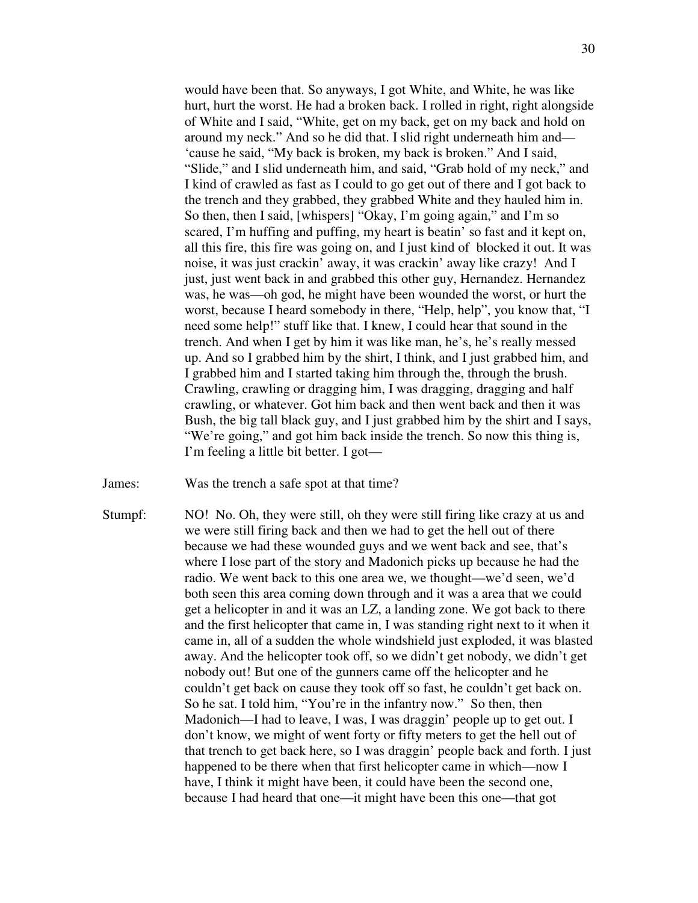would have been that. So anyways, I got White, and White, he was like hurt, hurt the worst. He had a broken back. I rolled in right, right alongside of White and I said, "White, get on my back, get on my back and hold on around my neck." And so he did that. I slid right underneath him and—'cause he said, "My back is broken, my back is broken." And I said, "Slide," and I slid underneath him, and said, "Grab hold of my neck," and I kind of crawled as fast as I could to go get out of there and I got back to the trench and they grabbed, they grabbed White and they hauled him in. So then, then I said, [whispers] "Okay, I'm going again," and I'm so scared, I'm huffing and puffing, my heart is beatin' so fast and it kept on, all this fire, this fire was going on, and I just kind of blocked it out. It was noise, it was just crackin' away, it was crackin' away like crazy! And I just, just went back in and grabbed this other guy, Hernandez. Hernandez was, he was—oh god, he might have been wounded the worst, or hurt the worst, because I heard somebody in there, "Help, help", you know that, "I need some help!" stuff like that. I knew, I could hear that sound in the trench. And when I get by him it was like man, he's, he's really messed up. And so I grabbed him by the shirt, I think, and I just grabbed him, and I grabbed him and I started taking him through the, through the brush. Crawling, crawling or dragging him, I was dragging, dragging and half crawling, or whatever. Got him back and then went back and then it was Bush, the big tall black guy, and I just grabbed him by the shirt and I says, "We're going," and got him back inside the trench. So now this thing is, I'm feeling a little bit better. I got—

James: Was the trench a safe spot at that time?

Stumpf: NO! No. Oh, they were still, oh they were still firing like crazy at us and we were still firing back and then we had to get the hell out of there because we had these wounded guys and we went back and see, that's where I lose part of the story and Madonich picks up because he had the radio. We went back to this one area we, we thought—we'd seen, we'd both seen this area coming down through and it was a area that we could get a helicopter in and it was an LZ, a landing zone. We got back to there and the first helicopter that came in, I was standing right next to it when it came in, all of a sudden the whole windshield just exploded, it was blasted away. And the helicopter took off, so we didn't get nobody, we didn't get nobody out! But one of the gunners came off the helicopter and he couldn't get back on cause they took off so fast, he couldn't get back on. So he sat. I told him, "You're in the infantry now." So then, then Madonich—I had to leave, I was, I was draggin' people up to get out. I don't know, we might of went forty or fifty meters to get the hell out of that trench to get back here, so I was draggin' people back and forth. I just happened to be there when that first helicopter came in which—now I have, I think it might have been, it could have been the second one, because I had heard that one—it might have been this one—that got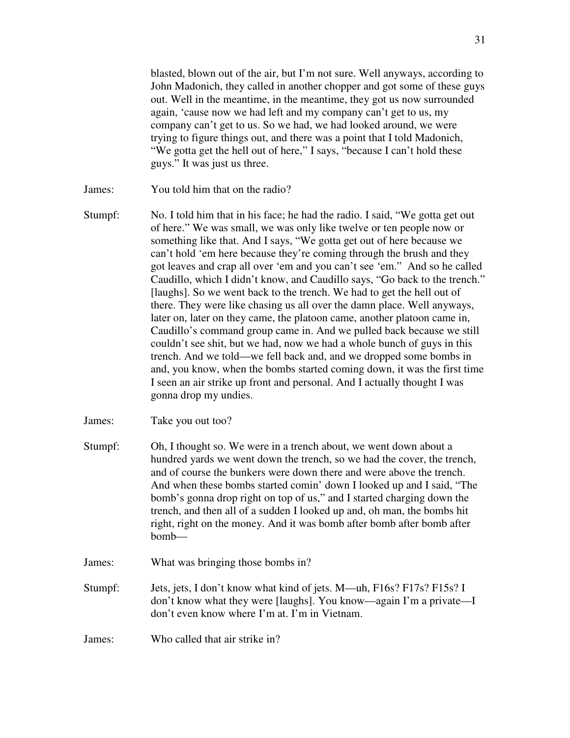blasted, blown out of the air, but I'm not sure. Well anyways, according to John Madonich, they called in another chopper and got some of these guys out. Well in the meantime, in the meantime, they got us now surrounded again, 'cause now we had left and my company can't get to us, my company can't get to us. So we had, we had looked around, we were trying to figure things out, and there was a point that I told Madonich, "We gotta get the hell out of here," I says, "because I can't hold these guys." It was just us three.

James: You told him that on the radio?

Stumpf: No. I told him that in his face; he had the radio. I said, "We gotta get out of here." We was small, we was only like twelve or ten people now or something like that. And I says, "We gotta get out of here because we can't hold 'em here because they're coming through the brush and they got leaves and crap all over 'em and you can't see 'em." And so he called Caudillo, which I didn't know, and Caudillo says, "Go back to the trench." [laughs]. So we went back to the trench. We had to get the hell out of there. They were like chasing us all over the damn place. Well anyways, later on, later on they came, the platoon came, another platoon came in, Caudillo's command group came in. And we pulled back because we still couldn't see shit, but we had, now we had a whole bunch of guys in this trench. And we told—we fell back and, and we dropped some bombs in and, you know, when the bombs started coming down, it was the first time I seen an air strike up front and personal. And I actually thought I was gonna drop my undies.

James: Take you out too?

Stumpf: Oh, I thought so. We were in a trench about, we went down about a hundred yards we went down the trench, so we had the cover, the trench, and of course the bunkers were down there and were above the trench. And when these bombs started comin' down I looked up and I said, "The bomb's gonna drop right on top of us," and I started charging down the trench, and then all of a sudden I looked up and, oh man, the bombs hit right, right on the money. And it was bomb after bomb after bomb after bomb—

James: What was bringing those bombs in?

Stumpf: Jets, jets, I don't know what kind of jets. M—uh, F16s? F17s? F15s? I don't know what they were [laughs]. You know—again I'm a private—I don't even know where I'm at. I'm in Vietnam.

James: Who called that air strike in?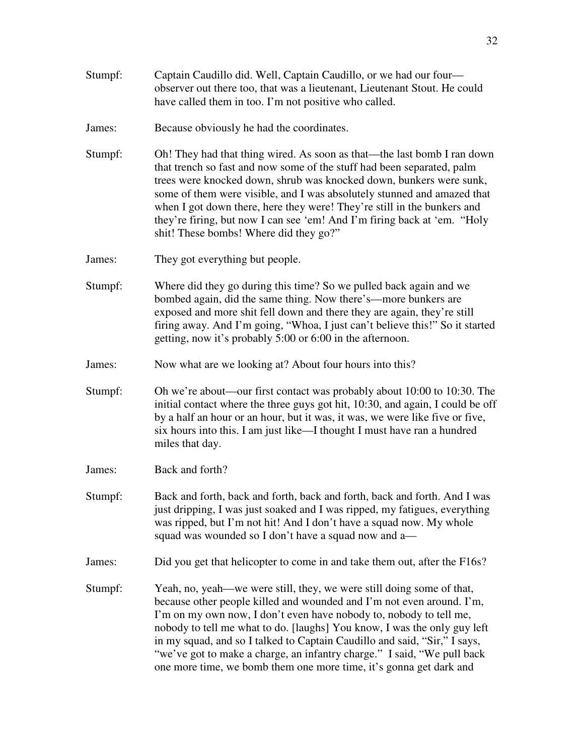Stumpf: Captain Caudillo did. Well, Captain Caudillo, or we had our four—observer out there too, that was a lieutenant, Lieutenant Stout. He could have called them in too. I'm not positive who called.

James: Because obviously he had the coordinates.

Stumpf: Oh! They had that thing wired. As soon as that—the last bomb I ran down that trench so fast and now some of the stuff had been separated, palm trees were knocked down, shrub was knocked down, bunkers were sunk, some of them were visible, and I was absolutely stunned and amazed that when I got down there, here they were! They're still in the bunkers and they're firing, but now I can see 'em! And I'm firing back at 'em. "Holy shit! These bombs! Where did they go?"

James: They got everything but people.

Stumpf: Where did they go during this time? So we pulled back again and we bombed again, did the same thing. Now there's—more bunkers are exposed and more shit fell down and there they are again, they're still firing away. And I'm going, "Whoa, I just can't believe this!" So it started getting, now it's probably 5:00 or 6:00 in the afternoon.

James: Now what are we looking at? About four hours into this?

Stumpf: Oh we're about—our first contact was probably about 10:00 to 10:30. The initial contact where the three guys got hit, 10:30, and again, I could be off by a half an hour or an hour, but it was, it was, we were like five or five, six hours into this. I am just like—I thought I must have ran a hundred miles that day.

James: Back and forth?

Stumpf: Back and forth, back and forth, back and forth, back and forth. And I was just dripping, I was just soaked and I was ripped, my fatigues, everything was ripped, but I'm not hit! And I don't have a squad now. My whole squad was wounded so I don't have a squad now and a—

James: Did you get that helicopter to come in and take them out, after the F16s?

Stumpf: Yeah, no, yeah—we were still, they, we were still doing some of that, because other people killed and wounded and I'm not even around. I'm, I'm on my own now, I don't even have nobody to, nobody to tell me, nobody to tell me what to do. [laughs] You know, I was the only guy left in my squad, and so I talked to Captain Caudillo and said, "Sir," I says, "we've got to make a charge, an infantry charge." I said, "We pull back one more time, we bomb them one more time, it's gonna get dark and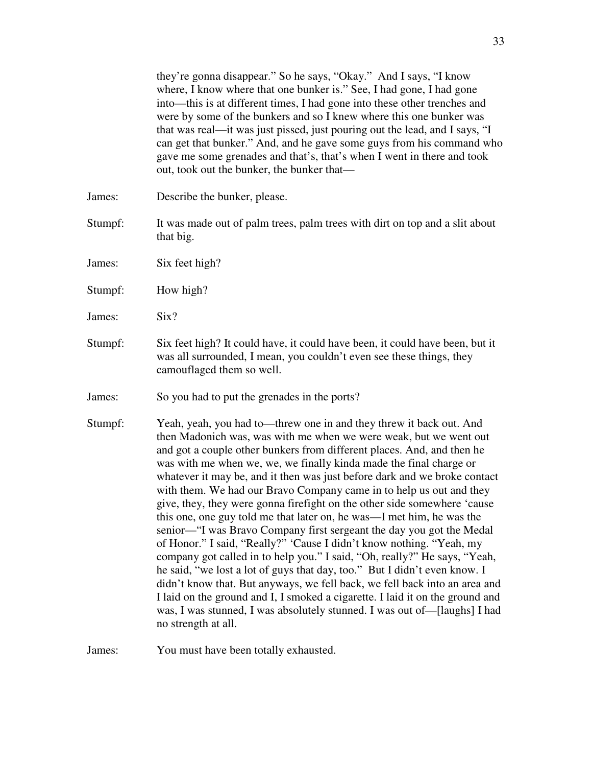they're gonna disappear." So he says, "Okay." And I says, "I know where, I know where that one bunker is." See, I had gone, I had gone into—this is at different times, I had gone into these other trenches and were by some of the bunkers and so I knew where this one bunker was that was real—it was just pissed, just pouring out the lead, and I says, "I can get that bunker." And, and he gave some guys from his command who gave me some grenades and that's, that's when I went in there and took out, took out the bunker, the bunker that—

James: Describe the bunker, please.

Stumpf: It was made out of palm trees, palm trees with dirt on top and a slit about that big.

James: Six feet high?

Stumpf: How high?

James: Six?

Stumpf: Six feet high? It could have, it could have been, it could have been, but it was all surrounded, I mean, you couldn't even see these things, they camouflaged them so well.

James: So you had to put the grenades in the ports?

Stumpf: Yeah, yeah, you had to—threw one in and they threw it back out. And then Madonich was, was with me when we were weak, but we went out and got a couple other bunkers from different places. And, and then he was with me when we, we, we finally kinda made the final charge or whatever it may be, and it then was just before dark and we broke contact with them. We had our Bravo Company came in to help us out and they give, they, they were gonna firefight on the other side somewhere 'cause this one, one guy told me that later on, he was—I met him, he was the senior—"I was Bravo Company first sergeant the day you got the Medal of Honor." I said, "Really?" 'Cause I didn't know nothing. "Yeah, my company got called in to help you." I said, "Oh, really?" He says, "Yeah, he said, "we lost a lot of guys that day, too." But I didn't even know. I didn't know that. But anyways, we fell back, we fell back into an area and I laid on the ground and I, I smoked a cigarette. I laid it on the ground and was, I was stunned, I was absolutely stunned. I was out of—[laughs] I had no strength at all.

James: You must have been totally exhausted.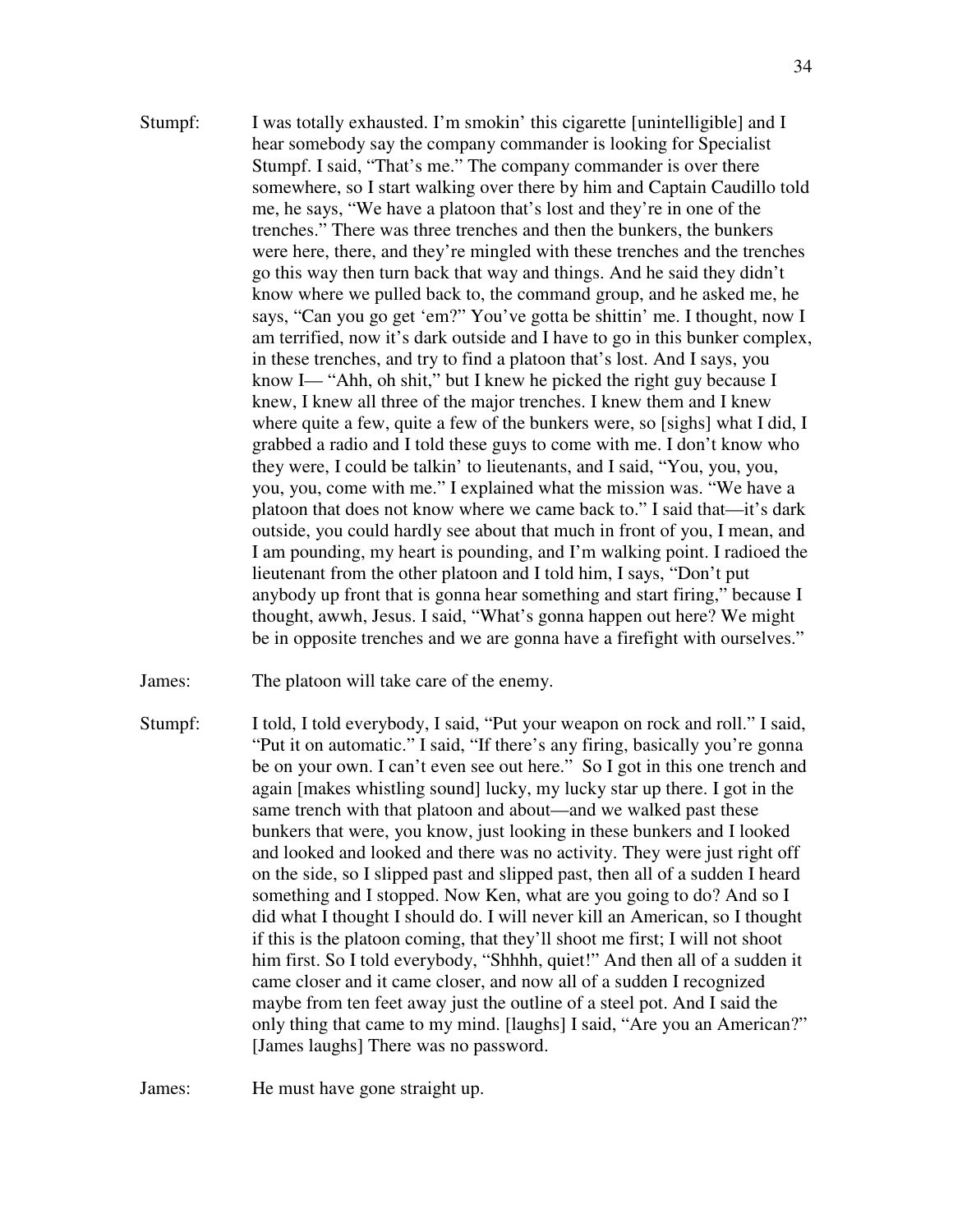Stumpf: I was totally exhausted. I'm smokin' this cigarette [unintelligible] and I hear somebody say the company commander is looking for Specialist Stumpf. I said, "That's me." The company commander is over there somewhere, so I start walking over there by him and Captain Caudillo told me, he says, "We have a platoon that's lost and they're in one of the trenches." There was three trenches and then the bunkers, the bunkers were here, there, and they're mingled with these trenches and the trenches go this way then turn back that way and things. And he said they didn't know where we pulled back to, the command group, and he asked me, he says, "Can you go get 'em?" You've gotta be shittin' me. I thought, now I am terrified, now it's dark outside and I have to go in this bunker complex, in these trenches, and try to find a platoon that's lost. And I says, you know I— "Ahh, oh shit," but I knew he picked the right guy because I knew, I knew all three of the major trenches. I knew them and I knew where quite a few, quite a few of the bunkers were, so [sighs] what I did, I grabbed a radio and I told these guys to come with me. I don't know who they were, I could be talkin' to lieutenants, and I said, "You, you, you, you, you, come with me." I explained what the mission was. "We have a platoon that does not know where we came back to." I said that—it's dark outside, you could hardly see about that much in front of you, I mean, and I am pounding, my heart is pounding, and I'm walking point. I radioed the lieutenant from the other platoon and I told him, I says, "Don't put anybody up front that is gonna hear something and start firing," because I thought, awwh, Jesus. I said, "What's gonna happen out here? We might be in opposite trenches and we are gonna have a firefight with ourselves."

James: The platoon will take care of the enemy.

Stumpf: I told, I told everybody, I said, "Put your weapon on rock and roll." I said, "Put it on automatic." I said, "If there's any firing, basically you're gonna be on your own. I can't even see out here." So I got in this one trench and again [makes whistling sound] lucky, my lucky star up there. I got in the same trench with that platoon and about—and we walked past these bunkers that were, you know, just looking in these bunkers and I looked and looked and looked and there was no activity. They were just right off on the side, so I slipped past and slipped past, then all of a sudden I heard something and I stopped. Now Ken, what are you going to do? And so I did what I thought I should do. I will never kill an American, so I thought if this is the platoon coming, that they'll shoot me first; I will not shoot him first. So I told everybody, "Shhhh, quiet!" And then all of a sudden it came closer and it came closer, and now all of a sudden I recognized maybe from ten feet away just the outline of a steel pot. And I said the only thing that came to my mind. [laughs] I said, "Are you an American?" [James laughs] There was no password.

James: He must have gone straight up.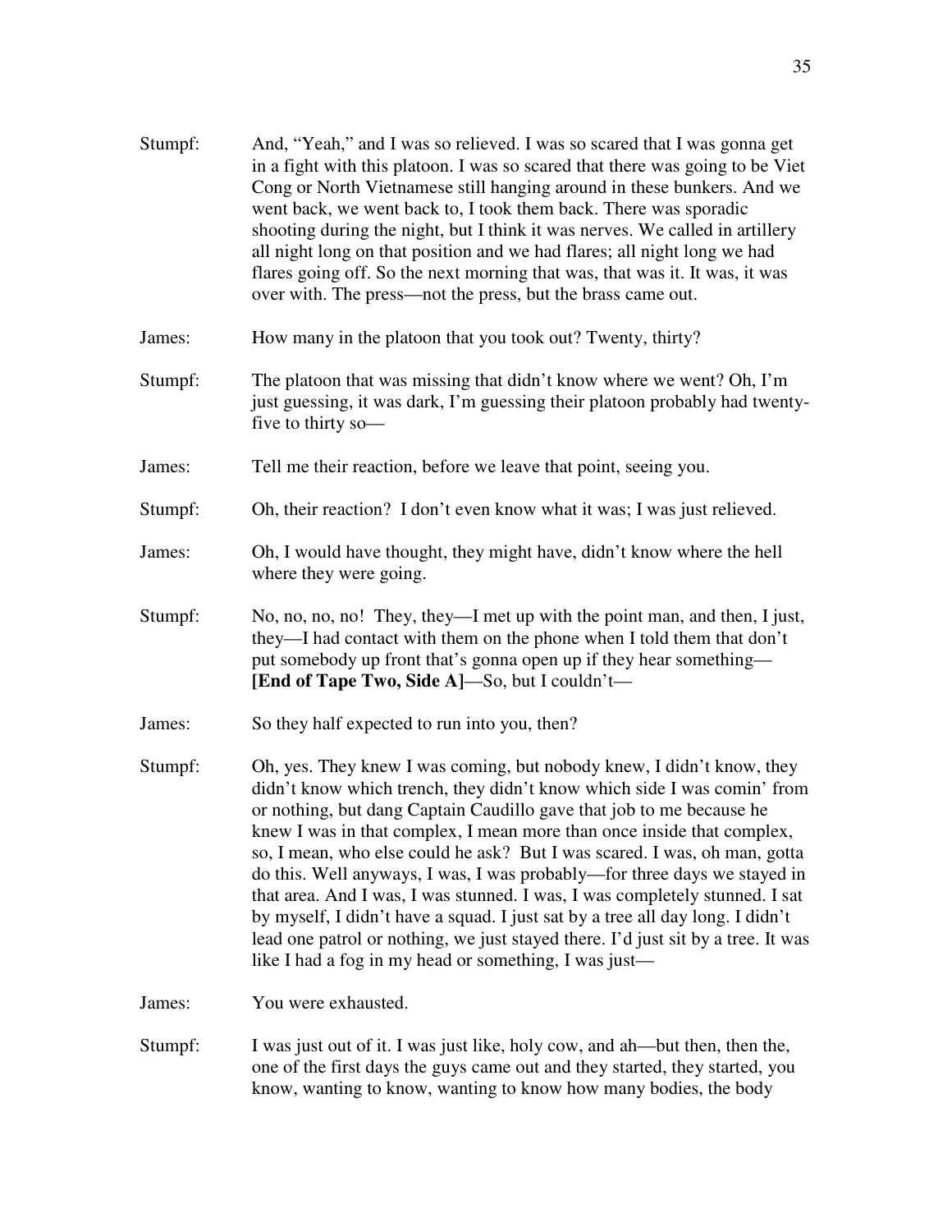Stumpf: And, "Yeah," and I was so relieved. I was so scared that I was gonna get in a fight with this platoon. I was so scared that there was going to be Viet Cong or North Vietnamese still hanging around in these bunkers. And we went back, we went back to, I took them back. There was sporadic shooting during the night, but I think it was nerves. We called in artillery all night long on that position and we had flares; all night long we had flares going off. So the next morning that was, that was it. It was, it was over with. The press—not the press, but the brass came out.

James: How many in the platoon that you took out? Twenty, thirty?

Stumpf: The platoon that was missing that didn't know where we went? Oh, I'm just guessing, it was dark, I'm guessing their platoon probably had twenty-five to thirty so—

James: Tell me their reaction, before we leave that point, seeing you.

Stumpf: Oh, their reaction? I don't even know what it was; I was just relieved.

James: Oh, I would have thought, they might have, didn't know where the hell where they were going.

Stumpf: No, no, no, no! They, they—I met up with the point man, and then, I just, they—I had contact with them on the phone when I told them that don't put somebody up front that's gonna open up if they hear something— **[End of Tape Two, Side A]**—So, but I couldn't—

James: So they half expected to run into you, then?

Stumpf: Oh, yes. They knew I was coming, but nobody knew, I didn't know, they didn't know which trench, they didn't know which side I was comin' from or nothing, but dang Captain Caudillo gave that job to me because he knew I was in that complex, I mean more than once inside that complex, so, I mean, who else could he ask? But I was scared. I was, oh man, gotta do this. Well anyways, I was, I was probably—for three days we stayed in that area. And I was, I was stunned. I was, I was completely stunned. I sat by myself, I didn't have a squad. I just sat by a tree all day long. I didn't lead one patrol or nothing, we just stayed there. I'd just sit by a tree. It was like I had a fog in my head or something, I was just—

James: You were exhausted.

Stumpf: I was just out of it. I was just like, holy cow, and ah—but then, then the, one of the first days the guys came out and they started, they started, you know, wanting to know, wanting to know how many bodies, the body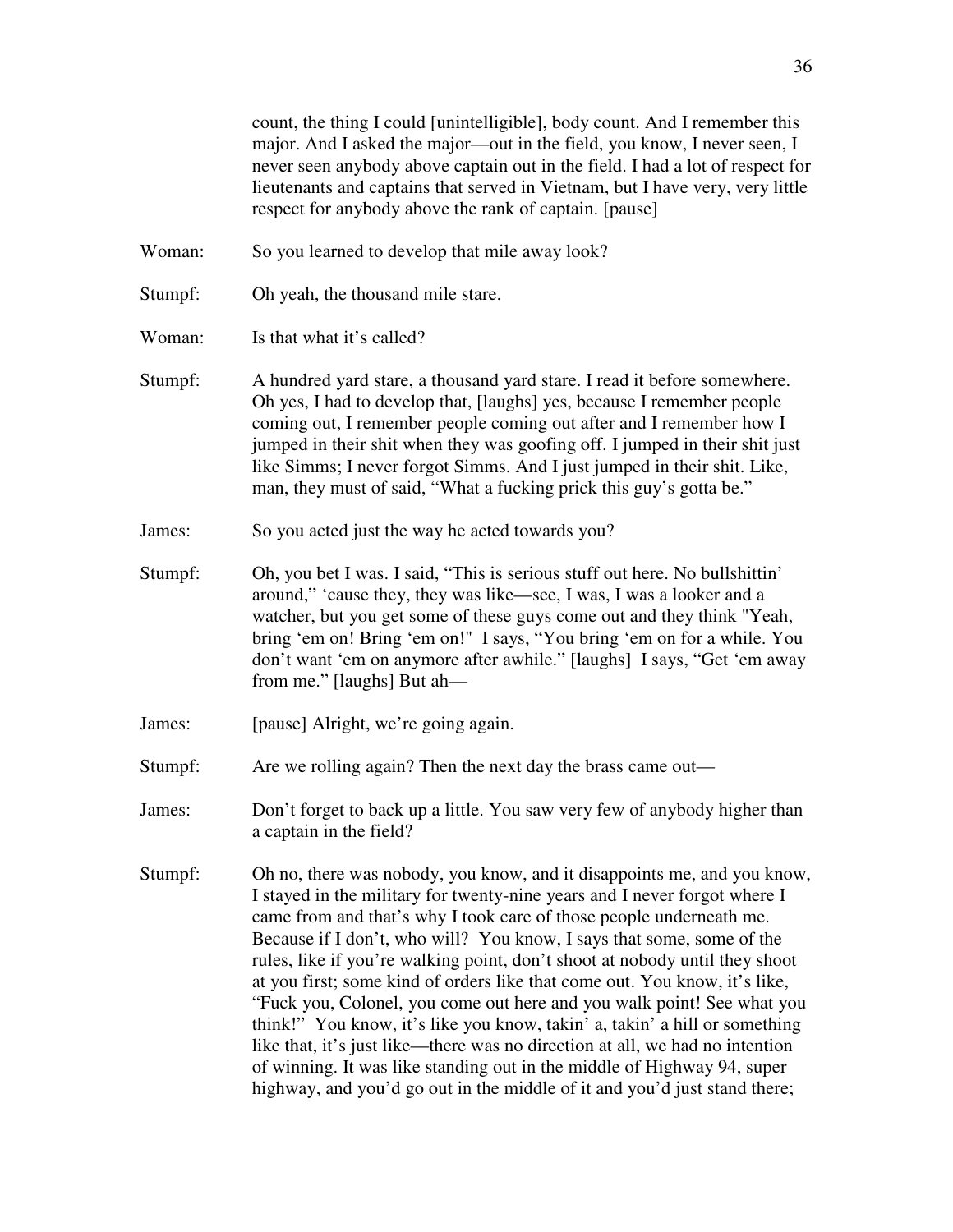count, the thing I could [unintelligible], body count. And I remember this major. And I asked the major—out in the field, you know, I never seen, I never seen anybody above captain out in the field. I had a lot of respect for lieutenants and captains that served in Vietnam, but I have very, very little respect for anybody above the rank of captain. [pause]

Woman: So you learned to develop that mile away look?

Stumpf: Oh yeah, the thousand mile stare.

Woman: Is that what it's called?

Stumpf: A hundred yard stare, a thousand yard stare. I read it before somewhere. Oh yes, I had to develop that, [laughs] yes, because I remember people coming out, I remember people coming out after and I remember how I jumped in their shit when they was goofing off. I jumped in their shit just like Simms; I never forgot Simms. And I just jumped in their shit. Like, man, they must of said, "What a fucking prick this guy's gotta be."

James: So you acted just the way he acted towards you?

Stumpf: Oh, you bet I was. I said, "This is serious stuff out here. No bullshittin' around," 'cause they, they was like—see, I was, I was a looker and a watcher, but you get some of these guys come out and they think "Yeah, bring 'em on! Bring 'em on!" I says, "You bring 'em on for a while. You don't want 'em on anymore after awhile." [laughs] I says, "Get 'em away from me." [laughs] But ah—

James: [pause] Alright, we're going again.

Stumpf: Are we rolling again? Then the next day the brass came out—

James: Don't forget to back up a little. You saw very few of anybody higher than a captain in the field?

Stumpf: Oh no, there was nobody, you know, and it disappoints me, and you know, I stayed in the military for twenty-nine years and I never forgot where I came from and that's why I took care of those people underneath me. Because if I don't, who will? You know, I says that some, some of the rules, like if you're walking point, don't shoot at nobody until they shoot at you first; some kind of orders like that come out. You know, it's like, "Fuck you, Colonel, you come out here and you walk point! See what you think!" You know, it's like you know, takin' a, takin' a hill or something like that, it's just like—there was no direction at all, we had no intention of winning. It was like standing out in the middle of Highway 94, super highway, and you'd go out in the middle of it and you'd just stand there;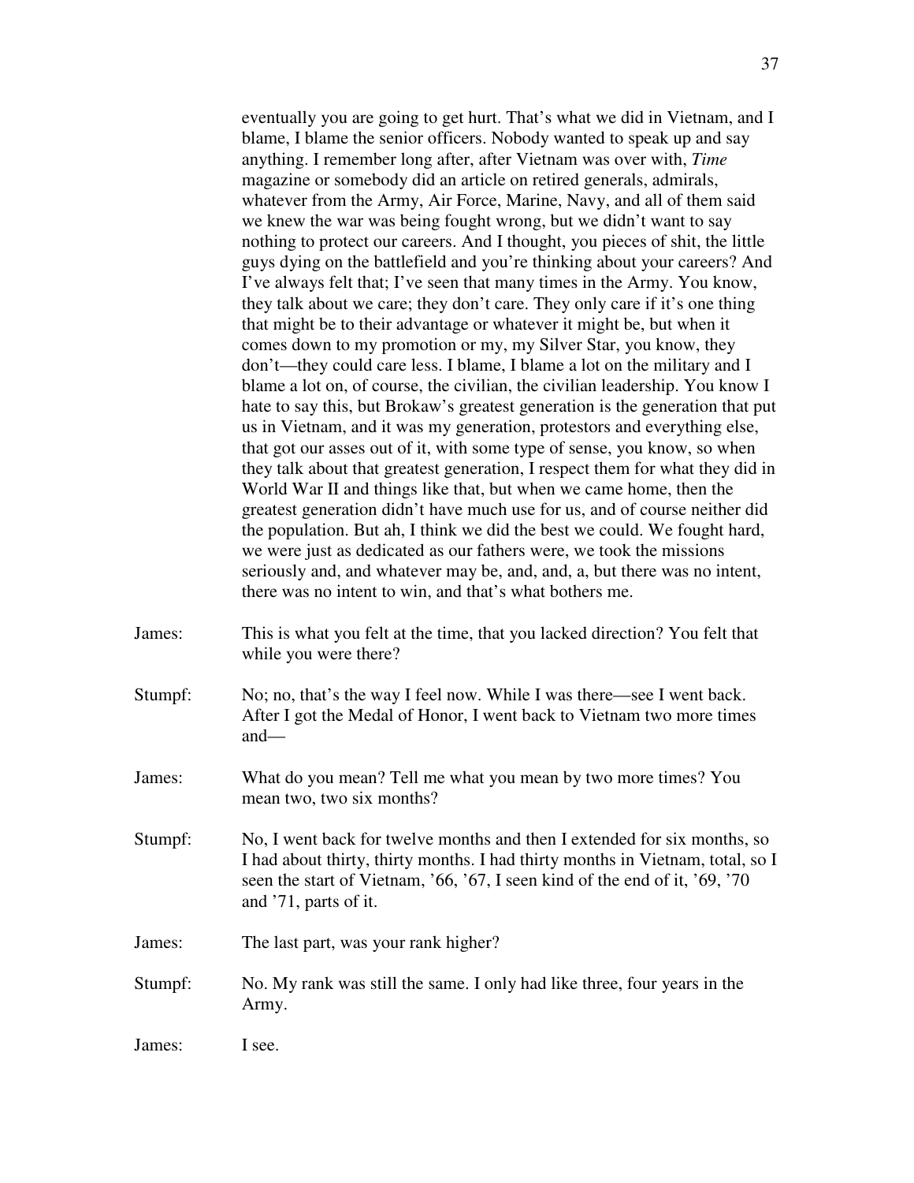eventually you are going to get hurt. That's what we did in Vietnam, and I blame, I blame the senior officers. Nobody wanted to speak up and say anything. I remember long after, after Vietnam was over with, *Time* magazine or somebody did an article on retired generals, admirals, whatever from the Army, Air Force, Marine, Navy, and all of them said we knew the war was being fought wrong, but we didn't want to say nothing to protect our careers. And I thought, you pieces of shit, the little guys dying on the battlefield and you're thinking about your careers? And I've always felt that; I've seen that many times in the Army. You know, they talk about we care; they don't care. They only care if it's one thing that might be to their advantage or whatever it might be, but when it comes down to my promotion or my, my Silver Star, you know, they don't—they could care less. I blame, I blame a lot on the military and I blame a lot on, of course, the civilian, the civilian leadership. You know I hate to say this, but Brokaw's greatest generation is the generation that put us in Vietnam, and it was my generation, protestors and everything else, that got our asses out of it, with some type of sense, you know, so when they talk about that greatest generation, I respect them for what they did in World War II and things like that, but when we came home, then the greatest generation didn't have much use for us, and of course neither did the population. But ah, I think we did the best we could. We fought hard, we were just as dedicated as our fathers were, we took the missions seriously and, and whatever may be, and, and, a, but there was no intent, there was no intent to win, and that's what bothers me.

James: This is what you felt at the time, that you lacked direction? You felt that while you were there?

Stumpf: No; no, that's the way I feel now. While I was there—see I went back. After I got the Medal of Honor, I went back to Vietnam two more times and—

James: What do you mean? Tell me what you mean by two more times? You mean two, two six months?

Stumpf: No, I went back for twelve months and then I extended for six months, so I had about thirty, thirty months. I had thirty months in Vietnam, total, so I seen the start of Vietnam, '66, '67, I seen kind of the end of it, '69, '70 and '71, parts of it.

James: The last part, was your rank higher?

Stumpf: No. My rank was still the same. I only had like three, four years in the Army.

James: I see.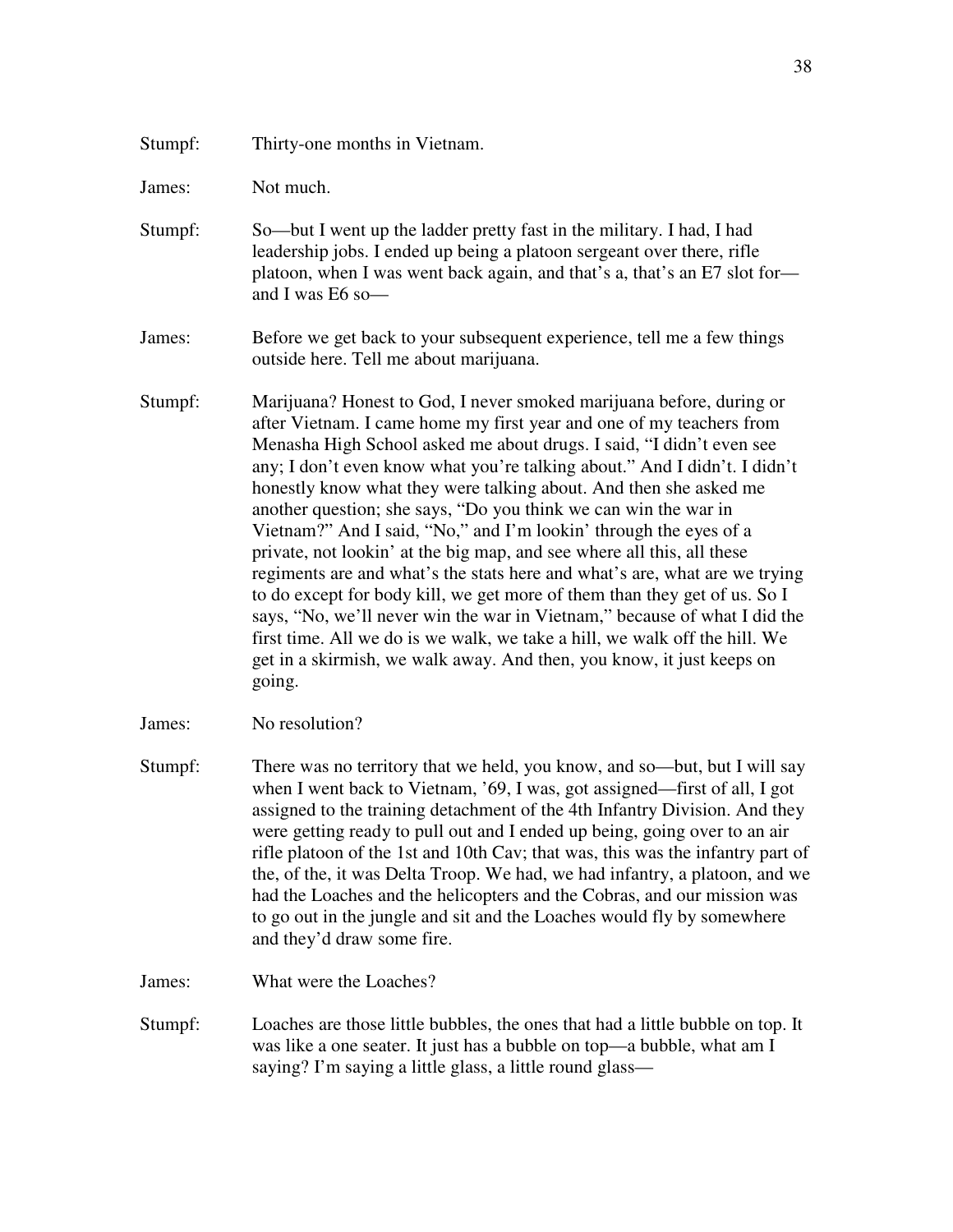Stumpf: Thirty-one months in Vietnam.

James: Not much.

Stumpf: So—but I went up the ladder pretty fast in the military. I had, I had leadership jobs. I ended up being a platoon sergeant over there, rifle platoon, when I was went back again, and that's a, that's an E7 slot for—and I was E6 so—

James: Before we get back to your subsequent experience, tell me a few things outside here. Tell me about marijuana.

Stumpf: Marijuana? Honest to God, I never smoked marijuana before, during or after Vietnam. I came home my first year and one of my teachers from Menasha High School asked me about drugs. I said, "I didn't even see any; I don't even know what you're talking about." And I didn't. I didn't honestly know what they were talking about. And then she asked me another question; she says, "Do you think we can win the war in Vietnam?" And I said, "No," and I'm lookin' through the eyes of a private, not lookin' at the big map, and see where all this, all these regiments are and what's the stats here and what's are, what are we trying to do except for body kill, we get more of them than they get of us. So I says, "No, we'll never win the war in Vietnam," because of what I did the first time. All we do is we walk, we take a hill, we walk off the hill. We get in a skirmish, we walk away. And then, you know, it just keeps on going.

James: No resolution?

Stumpf: There was no territory that we held, you know, and so—but, but I will say when I went back to Vietnam, '69, I was, got assigned—first of all, I got assigned to the training detachment of the 4th Infantry Division. And they were getting ready to pull out and I ended up being, going over to an air rifle platoon of the 1st and 10th Cav; that was, this was the infantry part of the, of the, it was Delta Troop. We had, we had infantry, a platoon, and we had the Loaches and the helicopters and the Cobras, and our mission was to go out in the jungle and sit and the Loaches would fly by somewhere and they'd draw some fire.

James: What were the Loaches?

Stumpf: Loaches are those little bubbles, the ones that had a little bubble on top. It was like a one seater. It just has a bubble on top—a bubble, what am I saying? I'm saying a little glass, a little round glass—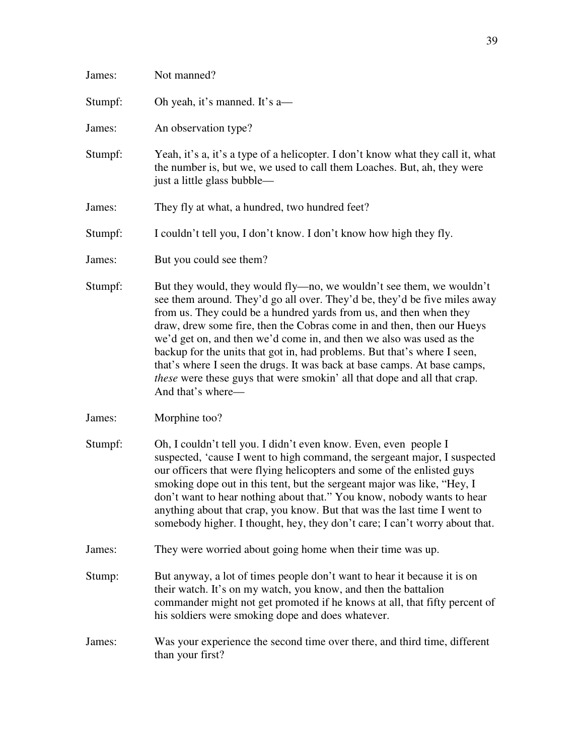James: Not manned?

Stumpf: Oh yeah, it's manned. It's a—

James: An observation type?

Stumpf: Yeah, it's a, it's a type of a helicopter. I don't know what they call it, what the number is, but we, we used to call them Loaches. But, ah, they were just a little glass bubble—

James: They fly at what, a hundred, two hundred feet?

Stumpf: I couldn't tell you, I don't know. I don't know how high they fly.

James: But you could see them?

Stumpf: But they would, they would fly—no, we wouldn't see them, we wouldn't see them around. They'd go all over. They'd be, they'd be five miles away from us. They could be a hundred yards from us, and then when they draw, drew some fire, then the Cobras come in and then, then our Hueys we'd get on, and then we'd come in, and then we also was used as the backup for the units that got in, had problems. But that's where I seen, that's where I seen the drugs. It was back at base camps. At base camps, *these* were these guys that were smokin' all that dope and all that crap. And that's where—

James: Morphine too?

Stumpf: Oh, I couldn't tell you. I didn't even know. Even, even people I suspected, 'cause I went to high command, the sergeant major, I suspected our officers that were flying helicopters and some of the enlisted guys smoking dope out in this tent, but the sergeant major was like, "Hey, I don't want to hear nothing about that." You know, nobody wants to hear anything about that crap, you know. But that was the last time I went to somebody higher. I thought, hey, they don't care; I can't worry about that.

James: They were worried about going home when their time was up.

Stump: But anyway, a lot of times people don't want to hear it because it is on their watch. It's on my watch, you know, and then the battalion commander might not get promoted if he knows at all, that fifty percent of his soldiers were smoking dope and does whatever.

James: Was your experience the second time over there, and third time, different than your first?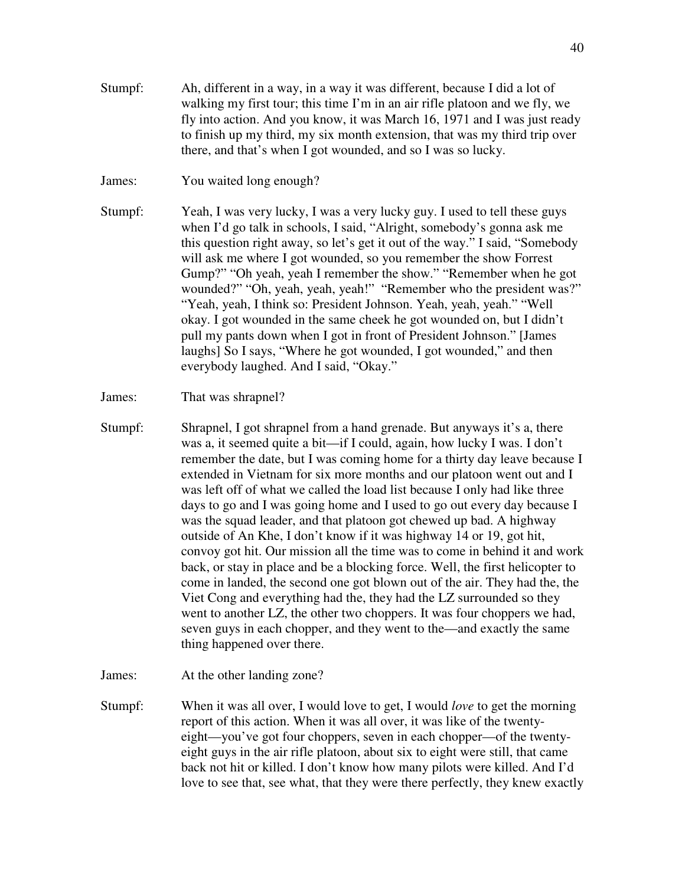Stumpf: Ah, different in a way, in a way it was different, because I did a lot of walking my first tour; this time I'm in an air rifle platoon and we fly, we fly into action. And you know, it was March 16, 1971 and I was just ready to finish up my third, my six month extension, that was my third trip over there, and that's when I got wounded, and so I was so lucky.

James: You waited long enough?

Stumpf: Yeah, I was very lucky, I was a very lucky guy. I used to tell these guys when I'd go talk in schools, I said, "Alright, somebody's gonna ask me this question right away, so let's get it out of the way." I said, "Somebody will ask me where I got wounded, so you remember the show Forrest Gump?" "Oh yeah, yeah I remember the show." "Remember when he got wounded?" "Oh, yeah, yeah, yeah!" "Remember who the president was?" "Yeah, yeah, I think so: President Johnson. Yeah, yeah, yeah." "Well okay. I got wounded in the same cheek he got wounded on, but I didn't pull my pants down when I got in front of President Johnson." [James laughs] So I says, "Where he got wounded, I got wounded," and then everybody laughed. And I said, "Okay."

James: That was shrapnel?

Stumpf: Shrapnel, I got shrapnel from a hand grenade. But anyways it's a, there was a, it seemed quite a bit—if I could, again, how lucky I was. I don't remember the date, but I was coming home for a thirty day leave because I extended in Vietnam for six more months and our platoon went out and I was left off of what we called the load list because I only had like three days to go and I was going home and I used to go out every day because I was the squad leader, and that platoon got chewed up bad. A highway outside of An Khe, I don't know if it was highway 14 or 19, got hit, convoy got hit. Our mission all the time was to come in behind it and work back, or stay in place and be a blocking force. Well, the first helicopter to come in landed, the second one got blown out of the air. They had the, the Viet Cong and everything had the, they had the LZ surrounded so they went to another LZ, the other two choppers. It was four choppers we had, seven guys in each chopper, and they went to the—and exactly the same thing happened over there.

James: At the other landing zone?

Stumpf: When it was all over, I would love to get, I would *love* to get the morning report of this action. When it was all over, it was like of the twenty-eight—you've got four choppers, seven in each chopper—of the twenty-eight guys in the air rifle platoon, about six to eight were still, that came back not hit or killed. I don't know how many pilots were killed. And I'd love to see that, see what, that they were there perfectly, they knew exactly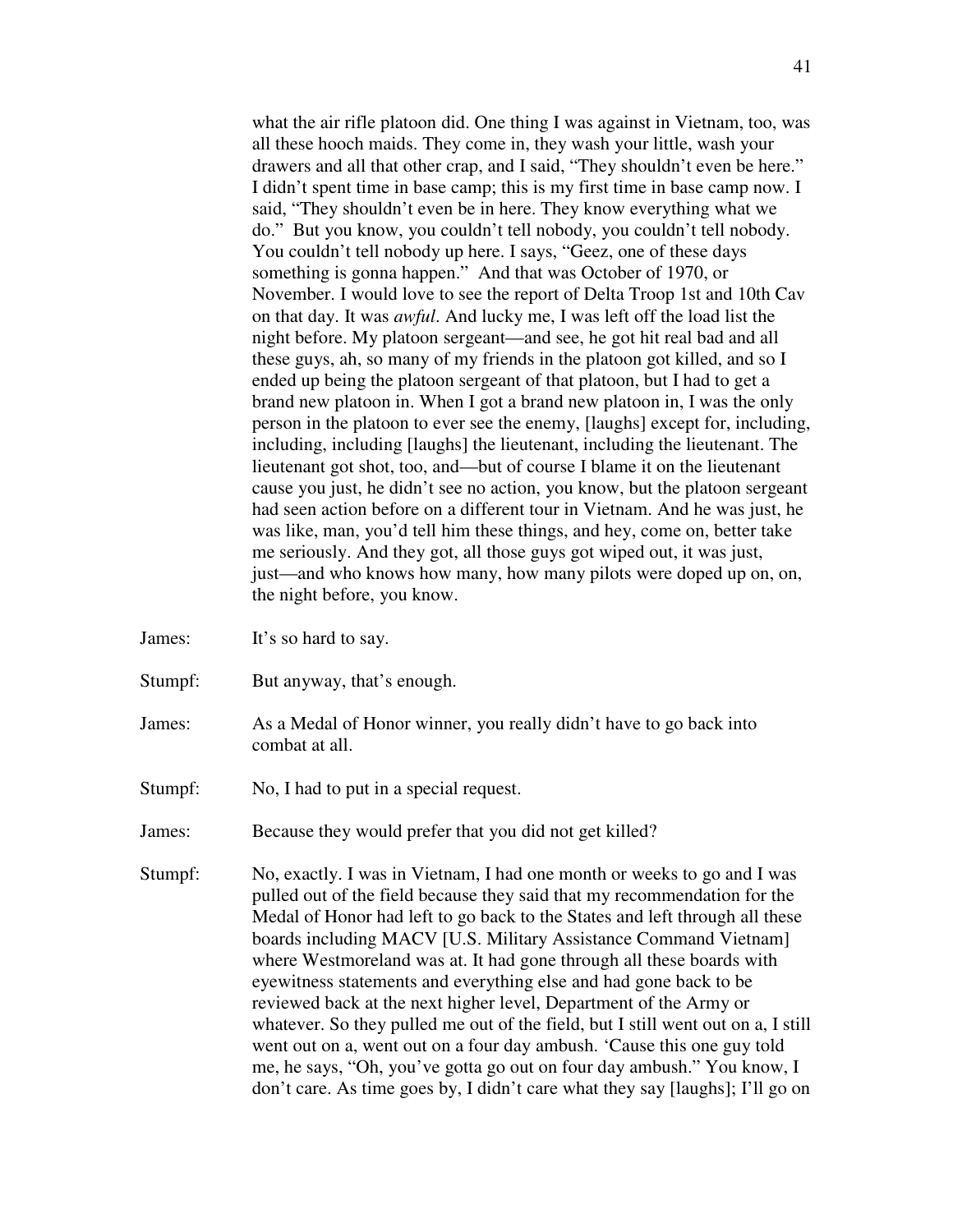what the air rifle platoon did. One thing I was against in Vietnam, too, was all these hooch maids. They come in, they wash your little, wash your drawers and all that other crap, and I said, "They shouldn't even be here." I didn't spent time in base camp; this is my first time in base camp now. I said, "They shouldn't even be in here. They know everything what we do." But you know, you couldn't tell nobody, you couldn't tell nobody. You couldn't tell nobody up here. I says, "Geez, one of these days something is gonna happen." And that was October of 1970, or November. I would love to see the report of Delta Troop 1st and 10th Cav on that day. It was *awful*. And lucky me, I was left off the load list the night before. My platoon sergeant—and see, he got hit real bad and all these guys, ah, so many of my friends in the platoon got killed, and so I ended up being the platoon sergeant of that platoon, but I had to get a brand new platoon in. When I got a brand new platoon in, I was the only person in the platoon to ever see the enemy, [laughs] except for, including, including, including [laughs] the lieutenant, including the lieutenant. The lieutenant got shot, too, and—but of course I blame it on the lieutenant cause you just, he didn't see no action, you know, but the platoon sergeant had seen action before on a different tour in Vietnam. And he was just, he was like, man, you'd tell him these things, and hey, come on, better take me seriously. And they got, all those guys got wiped out, it was just, just—and who knows how many, how many pilots were doped up on, on, the night before, you know.

James: It's so hard to say.

Stumpf: But anyway, that's enough.

James: As a Medal of Honor winner, you really didn't have to go back into combat at all.

Stumpf: No, I had to put in a special request.

James: Because they would prefer that you did not get killed?

Stumpf: No, exactly. I was in Vietnam, I had one month or weeks to go and I was pulled out of the field because they said that my recommendation for the Medal of Honor had left to go back to the States and left through all these boards including MACV [U.S. Military Assistance Command Vietnam] where Westmoreland was at. It had gone through all these boards with eyewitness statements and everything else and had gone back to be reviewed back at the next higher level, Department of the Army or whatever. So they pulled me out of the field, but I still went out on a, I still went out on a, went out on a four day ambush. 'Cause this one guy told me, he says, "Oh, you've gotta go out on four day ambush." You know, I don't care. As time goes by, I didn't care what they say [laughs]; I'll go on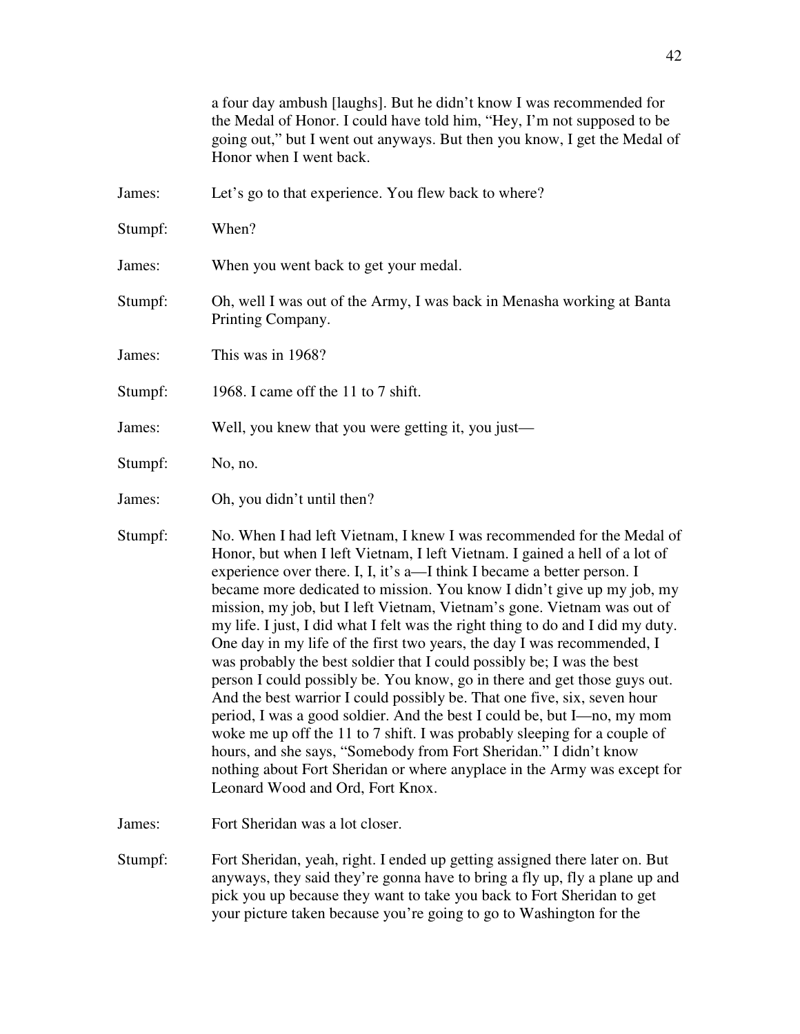a four day ambush [laughs]. But he didn't know I was recommended for the Medal of Honor. I could have told him, "Hey, I'm not supposed to be going out," but I went out anyways. But then you know, I get the Medal of Honor when I went back.

James: Let's go to that experience. You flew back to where?

Stumpf: When?

James: When you went back to get your medal.

Stumpf: Oh, well I was out of the Army, I was back in Menasha working at Banta Printing Company.

James: This was in 1968?

Stumpf: 1968. I came off the 11 to 7 shift.

James: Well, you knew that you were getting it, you just—

Stumpf: No, no.

James: Oh, you didn't until then?

Stumpf: No. When I had left Vietnam, I knew I was recommended for the Medal of Honor, but when I left Vietnam, I left Vietnam. I gained a hell of a lot of experience over there. I, I, it's a—I think I became a better person. I became more dedicated to mission. You know I didn't give up my job, my mission, my job, but I left Vietnam, Vietnam's gone. Vietnam was out of my life. I just, I did what I felt was the right thing to do and I did my duty. One day in my life of the first two years, the day I was recommended, I was probably the best soldier that I could possibly be; I was the best person I could possibly be. You know, go in there and get those guys out. And the best warrior I could possibly be. That one five, six, seven hour period, I was a good soldier. And the best I could be, but I—no, my mom woke me up off the 11 to 7 shift. I was probably sleeping for a couple of hours, and she says, "Somebody from Fort Sheridan." I didn't know nothing about Fort Sheridan or where anyplace in the Army was except for Leonard Wood and Ord, Fort Knox.

James: Fort Sheridan was a lot closer.

Stumpf: Fort Sheridan, yeah, right. I ended up getting assigned there later on. But anyways, they said they're gonna have to bring a fly up, fly a plane up and pick you up because they want to take you back to Fort Sheridan to get your picture taken because you're going to go to Washington for the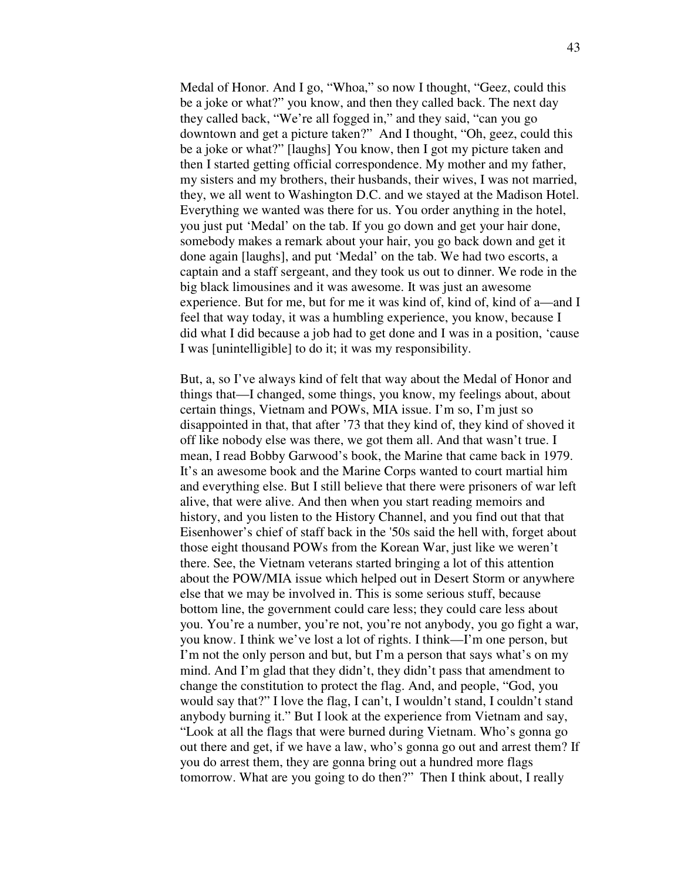Medal of Honor. And I go, "Whoa," so now I thought, "Geez, could this be a joke or what?" you know, and then they called back. The next day they called back, "We're all fogged in," and they said, "can you go downtown and get a picture taken?" And I thought, "Oh, geez, could this be a joke or what?" [laughs] You know, then I got my picture taken and then I started getting official correspondence. My mother and my father, my sisters and my brothers, their husbands, their wives, I was not married, they, we all went to Washington D.C. and we stayed at the Madison Hotel. Everything we wanted was there for us. You order anything in the hotel, you just put 'Medal' on the tab. If you go down and get your hair done, somebody makes a remark about your hair, you go back down and get it done again [laughs], and put 'Medal' on the tab. We had two escorts, a captain and a staff sergeant, and they took us out to dinner. We rode in the big black limousines and it was awesome. It was just an awesome experience. But for me, but for me it was kind of, kind of, kind of a—and I feel that way today, it was a humbling experience, you know, because I did what I did because a job had to get done and I was in a position, 'cause I was [unintelligible] to do it; it was my responsibility.

But, a, so I've always kind of felt that way about the Medal of Honor and things that—I changed, some things, you know, my feelings about, about certain things, Vietnam and POWs, MIA issue. I'm so, I'm just so disappointed in that, that after '73 that they kind of, they kind of shoved it off like nobody else was there, we got them all. And that wasn't true. I mean, I read Bobby Garwood's book, the Marine that came back in 1979. It's an awesome book and the Marine Corps wanted to court martial him and everything else. But I still believe that there were prisoners of war left alive, that were alive. And then when you start reading memoirs and history, and you listen to the History Channel, and you find out that that Eisenhower's chief of staff back in the '50s said the hell with, forget about those eight thousand POWs from the Korean War, just like we weren't there. See, the Vietnam veterans started bringing a lot of this attention about the POW/MIA issue which helped out in Desert Storm or anywhere else that we may be involved in. This is some serious stuff, because bottom line, the government could care less; they could care less about you. You're a number, you're not, you're not anybody, you go fight a war, you know. I think we've lost a lot of rights. I think—I'm one person, but I'm not the only person and but, but I'm a person that says what's on my mind. And I'm glad that they didn't, they didn't pass that amendment to change the constitution to protect the flag. And, and people, "God, you would say that?" I love the flag, I can't, I wouldn't stand, I couldn't stand anybody burning it." But I look at the experience from Vietnam and say, "Look at all the flags that were burned during Vietnam. Who's gonna go out there and get, if we have a law, who's gonna go out and arrest them? If you do arrest them, they are gonna bring out a hundred more flags tomorrow. What are you going to do then?" Then I think about, I really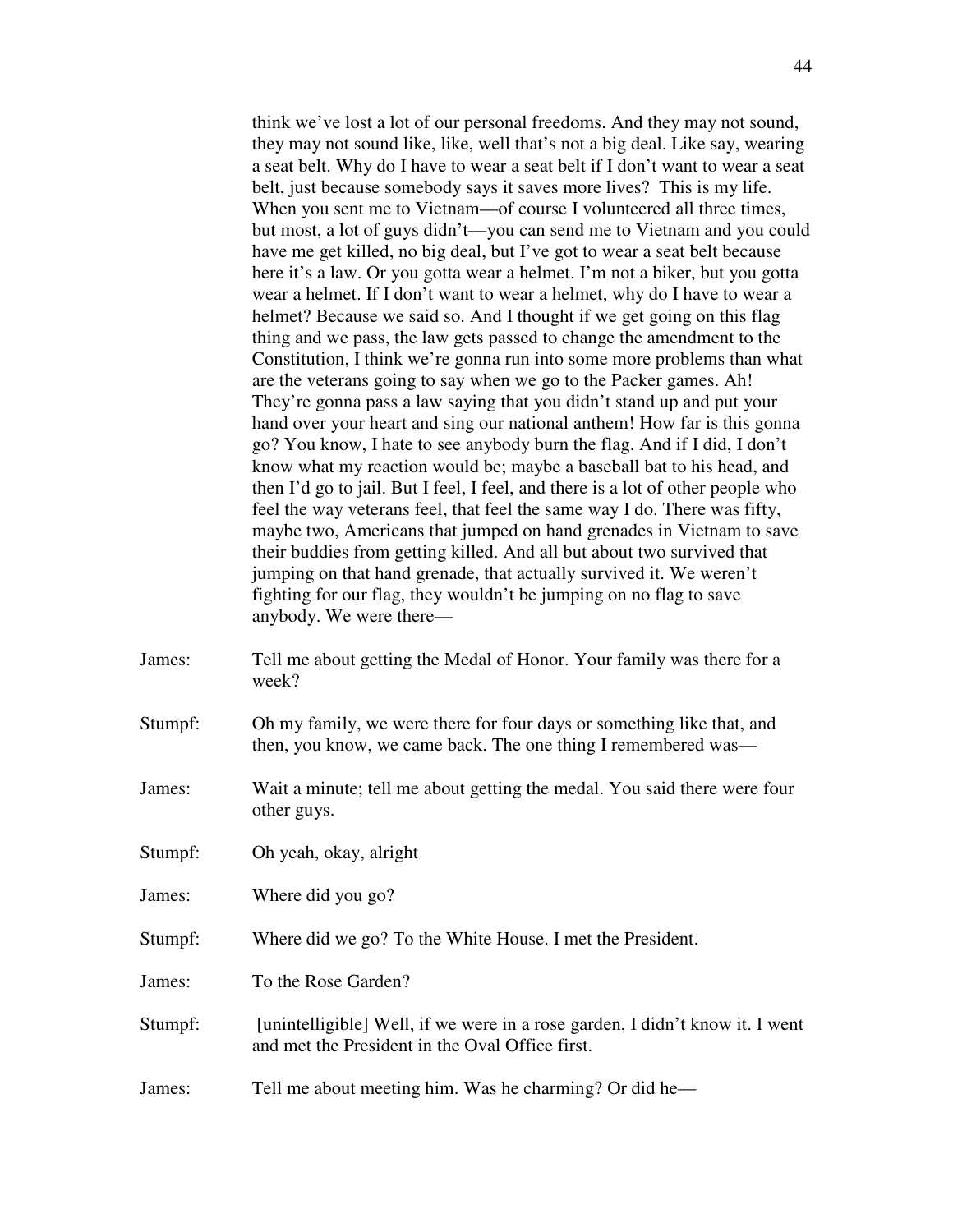think we've lost a lot of our personal freedoms. And they may not sound, they may not sound like, like, well that's not a big deal. Like say, wearing a seat belt. Why do I have to wear a seat belt if I don't want to wear a seat belt, just because somebody says it saves more lives? This is my life. When you sent me to Vietnam—of course I volunteered all three times, but most, a lot of guys didn't—you can send me to Vietnam and you could have me get killed, no big deal, but I've got to wear a seat belt because here it's a law. Or you gotta wear a helmet. I'm not a biker, but you gotta wear a helmet. If I don't want to wear a helmet, why do I have to wear a helmet? Because we said so. And I thought if we get going on this flag thing and we pass, the law gets passed to change the amendment to the Constitution, I think we're gonna run into some more problems than what are the veterans going to say when we go to the Packer games. Ah! They're gonna pass a law saying that you didn't stand up and put your hand over your heart and sing our national anthem! How far is this gonna go? You know, I hate to see anybody burn the flag. And if I did, I don't know what my reaction would be; maybe a baseball bat to his head, and then I'd go to jail. But I feel, I feel, and there is a lot of other people who feel the way veterans feel, that feel the same way I do. There was fifty, maybe two, Americans that jumped on hand grenades in Vietnam to save their buddies from getting killed. And all but about two survived that jumping on that hand grenade, that actually survived it. We weren't fighting for our flag, they wouldn't be jumping on no flag to save anybody. We were there—

James: Tell me about getting the Medal of Honor. Your family was there for a week?

Stumpf: Oh my family, we were there for four days or something like that, and then, you know, we came back. The one thing I remembered was—

James: Wait a minute; tell me about getting the medal. You said there were four other guys.

Stumpf: Oh yeah, okay, alright

James: Where did you go?

Stumpf: Where did we go? To the White House. I met the President.

James: To the Rose Garden?

Stumpf: [unintelligible] Well, if we were in a rose garden, I didn't know it. I went and met the President in the Oval Office first.

James: Tell me about meeting him. Was he charming? Or did he—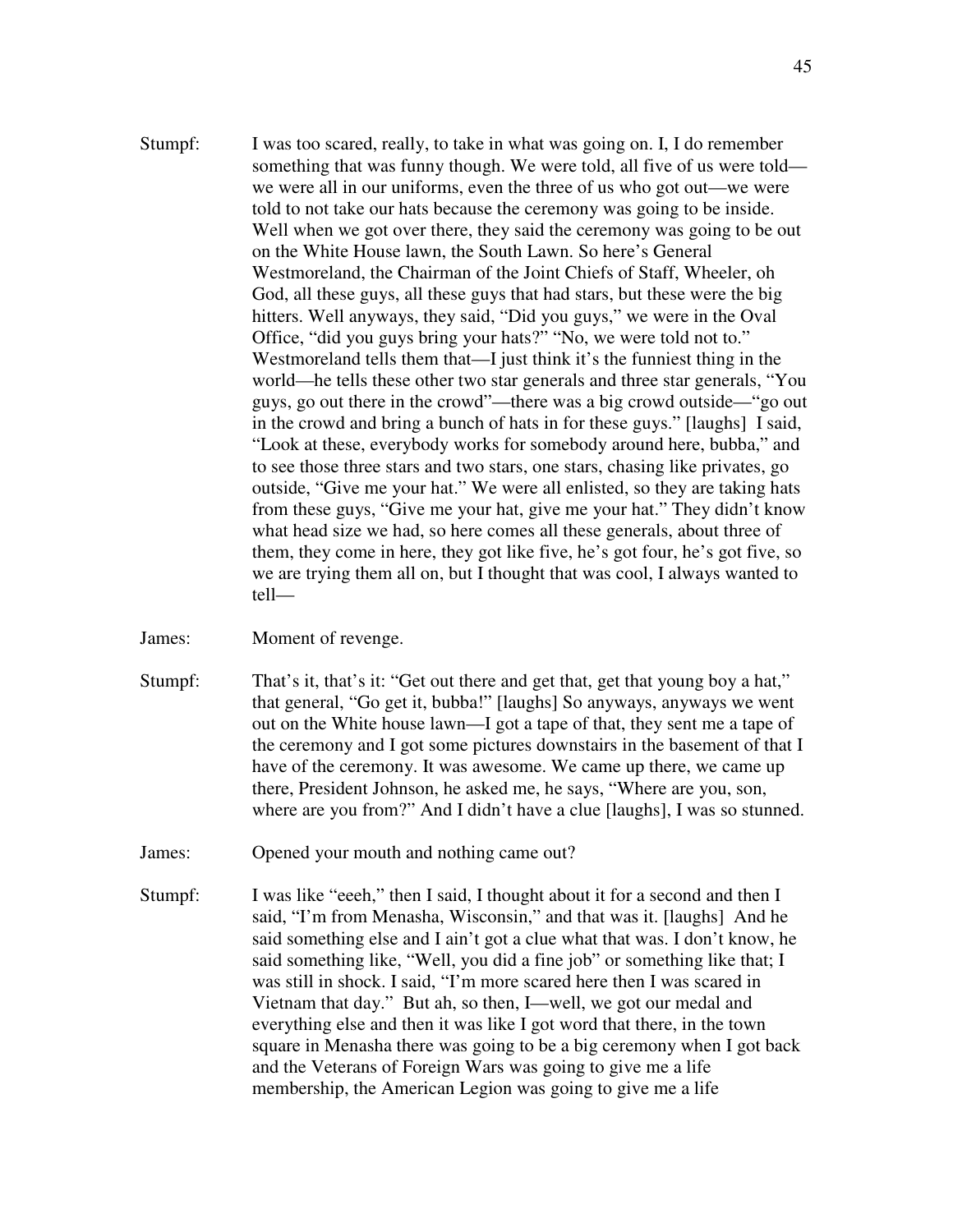Stumpf: I was too scared, really, to take in what was going on. I, I do remember something that was funny though. We were told, all five of us were told—we were all in our uniforms, even the three of us who got out—we were told to not take our hats because the ceremony was going to be inside. Well when we got over there, they said the ceremony was going to be out on the White House lawn, the South Lawn. So here's General Westmoreland, the Chairman of the Joint Chiefs of Staff, Wheeler, oh God, all these guys, all these guys that had stars, but these were the big hitters. Well anyways, they said, "Did you guys," we were in the Oval Office, "did you guys bring your hats?" "No, we were told not to." Westmoreland tells them that—I just think it's the funniest thing in the world—he tells these other two star generals and three star generals, "You guys, go out there in the crowd"—there was a big crowd outside—"go out in the crowd and bring a bunch of hats in for these guys." [laughs] I said, "Look at these, everybody works for somebody around here, bubba," and to see those three stars and two stars, one stars, chasing like privates, go outside, "Give me your hat." We were all enlisted, so they are taking hats from these guys, "Give me your hat, give me your hat." They didn't know what head size we had, so here comes all these generals, about three of them, they come in here, they got like five, he's got four, he's got five, so we are trying them all on, but I thought that was cool, I always wanted to tell—

James: Moment of revenge.

Stumpf: That's it, that's it: "Get out there and get that, get that young boy a hat," that general, "Go get it, bubba!" [laughs] So anyways, anyways we went out on the White house lawn—I got a tape of that, they sent me a tape of the ceremony and I got some pictures downstairs in the basement of that I have of the ceremony. It was awesome. We came up there, we came up there, President Johnson, he asked me, he says, "Where are you, son, where are you from?" And I didn't have a clue [laughs], I was so stunned.

James: Opened your mouth and nothing came out?

Stumpf: I was like "eeeh," then I said, I thought about it for a second and then I said, "I'm from Menasha, Wisconsin," and that was it. [laughs] And he said something else and I ain't got a clue what that was. I don't know, he said something like, "Well, you did a fine job" or something like that; I was still in shock. I said, "I'm more scared here then I was scared in Vietnam that day." But ah, so then, I—well, we got our medal and everything else and then it was like I got word that there, in the town square in Menasha there was going to be a big ceremony when I got back and the Veterans of Foreign Wars was going to give me a life membership, the American Legion was going to give me a life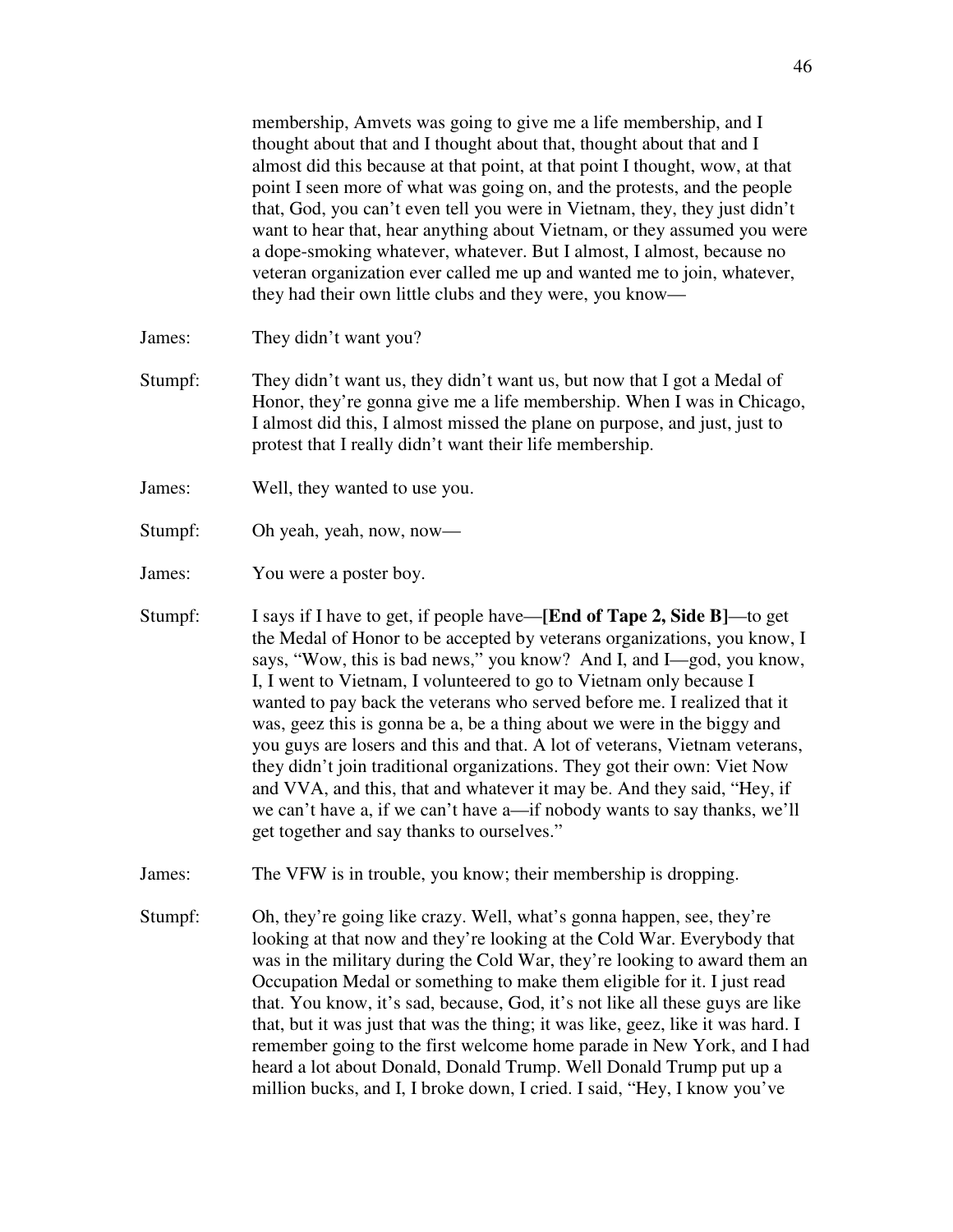membership, Amvets was going to give me a life membership, and I thought about that and I thought about that, thought about that and I almost did this because at that point, at that point I thought, wow, at that point I seen more of what was going on, and the protests, and the people that, God, you can't even tell you were in Vietnam, they, they just didn't want to hear that, hear anything about Vietnam, or they assumed you were a dope-smoking whatever, whatever. But I almost, I almost, because no veteran organization ever called me up and wanted me to join, whatever, they had their own little clubs and they were, you know—

James: They didn't want you?

Stumpf: They didn't want us, they didn't want us, but now that I got a Medal of Honor, they're gonna give me a life membership. When I was in Chicago, I almost did this, I almost missed the plane on purpose, and just, just to protest that I really didn't want their life membership.

James: Well, they wanted to use you.

Stumpf: Oh yeah, yeah, now, now—

James: You were a poster boy.

Stumpf: I says if I have to get, if people have—**[End of Tape 2, Side B]**—to get the Medal of Honor to be accepted by veterans organizations, you know, I says, "Wow, this is bad news," you know? And I, and I—god, you know, I, I went to Vietnam, I volunteered to go to Vietnam only because I wanted to pay back the veterans who served before me. I realized that it was, geez this is gonna be a, be a thing about we were in the biggy and you guys are losers and this and that. A lot of veterans, Vietnam veterans, they didn't join traditional organizations. They got their own: Viet Now and VVA, and this, that and whatever it may be. And they said, "Hey, if we can't have a, if we can't have a—if nobody wants to say thanks, we'll get together and say thanks to ourselves."

James: The VFW is in trouble, you know; their membership is dropping.

Stumpf: Oh, they're going like crazy. Well, what's gonna happen, see, they're looking at that now and they're looking at the Cold War. Everybody that was in the military during the Cold War, they're looking to award them an Occupation Medal or something to make them eligible for it. I just read that. You know, it's sad, because, God, it's not like all these guys are like that, but it was just that was the thing; it was like, geez, like it was hard. I remember going to the first welcome home parade in New York, and I had heard a lot about Donald, Donald Trump. Well Donald Trump put up a million bucks, and I, I broke down, I cried. I said, "Hey, I know you've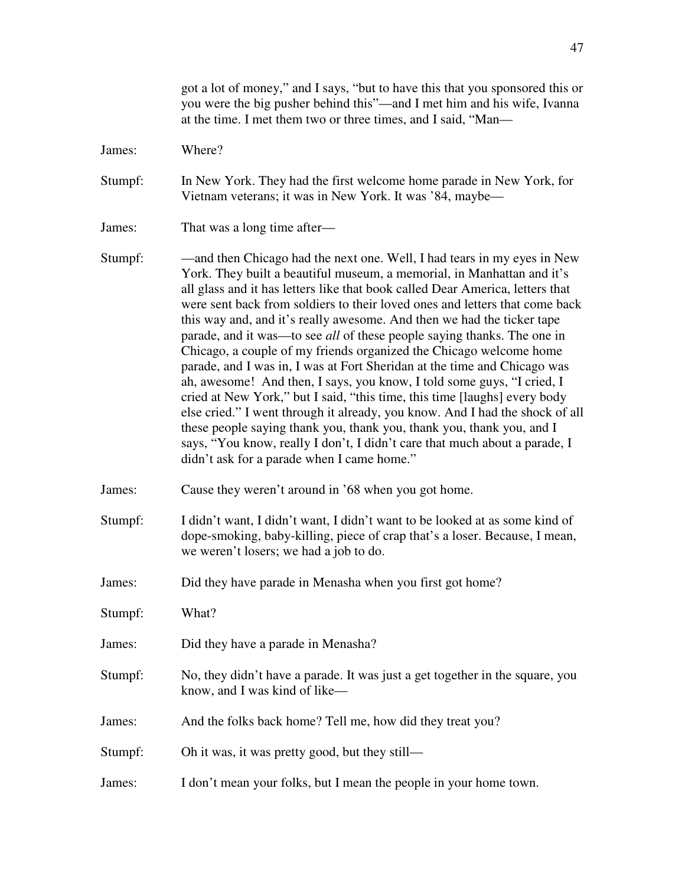got a lot of money," and I says, "but to have this that you sponsored this or you were the big pusher behind this"—and I met him and his wife, Ivanna at the time. I met them two or three times, and I said, "Man—

James: Where?

Stumpf: In New York. They had the first welcome home parade in New York, for Vietnam veterans; it was in New York. It was '84, maybe—

James: That was a long time after—

Stumpf: —and then Chicago had the next one. Well, I had tears in my eyes in New York. They built a beautiful museum, a memorial, in Manhattan and it's all glass and it has letters like that book called Dear America, letters that were sent back from soldiers to their loved ones and letters that come back this way and, and it's really awesome. And then we had the ticker tape parade, and it was—to see *all* of these people saying thanks. The one in Chicago, a couple of my friends organized the Chicago welcome home parade, and I was in, I was at Fort Sheridan at the time and Chicago was ah, awesome! And then, I says, you know, I told some guys, "I cried, I cried at New York," but I said, "this time, this time [laughs] every body else cried." I went through it already, you know. And I had the shock of all these people saying thank you, thank you, thank you, thank you, and I says, "You know, really I don't, I didn't care that much about a parade, I didn't ask for a parade when I came home."

James: Cause they weren't around in '68 when you got home.

Stumpf: I didn't want, I didn't want, I didn't want to be looked at as some kind of dope-smoking, baby-killing, piece of crap that's a loser. Because, I mean, we weren't losers; we had a job to do.

James: Did they have parade in Menasha when you first got home?

Stumpf: What?

James: Did they have a parade in Menasha?

Stumpf: No, they didn't have a parade. It was just a get together in the square, you know, and I was kind of like—

James: And the folks back home? Tell me, how did they treat you?

Stumpf: Oh it was, it was pretty good, but they still—

James: I don't mean your folks, but I mean the people in your home town.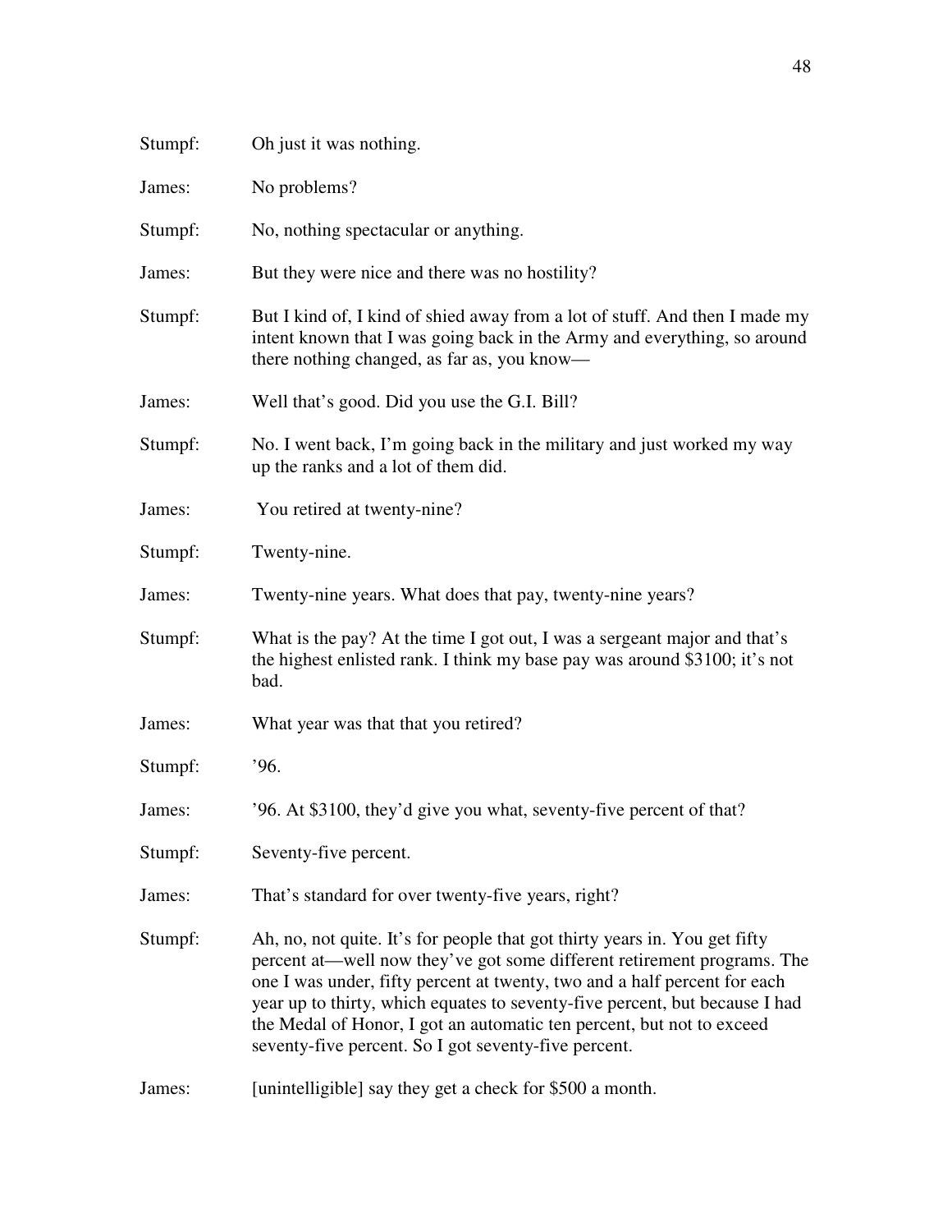Stumpf: Oh just it was nothing.

James: No problems?

Stumpf: No, nothing spectacular or anything.

James: But they were nice and there was no hostility?

Stumpf: But I kind of, I kind of shied away from a lot of stuff. And then I made my intent known that I was going back in the Army and everything, so around there nothing changed, as far as, you know—

James: Well that's good. Did you use the G.I. Bill?

Stumpf: No. I went back, I'm going back in the military and just worked my way up the ranks and a lot of them did.

James: You retired at twenty-nine?

Stumpf: Twenty-nine.

James: Twenty-nine years. What does that pay, twenty-nine years?

Stumpf: What is the pay? At the time I got out, I was a sergeant major and that's the highest enlisted rank. I think my base pay was around $3100; it's not bad.

James: What year was that that you retired?

Stumpf: '96.

James: '96. At $3100, they'd give you what, seventy-five percent of that?

Stumpf: Seventy-five percent.

James: That's standard for over twenty-five years, right?

Stumpf: Ah, no, not quite. It's for people that got thirty years in. You get fifty percent at—well now they've got some different retirement programs. The one I was under, fifty percent at twenty, two and a half percent for each year up to thirty, which equates to seventy-five percent, but because I had the Medal of Honor, I got an automatic ten percent, but not to exceed seventy-five percent. So I got seventy-five percent.

James: [unintelligible] say they get a check for $500 a month.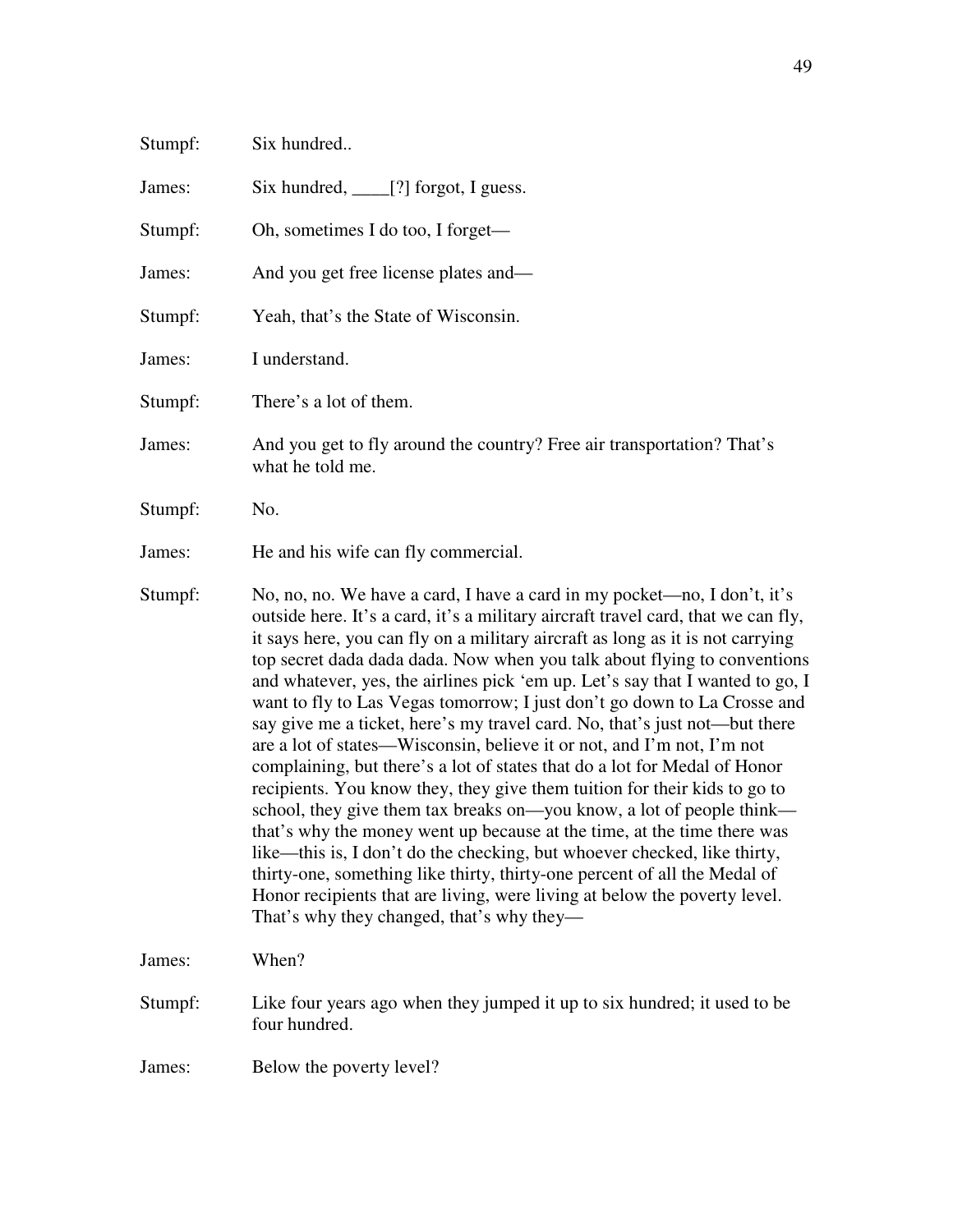Stumpf: Six hundred..

James: Six hundred, ____[?] forgot, I guess.

Stumpf: Oh, sometimes I do too, I forget—

James: And you get free license plates and—

Stumpf: Yeah, that's the State of Wisconsin.

James: I understand.

Stumpf: There's a lot of them.

James: And you get to fly around the country? Free air transportation? That's what he told me.

Stumpf: No.

James: He and his wife can fly commercial.

Stumpf: No, no, no. We have a card, I have a card in my pocket—no, I don't, it's outside here. It's a card, it's a military aircraft travel card, that we can fly, it says here, you can fly on a military aircraft as long as it is not carrying top secret dada dada dada. Now when you talk about flying to conventions and whatever, yes, the airlines pick 'em up. Let's say that I wanted to go, I want to fly to Las Vegas tomorrow; I just don't go down to La Crosse and say give me a ticket, here's my travel card. No, that's just not—but there are a lot of states—Wisconsin, believe it or not, and I'm not, I'm not complaining, but there's a lot of states that do a lot for Medal of Honor recipients. You know they, they give them tuition for their kids to go to school, they give them tax breaks on—you know, a lot of people think—that's why the money went up because at the time, at the time there was like—this is, I don't do the checking, but whoever checked, like thirty, thirty-one, something like thirty, thirty-one percent of all the Medal of Honor recipients that are living, were living at below the poverty level. That's why they changed, that's why they—

James: When?

Stumpf: Like four years ago when they jumped it up to six hundred; it used to be four hundred.

James: Below the poverty level?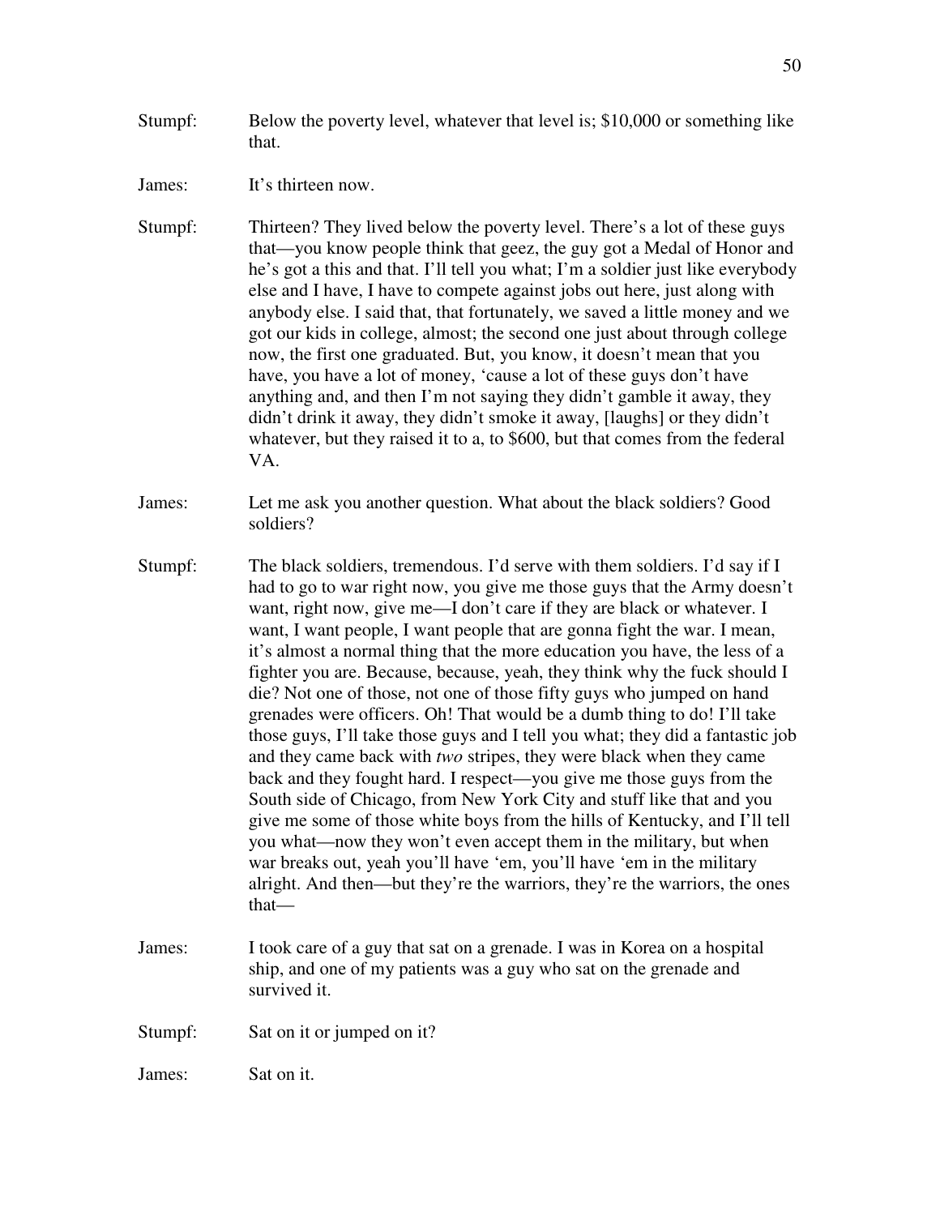Stumpf: Below the poverty level, whatever that level is; $10,000 or something like that.

James: It's thirteen now.

Stumpf: Thirteen? They lived below the poverty level. There's a lot of these guys that—you know people think that geez, the guy got a Medal of Honor and he's got a this and that. I'll tell you what; I'm a soldier just like everybody else and I have, I have to compete against jobs out here, just along with anybody else. I said that, that fortunately, we saved a little money and we got our kids in college, almost; the second one just about through college now, the first one graduated. But, you know, it doesn't mean that you have, you have a lot of money, 'cause a lot of these guys don't have anything and, and then I'm not saying they didn't gamble it away, they didn't drink it away, they didn't smoke it away, [laughs] or they didn't whatever, but they raised it to a, to $600, but that comes from the federal VA.

James: Let me ask you another question. What about the black soldiers? Good soldiers?

Stumpf: The black soldiers, tremendous. I'd serve with them soldiers. I'd say if I had to go to war right now, you give me those guys that the Army doesn't want, right now, give me—I don't care if they are black or whatever. I want, I want people, I want people that are gonna fight the war. I mean, it's almost a normal thing that the more education you have, the less of a fighter you are. Because, because, yeah, they think why the fuck should I die? Not one of those, not one of those fifty guys who jumped on hand grenades were officers. Oh! That would be a dumb thing to do! I'll take those guys, I'll take those guys and I tell you what; they did a fantastic job and they came back with *two* stripes, they were black when they came back and they fought hard. I respect—you give me those guys from the South side of Chicago, from New York City and stuff like that and you give me some of those white boys from the hills of Kentucky, and I'll tell you what—now they won't even accept them in the military, but when war breaks out, yeah you'll have 'em, you'll have 'em in the military alright. And then—but they're the warriors, they're the warriors, the ones that—

James: I took care of a guy that sat on a grenade. I was in Korea on a hospital ship, and one of my patients was a guy who sat on the grenade and survived it.

Stumpf: Sat on it or jumped on it?

James: Sat on it.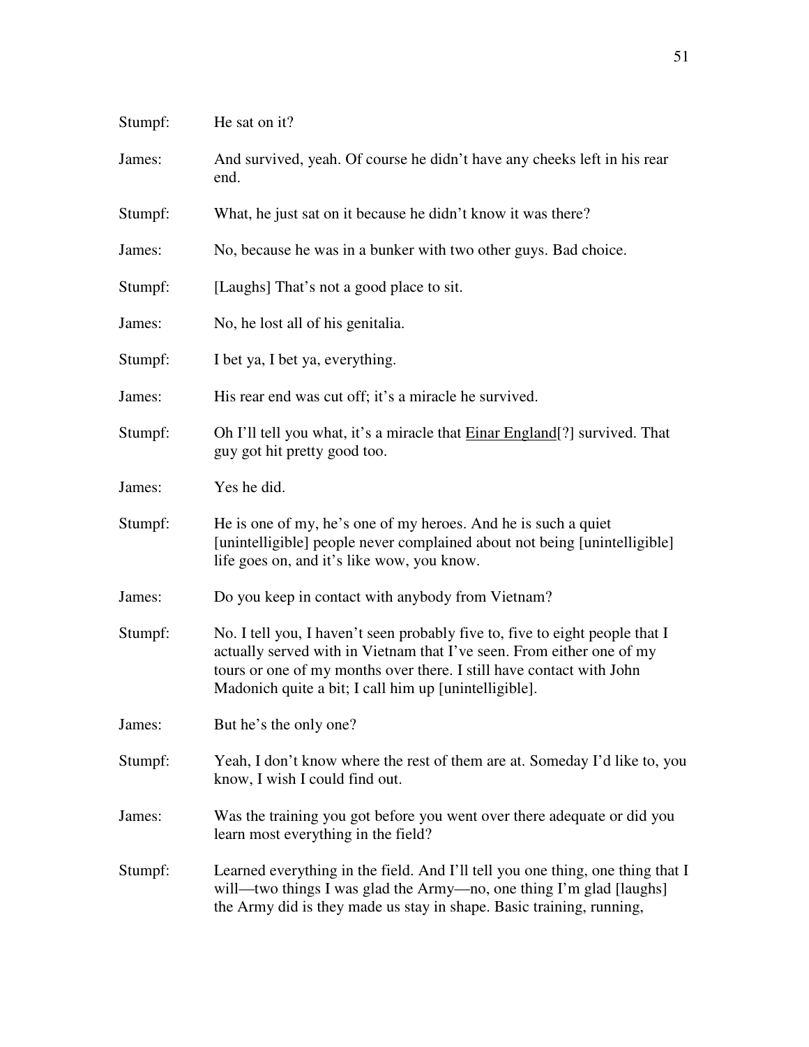Stumpf: He sat on it?

James: And survived, yeah. Of course he didn't have any cheeks left in his rear end.

Stumpf: What, he just sat on it because he didn't know it was there?

James: No, because he was in a bunker with two other guys. Bad choice.

Stumpf: [Laughs] That's not a good place to sit.

James: No, he lost all of his genitalia.

Stumpf: I bet ya, I bet ya, everything.

James: His rear end was cut off; it's a miracle he survived.

Stumpf: Oh I'll tell you what, it's a miracle that <u>Einar England</u>[?] survived. That guy got hit pretty good too.

James: Yes he did.

Stumpf: He is one of my, he's one of my heroes. And he is such a quiet [unintelligible] people never complained about not being [unintelligible] life goes on, and it's like wow, you know.

James: Do you keep in contact with anybody from Vietnam?

Stumpf: No. I tell you, I haven't seen probably five to, five to eight people that I actually served with in Vietnam that I've seen. From either one of my tours or one of my months over there. I still have contact with John Madonich quite a bit; I call him up [unintelligible].

James: But he's the only one?

Stumpf: Yeah, I don't know where the rest of them are at. Someday I'd like to, you know, I wish I could find out.

James: Was the training you got before you went over there adequate or did you learn most everything in the field?

Stumpf: Learned everything in the field. And I'll tell you one thing, one thing that I will—two things I was glad the Army—no, one thing I'm glad [laughs] the Army did is they made us stay in shape. Basic training, running,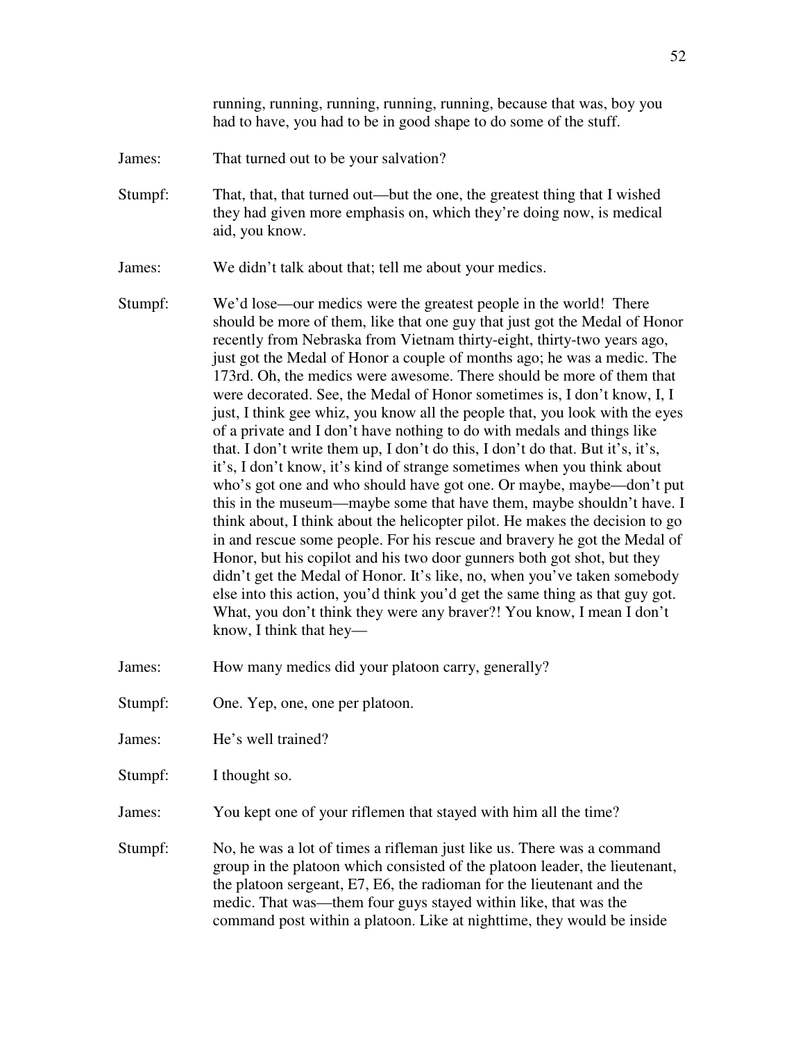running, running, running, running, running, because that was, boy you had to have, you had to be in good shape to do some of the stuff.

James: That turned out to be your salvation?

Stumpf: That, that, that turned out—but the one, the greatest thing that I wished they had given more emphasis on, which they're doing now, is medical aid, you know.

James: We didn't talk about that; tell me about your medics.

Stumpf: We'd lose—our medics were the greatest people in the world! There should be more of them, like that one guy that just got the Medal of Honor recently from Nebraska from Vietnam thirty-eight, thirty-two years ago, just got the Medal of Honor a couple of months ago; he was a medic. The 173rd. Oh, the medics were awesome. There should be more of them that were decorated. See, the Medal of Honor sometimes is, I don't know, I, I just, I think gee whiz, you know all the people that, you look with the eyes of a private and I don't have nothing to do with medals and things like that. I don't write them up, I don't do this, I don't do that. But it's, it's, it's, I don't know, it's kind of strange sometimes when you think about who's got one and who should have got one. Or maybe, maybe—don't put this in the museum—maybe some that have them, maybe shouldn't have. I think about, I think about the helicopter pilot. He makes the decision to go in and rescue some people. For his rescue and bravery he got the Medal of Honor, but his copilot and his two door gunners both got shot, but they didn't get the Medal of Honor. It's like, no, when you've taken somebody else into this action, you'd think you'd get the same thing as that guy got. What, you don't think they were any braver?! You know, I mean I don't know, I think that hey—

James: How many medics did your platoon carry, generally?

Stumpf: One. Yep, one, one per platoon.

James: He's well trained?

Stumpf: I thought so.

James: You kept one of your riflemen that stayed with him all the time?

Stumpf: No, he was a lot of times a rifleman just like us. There was a command group in the platoon which consisted of the platoon leader, the lieutenant, the platoon sergeant, E7, E6, the radioman for the lieutenant and the medic. That was—them four guys stayed within like, that was the command post within a platoon. Like at nighttime, they would be inside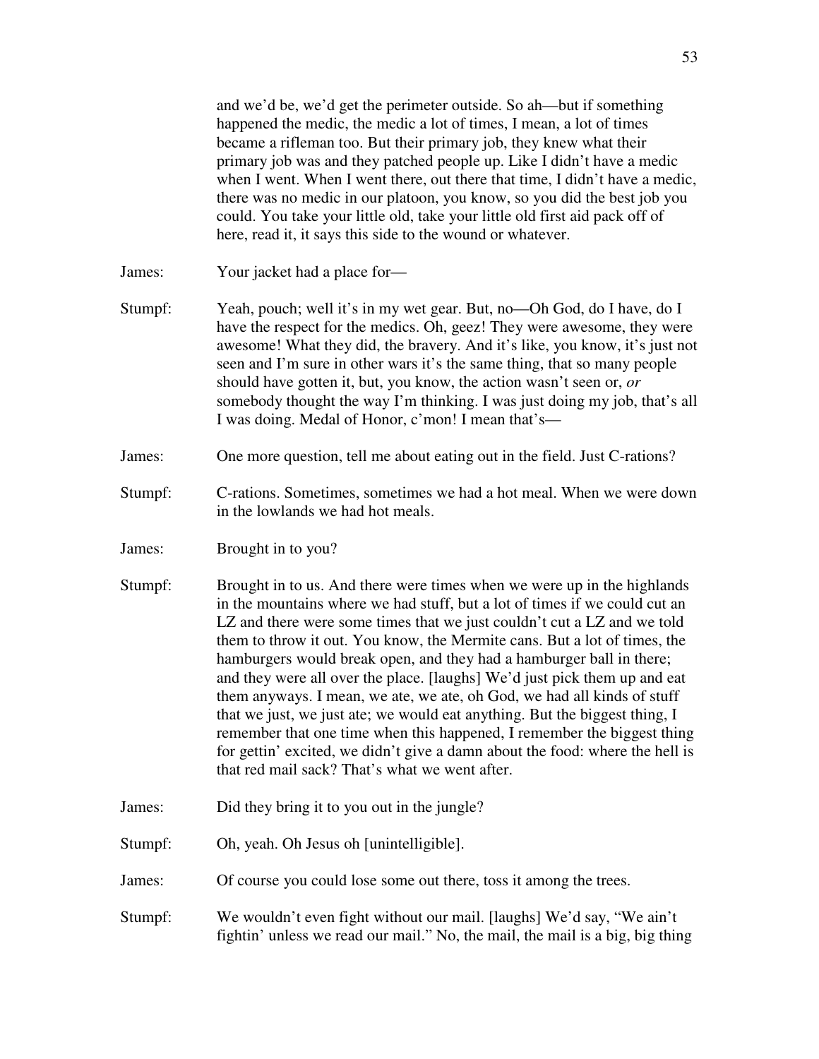and we'd be, we'd get the perimeter outside. So ah—but if something happened the medic, the medic a lot of times, I mean, a lot of times became a rifleman too. But their primary job, they knew what their primary job was and they patched people up. Like I didn't have a medic when I went. When I went there, out there that time, I didn't have a medic, there was no medic in our platoon, you know, so you did the best job you could. You take your little old, take your little old first aid pack off of here, read it, it says this side to the wound or whatever.

James: Your jacket had a place for—

Stumpf: Yeah, pouch; well it's in my wet gear. But, no—Oh God, do I have, do I have the respect for the medics. Oh, geez! They were awesome, they were awesome! What they did, the bravery. And it's like, you know, it's just not seen and I'm sure in other wars it's the same thing, that so many people should have gotten it, but, you know, the action wasn't seen or, *or* somebody thought the way I'm thinking. I was just doing my job, that's all I was doing. Medal of Honor, c'mon! I mean that's—

James: One more question, tell me about eating out in the field. Just C-rations?

Stumpf: C-rations. Sometimes, sometimes we had a hot meal. When we were down in the lowlands we had hot meals.

James: Brought in to you?

Stumpf: Brought in to us. And there were times when we were up in the highlands in the mountains where we had stuff, but a lot of times if we could cut an LZ and there were some times that we just couldn't cut a LZ and we told them to throw it out. You know, the Mermite cans. But a lot of times, the hamburgers would break open, and they had a hamburger ball in there; and they were all over the place. [laughs] We'd just pick them up and eat them anyways. I mean, we ate, we ate, oh God, we had all kinds of stuff that we just, we just ate; we would eat anything. But the biggest thing, I remember that one time when this happened, I remember the biggest thing for gettin' excited, we didn't give a damn about the food: where the hell is that red mail sack? That's what we went after.

James: Did they bring it to you out in the jungle?

Stumpf: Oh, yeah. Oh Jesus oh [unintelligible].

James: Of course you could lose some out there, toss it among the trees.

Stumpf: We wouldn't even fight without our mail. [laughs] We'd say, "We ain't fightin' unless we read our mail." No, the mail, the mail is a big, big thing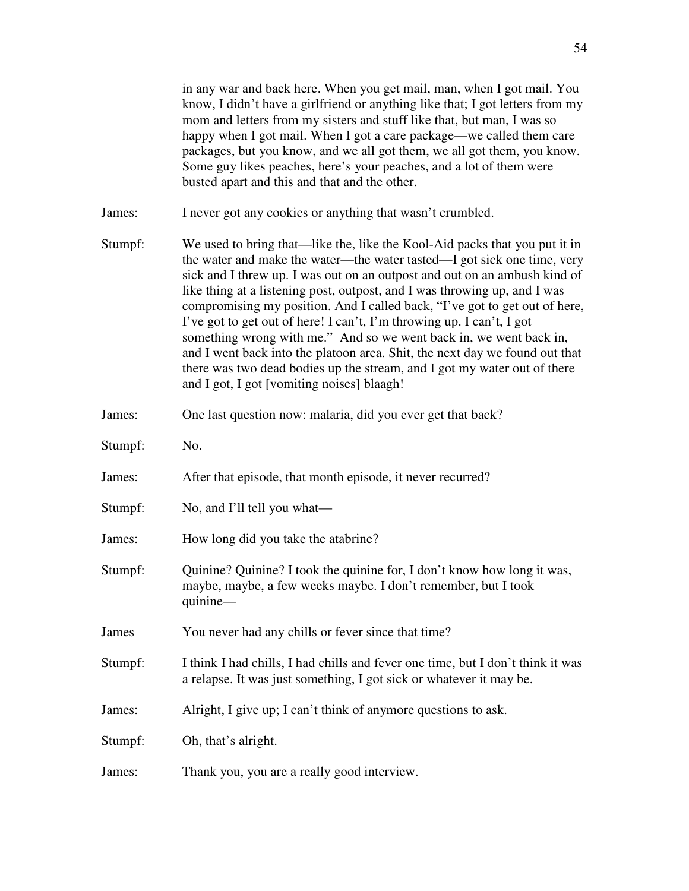in any war and back here. When you get mail, man, when I got mail. You know, I didn't have a girlfriend or anything like that; I got letters from my mom and letters from my sisters and stuff like that, but man, I was so happy when I got mail. When I got a care package—we called them care packages, but you know, and we all got them, we all got them, you know. Some guy likes peaches, here's your peaches, and a lot of them were busted apart and this and that and the other.

James: I never got any cookies or anything that wasn't crumbled.

Stumpf: We used to bring that—like the, like the Kool-Aid packs that you put it in the water and make the water—the water tasted—I got sick one time, very sick and I threw up. I was out on an outpost and out on an ambush kind of like thing at a listening post, outpost, and I was throwing up, and I was compromising my position. And I called back, "I've got to get out of here, I've got to get out of here! I can't, I'm throwing up. I can't, I got something wrong with me." And so we went back in, we went back in, and I went back into the platoon area. Shit, the next day we found out that there was two dead bodies up the stream, and I got my water out of there and I got, I got [vomiting noises] blaagh!

James: One last question now: malaria, did you ever get that back?

Stumpf: No.

James: After that episode, that month episode, it never recurred?

Stumpf: No, and I'll tell you what—

James: How long did you take the atabrine?

Stumpf: Quinine? Quinine? I took the quinine for, I don't know how long it was, maybe, maybe, a few weeks maybe. I don't remember, but I took quinine—

James You never had any chills or fever since that time?

Stumpf: I think I had chills, I had chills and fever one time, but I don't think it was a relapse. It was just something, I got sick or whatever it may be.

James: Alright, I give up; I can't think of anymore questions to ask.

Stumpf: Oh, that's alright.

James: Thank you, you are a really good interview.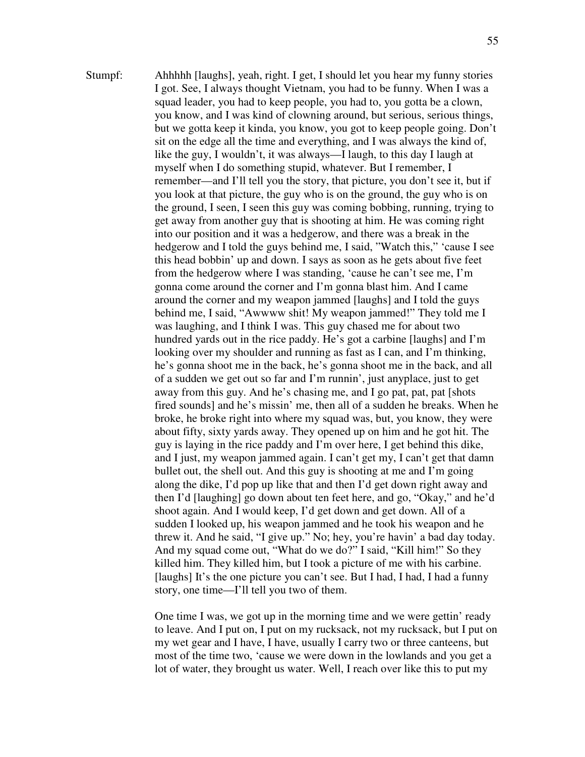Stumpf: Ahhhhh [laughs], yeah, right. I get, I should let you hear my funny stories I got. See, I always thought Vietnam, you had to be funny. When I was a squad leader, you had to keep people, you had to, you gotta be a clown, you know, and I was kind of clowning around, but serious, serious things, but we gotta keep it kinda, you know, you got to keep people going. Don't sit on the edge all the time and everything, and I was always the kind of, like the guy, I wouldn't, it was always—I laugh, to this day I laugh at myself when I do something stupid, whatever. But I remember, I remember—and I'll tell you the story, that picture, you don't see it, but if you look at that picture, the guy who is on the ground, the guy who is on the ground, I seen, I seen this guy was coming bobbing, running, trying to get away from another guy that is shooting at him. He was coming right into our position and it was a hedgerow, and there was a break in the hedgerow and I told the guys behind me, I said, "Watch this," 'cause I see this head bobbin' up and down. I says as soon as he gets about five feet from the hedgerow where I was standing, 'cause he can't see me, I'm gonna come around the corner and I'm gonna blast him. And I came around the corner and my weapon jammed [laughs] and I told the guys behind me, I said, "Awwww shit! My weapon jammed!" They told me I was laughing, and I think I was. This guy chased me for about two hundred yards out in the rice paddy. He's got a carbine [laughs] and I'm looking over my shoulder and running as fast as I can, and I'm thinking, he's gonna shoot me in the back, he's gonna shoot me in the back, and all of a sudden we get out so far and I'm runnin', just anyplace, just to get away from this guy. And he's chasing me, and I go pat, pat, pat [shots fired sounds] and he's missin' me, then all of a sudden he breaks. When he broke, he broke right into where my squad was, but, you know, they were about fifty, sixty yards away. They opened up on him and he got hit. The guy is laying in the rice paddy and I'm over here, I get behind this dike, and I just, my weapon jammed again. I can't get my, I can't get that damn bullet out, the shell out. And this guy is shooting at me and I'm going along the dike, I'd pop up like that and then I'd get down right away and then I'd [laughing] go down about ten feet here, and go, "Okay," and he'd shoot again. And I would keep, I'd get down and get down. All of a sudden I looked up, his weapon jammed and he took his weapon and he threw it. And he said, "I give up." No; hey, you're havin' a bad day today. And my squad come out, "What do we do?" I said, "Kill him!" So they killed him. They killed him, but I took a picture of me with his carbine. [laughs] It's the one picture you can't see. But I had, I had, I had a funny story, one time—I'll tell you two of them.

One time I was, we got up in the morning time and we were gettin' ready to leave. And I put on, I put on my rucksack, not my rucksack, but I put on my wet gear and I have, I have, usually I carry two or three canteens, but most of the time two, 'cause we were down in the lowlands and you get a lot of water, they brought us water. Well, I reach over like this to put my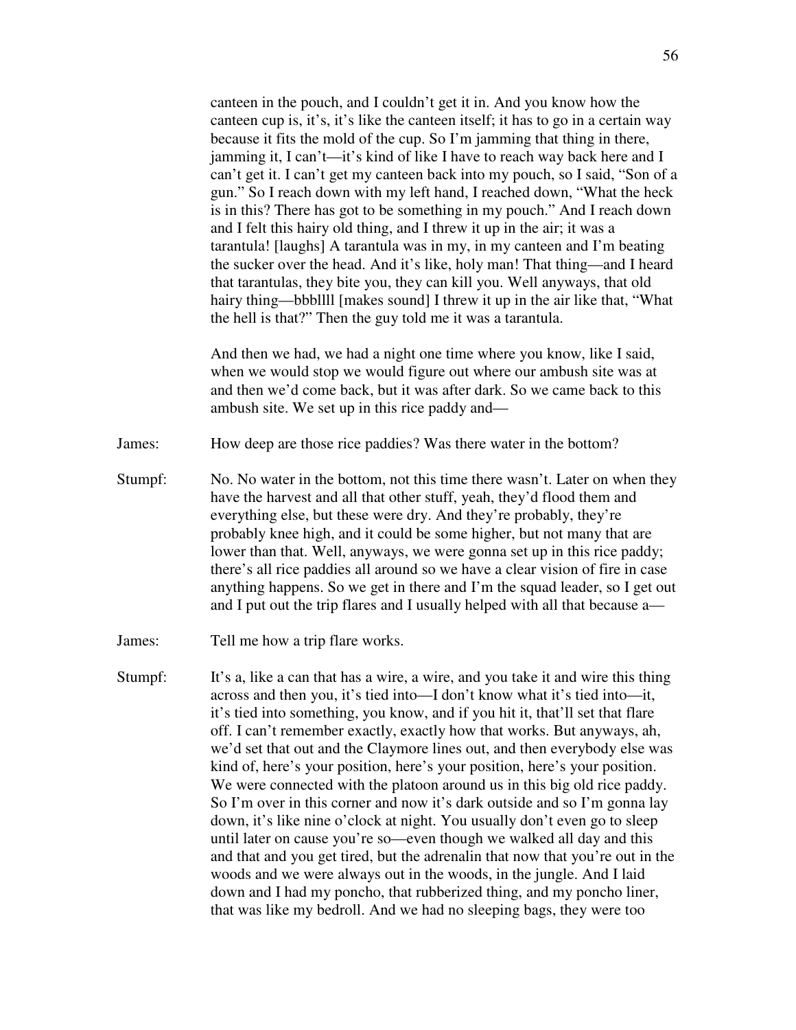canteen in the pouch, and I couldn't get it in. And you know how the canteen cup is, it's, it's like the canteen itself; it has to go in a certain way because it fits the mold of the cup. So I'm jamming that thing in there, jamming it, I can't—it's kind of like I have to reach way back here and I can't get it. I can't get my canteen back into my pouch, so I said, "Son of a gun." So I reach down with my left hand, I reached down, "What the heck is in this? There has got to be something in my pouch." And I reach down and I felt this hairy old thing, and I threw it up in the air; it was a tarantula! [laughs] A tarantula was in my, in my canteen and I'm beating the sucker over the head. And it's like, holy man! That thing—and I heard that tarantulas, they bite you, they can kill you. Well anyways, that old hairy thing—bbbllll [makes sound] I threw it up in the air like that, "What the hell is that?" Then the guy told me it was a tarantula.

And then we had, we had a night one time where you know, like I said, when we would stop we would figure out where our ambush site was at and then we'd come back, but it was after dark. So we came back to this ambush site. We set up in this rice paddy and—

James: How deep are those rice paddies? Was there water in the bottom?

Stumpf: No. No water in the bottom, not this time there wasn't. Later on when they have the harvest and all that other stuff, yeah, they'd flood them and everything else, but these were dry. And they're probably, they're probably knee high, and it could be some higher, but not many that are lower than that. Well, anyways, we were gonna set up in this rice paddy; there's all rice paddies all around so we have a clear vision of fire in case anything happens. So we get in there and I'm the squad leader, so I get out and I put out the trip flares and I usually helped with all that because a—

James: Tell me how a trip flare works.

Stumpf: It's a, like a can that has a wire, a wire, and you take it and wire this thing across and then you, it's tied into—I don't know what it's tied into—it, it's tied into something, you know, and if you hit it, that'll set that flare off. I can't remember exactly, exactly how that works. But anyways, ah, we'd set that out and the Claymore lines out, and then everybody else was kind of, here's your position, here's your position, here's your position. We were connected with the platoon around us in this big old rice paddy. So I'm over in this corner and now it's dark outside and so I'm gonna lay down, it's like nine o'clock at night. You usually don't even go to sleep until later on cause you're so—even though we walked all day and this and that and you get tired, but the adrenalin that now that you're out in the woods and we were always out in the woods, in the jungle. And I laid down and I had my poncho, that rubberized thing, and my poncho liner, that was like my bedroll. And we had no sleeping bags, they were too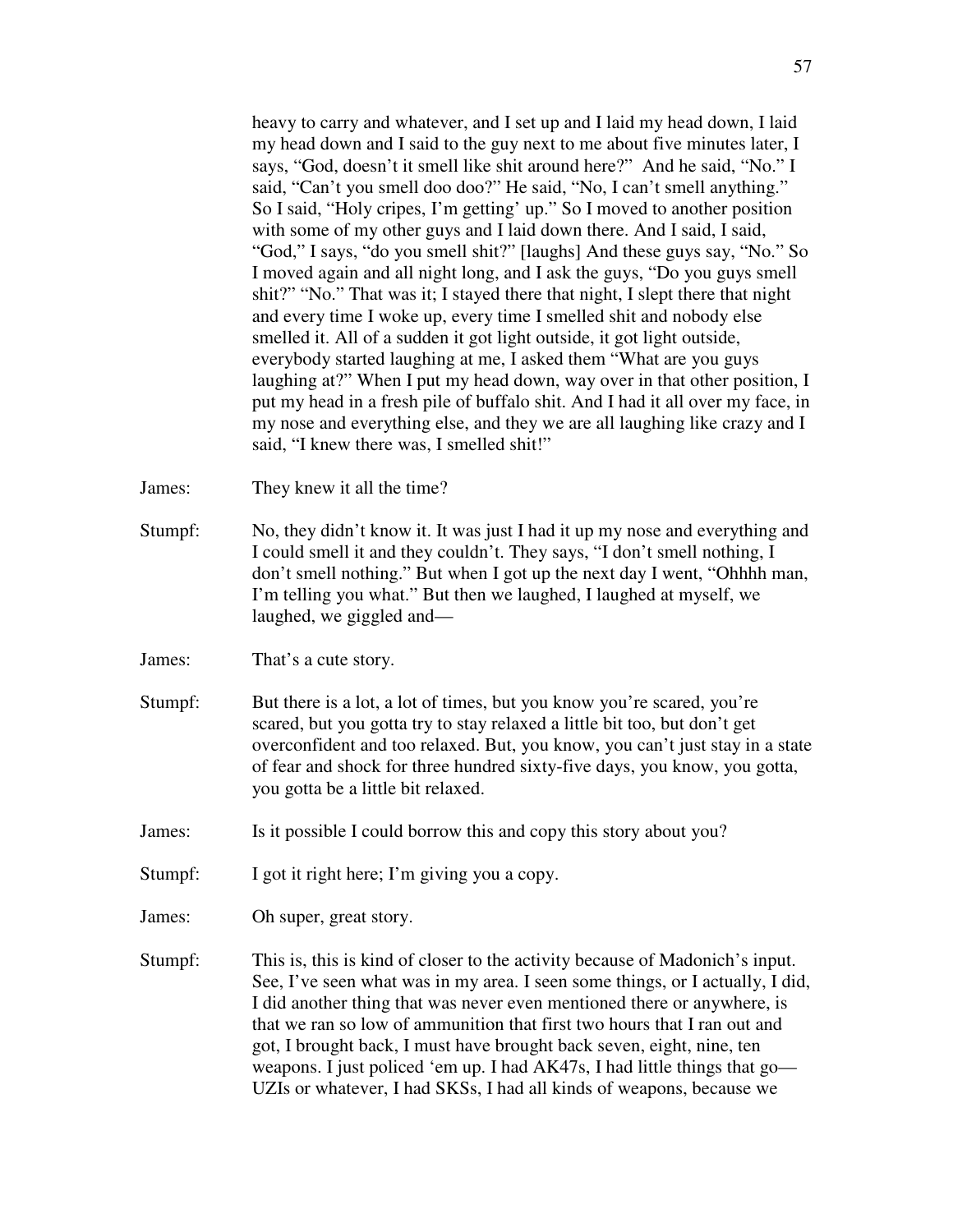heavy to carry and whatever, and I set up and I laid my head down, I laid my head down and I said to the guy next to me about five minutes later, I says, "God, doesn't it smell like shit around here?" And he said, "No." I said, "Can't you smell doo doo?" He said, "No, I can't smell anything." So I said, "Holy cripes, I'm getting' up." So I moved to another position with some of my other guys and I laid down there. And I said, I said, "God," I says, "do you smell shit?" [laughs] And these guys say, "No." So I moved again and all night long, and I ask the guys, "Do you guys smell shit?" "No." That was it; I stayed there that night, I slept there that night and every time I woke up, every time I smelled shit and nobody else smelled it. All of a sudden it got light outside, it got light outside, everybody started laughing at me, I asked them "What are you guys laughing at?" When I put my head down, way over in that other position, I put my head in a fresh pile of buffalo shit. And I had it all over my face, in my nose and everything else, and they we are all laughing like crazy and I said, "I knew there was, I smelled shit!"

James: They knew it all the time?

Stumpf: No, they didn't know it. It was just I had it up my nose and everything and I could smell it and they couldn't. They says, "I don't smell nothing, I don't smell nothing." But when I got up the next day I went, "Ohhhh man, I'm telling you what." But then we laughed, I laughed at myself, we laughed, we giggled and—

James: That's a cute story.

Stumpf: But there is a lot, a lot of times, but you know you're scared, you're scared, but you gotta try to stay relaxed a little bit too, but don't get overconfident and too relaxed. But, you know, you can't just stay in a state of fear and shock for three hundred sixty-five days, you know, you gotta, you gotta be a little bit relaxed.

James: Is it possible I could borrow this and copy this story about you?

Stumpf: I got it right here; I'm giving you a copy.

James: Oh super, great story.

Stumpf: This is, this is kind of closer to the activity because of Madonich's input. See, I've seen what was in my area. I seen some things, or I actually, I did, I did another thing that was never even mentioned there or anywhere, is that we ran so low of ammunition that first two hours that I ran out and got, I brought back, I must have brought back seven, eight, nine, ten weapons. I just policed 'em up. I had AK47s, I had little things that go— UZIs or whatever, I had SKSs, I had all kinds of weapons, because we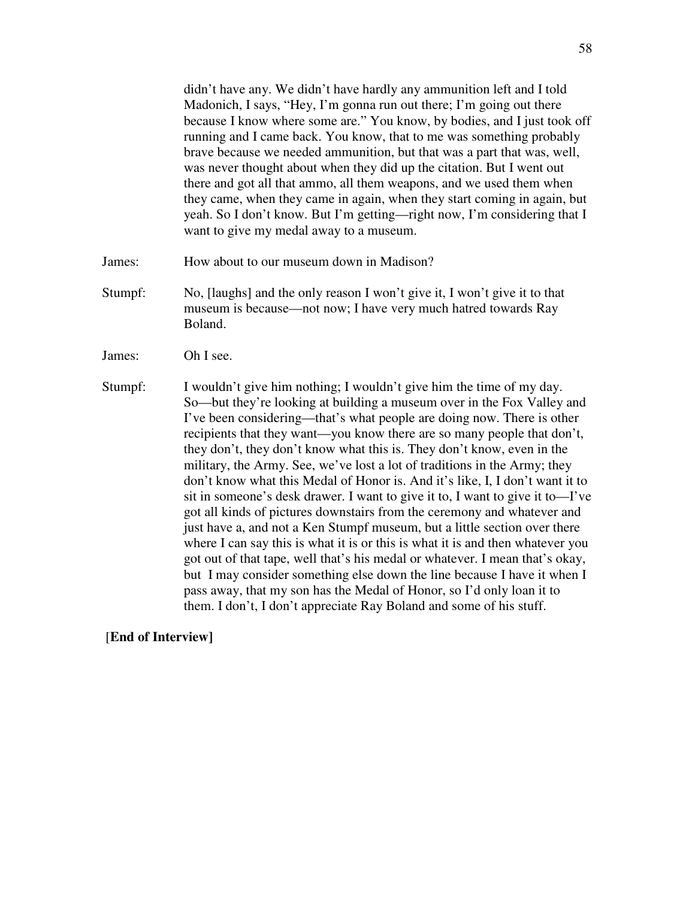didn't have any. We didn't have hardly any ammunition left and I told Madonich, I says, "Hey, I'm gonna run out there; I'm going out there because I know where some are." You know, by bodies, and I just took off running and I came back. You know, that to me was something probably brave because we needed ammunition, but that was a part that was, well, was never thought about when they did up the citation. But I went out there and got all that ammo, all them weapons, and we used them when they came, when they came in again, when they start coming in again, but yeah. So I don't know. But I'm getting—right now, I'm considering that I want to give my medal away to a museum.

James: How about to our museum down in Madison?

Stumpf: No, [laughs] and the only reason I won't give it, I won't give it to that museum is because—not now; I have very much hatred towards Ray Boland.

James: Oh I see.

Stumpf: I wouldn't give him nothing; I wouldn't give him the time of my day. So—but they're looking at building a museum over in the Fox Valley and I've been considering—that's what people are doing now. There is other recipients that they want—you know there are so many people that don't, they don't, they don't know what this is. They don't know, even in the military, the Army. See, we've lost a lot of traditions in the Army; they don't know what this Medal of Honor is. And it's like, I, I don't want it to sit in someone's desk drawer. I want to give it to, I want to give it to—I've got all kinds of pictures downstairs from the ceremony and whatever and just have a, and not a Ken Stumpf museum, but a little section over there where I can say this is what it is or this is what it is and then whatever you got out of that tape, well that's his medal or whatever. I mean that's okay, but I may consider something else down the line because I have it when I pass away, that my son has the Medal of Honor, so I'd only loan it to them. I don't, I don't appreciate Ray Boland and some of his stuff.

[**End of Interview]**